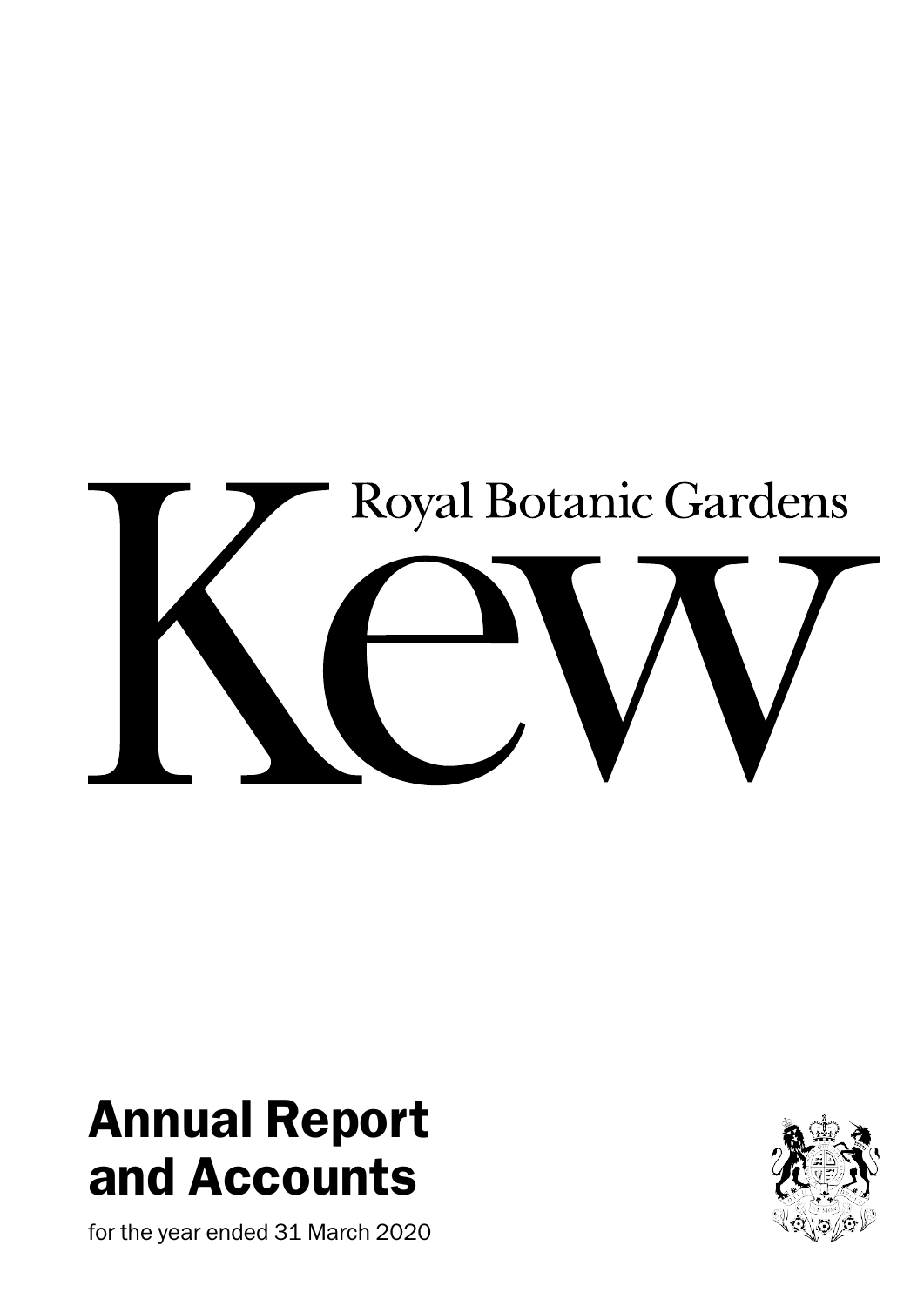# Royal Botanic Gardens Kew

## Annual Report and Accounts

for the year ended 31 March 2020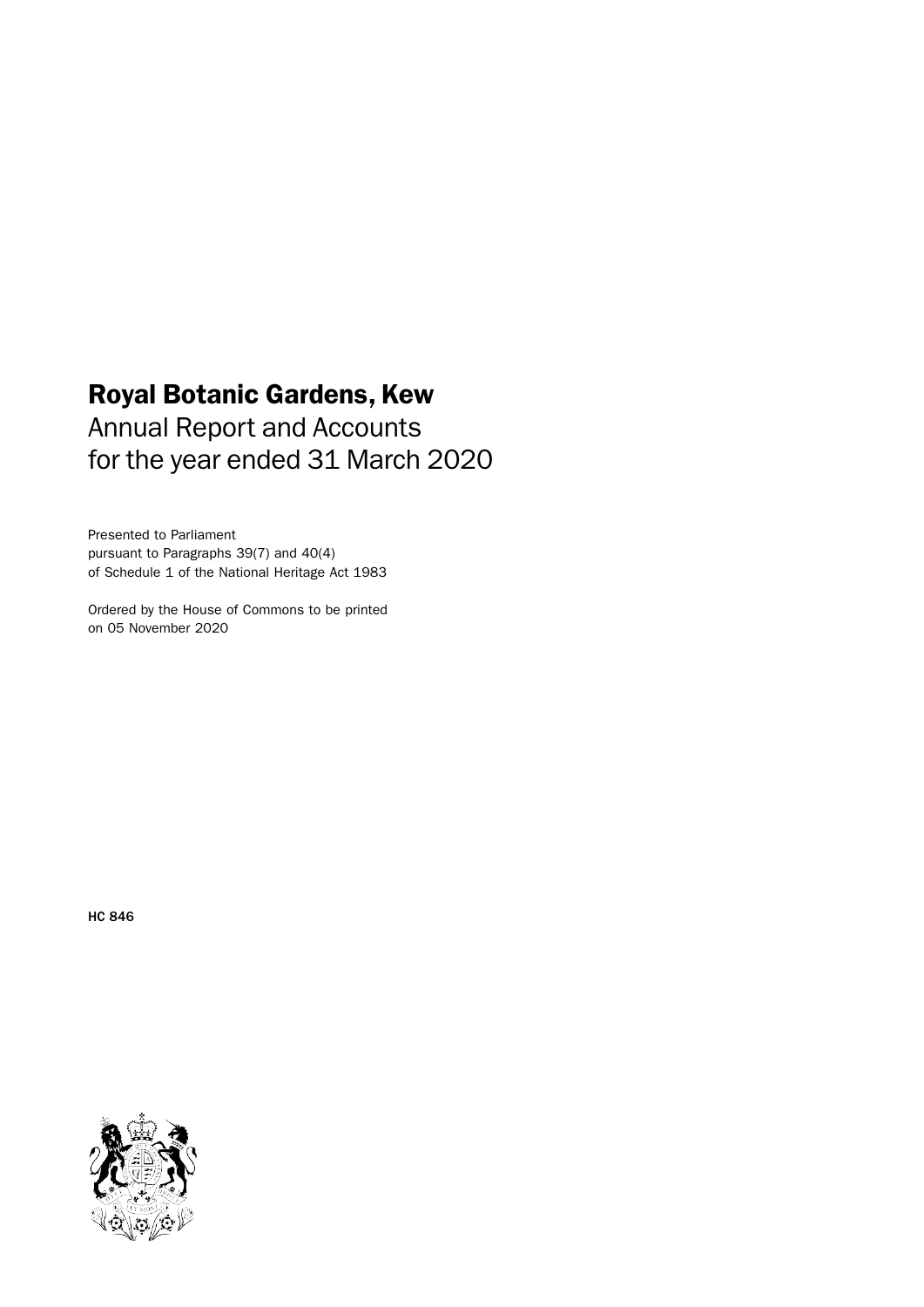# Royal Botanic Gardens, Kew

Annual Report and Accounts for the year ended 31 March 2020

Presented to Parliament
pursuant to Paragraphs 39(7) and 40(4)
of Schedule 1 of the National Heritage Act 1983

Ordered by the House of Commons to be printed
on 05 November 2020

**HC 846**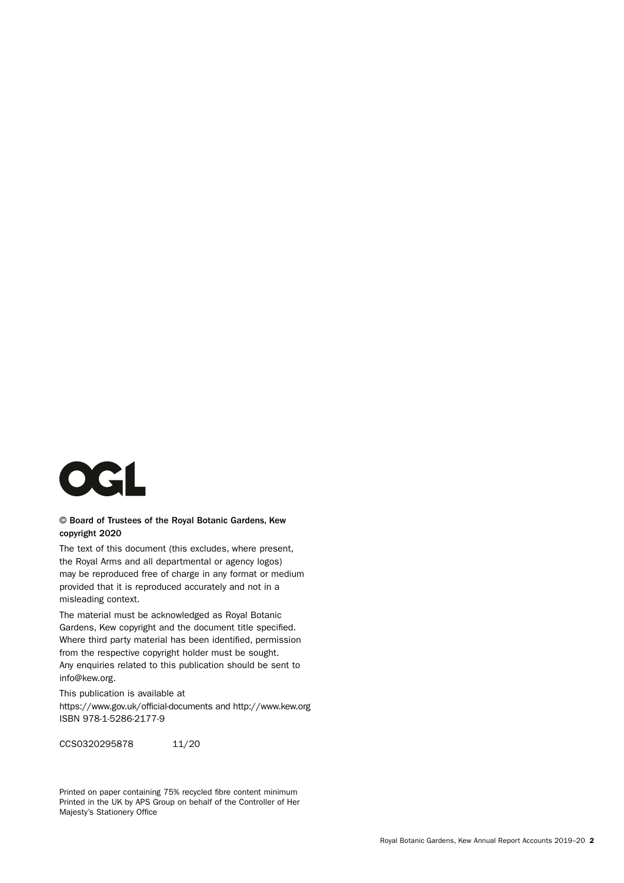OGL

**© Board of Trustees of the Royal Botanic Gardens, Kew copyright 2020**

The text of this document (this excludes, where present, the Royal Arms and all departmental or agency logos) may be reproduced free of charge in any format or medium provided that it is reproduced accurately and not in a misleading context.

The material must be acknowledged as Royal Botanic Gardens, Kew copyright and the document title specified. Where third party material has been identified, permission from the respective copyright holder must be sought. Any enquiries related to this publication should be sent to info@kew.org.

This publication is available at https://www.gov.uk/official-documents and http://www.kew.org
ISBN 978-1-5286-2177-9

CCS0320295878 11/20

Printed on paper containing 75% recycled fibre content minimum
Printed in the UK by APS Group on behalf of the Controller of Her Majesty's Stationery Office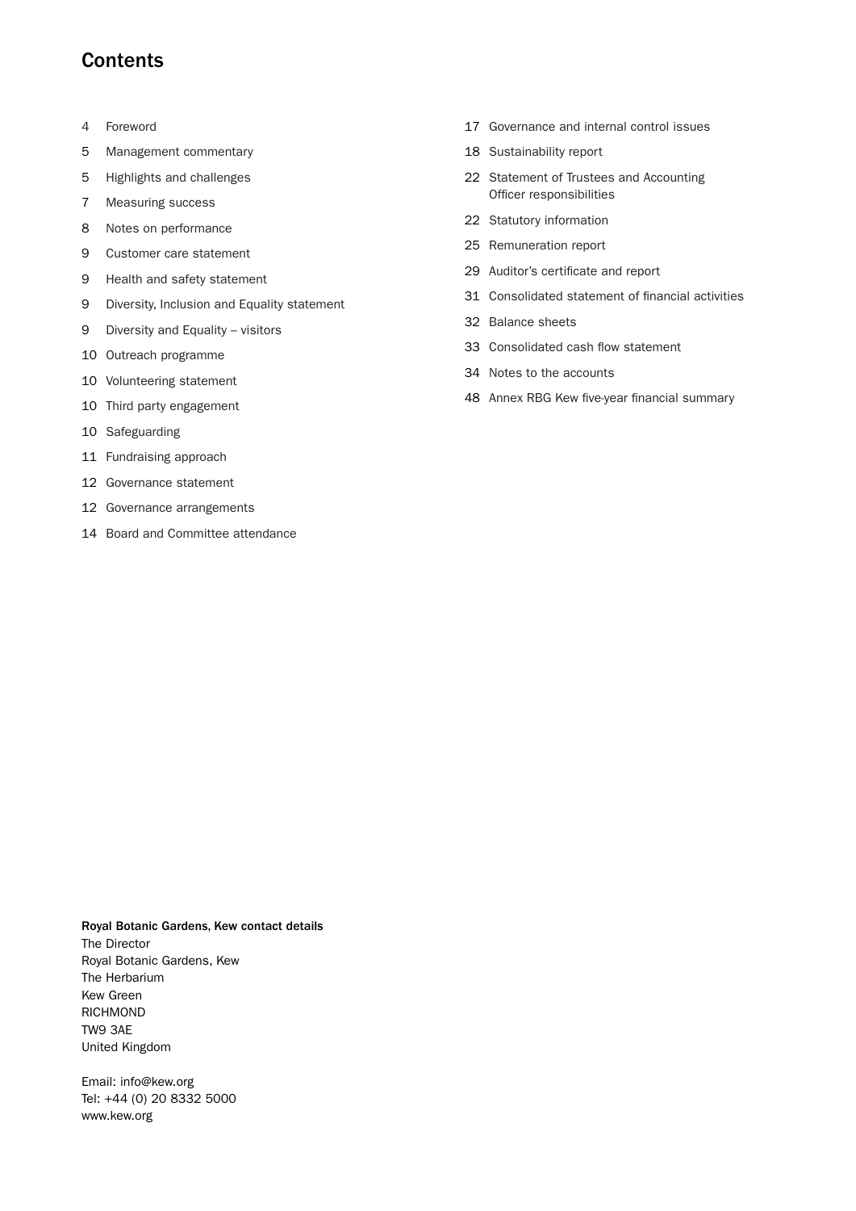# Contents

4 Foreword
5 Management commentary
5 Highlights and challenges
7 Measuring success
8 Notes on performance
9 Customer care statement
9 Health and safety statement
9 Diversity, Inclusion and Equality statement
9 Diversity and Equality – visitors
10 Outreach programme
10 Volunteering statement
10 Third party engagement
10 Safeguarding
11 Fundraising approach
12 Governance statement
12 Governance arrangements
14 Board and Committee attendance
17 Governance and internal control issues
18 Sustainability report
22 Statement of Trustees and Accounting Officer responsibilities
22 Statutory information
25 Remuneration report
29 Auditor's certificate and report
31 Consolidated statement of financial activities
32 Balance sheets
33 Consolidated cash flow statement
34 Notes to the accounts
48 Annex RBG Kew five-year financial summary

**Royal Botanic Gardens, Kew contact details**
The Director
Royal Botanic Gardens, Kew
The Herbarium
Kew Green
RICHMOND
TW9 3AE
United Kingdom

Email: info@kew.org
Tel: +44 (0) 20 8332 5000
www.kew.org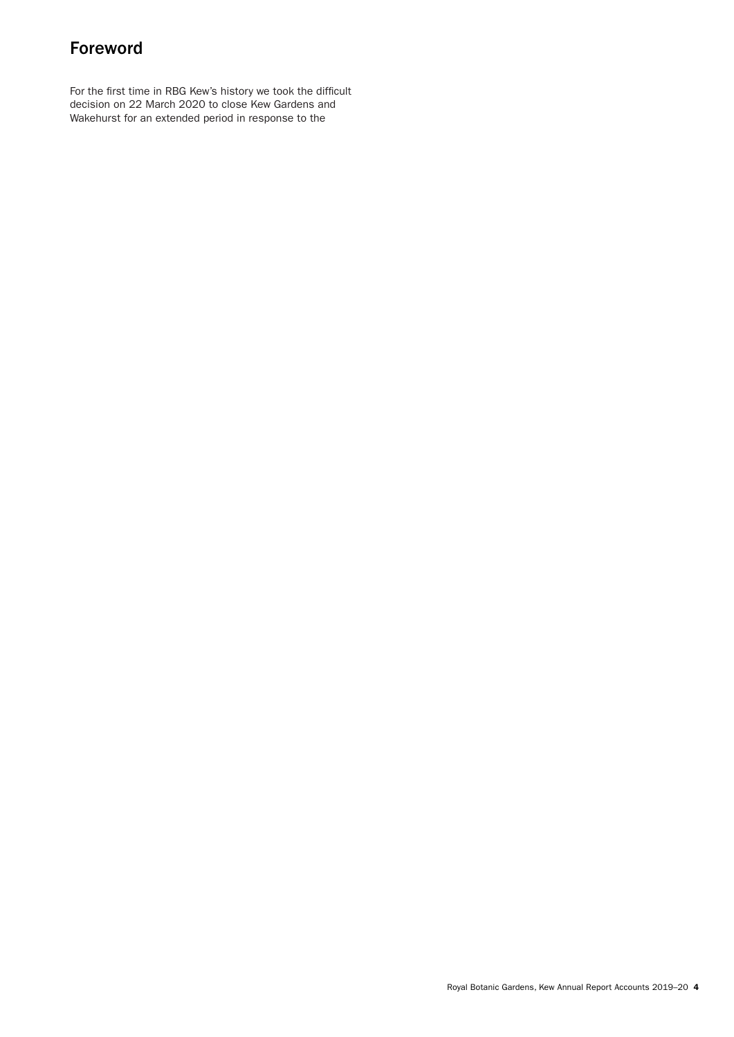# Foreword

For the first time in RBG Kew's history we took the difficult decision on 22 March 2020 to close Kew Gardens and Wakehurst for an extended period in response to the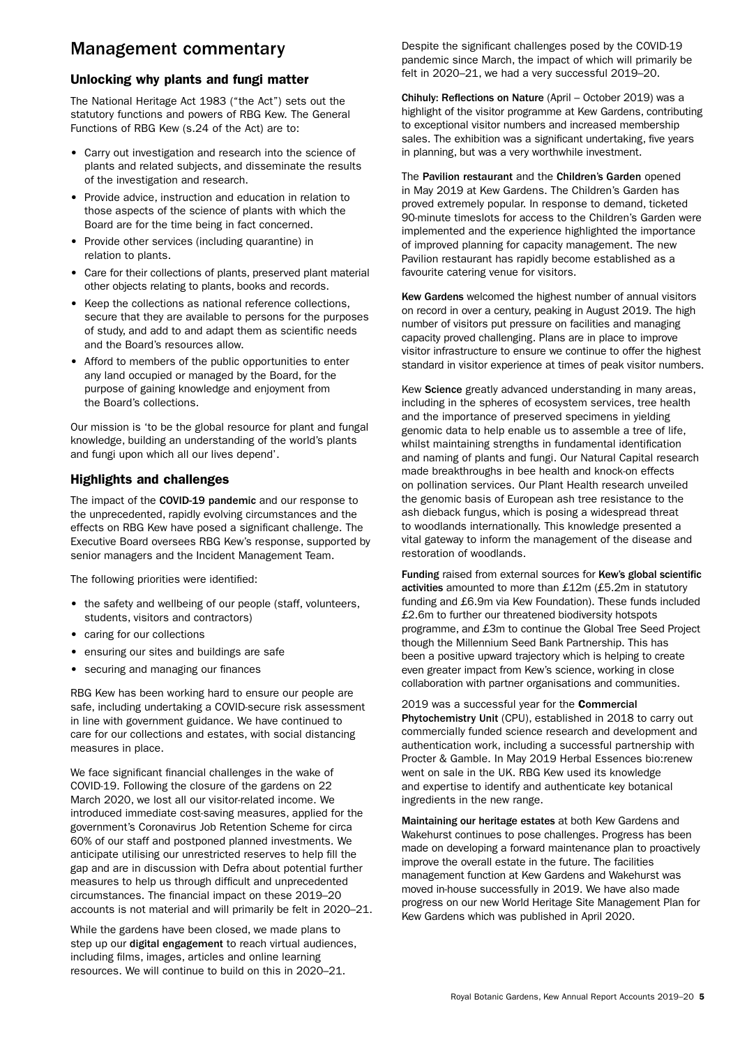# Management commentary

## Unlocking why plants and fungi matter

The National Heritage Act 1983 ("the Act") sets out the statutory functions and powers of RBG Kew. The General Functions of RBG Kew (s.24 of the Act) are to:

- Carry out investigation and research into the science of plants and related subjects, and disseminate the results of the investigation and research.
- Provide advice, instruction and education in relation to those aspects of the science of plants with which the Board are for the time being in fact concerned.
- Provide other services (including quarantine) in relation to plants.
- Care for their collections of plants, preserved plant material other objects relating to plants, books and records.
- Keep the collections as national reference collections, secure that they are available to persons for the purposes of study, and add to and adapt them as scientific needs and the Board's resources allow.
- Afford to members of the public opportunities to enter any land occupied or managed by the Board, for the purpose of gaining knowledge and enjoyment from the Board's collections.

Our mission is 'to be the global resource for plant and fungal knowledge, building an understanding of the world's plants and fungi upon which all our lives depend'.

## Highlights and challenges

The impact of the **COVID-19 pandemic** and our response to the unprecedented, rapidly evolving circumstances and the effects on RBG Kew have posed a significant challenge. The Executive Board oversees RBG Kew's response, supported by senior managers and the Incident Management Team.

The following priorities were identified:

- the safety and wellbeing of our people (staff, volunteers, students, visitors and contractors)
- caring for our collections
- ensuring our sites and buildings are safe
- securing and managing our finances

RBG Kew has been working hard to ensure our people are safe, including undertaking a COVID-secure risk assessment in line with government guidance. We have continued to care for our collections and estates, with social distancing measures in place.

We face significant financial challenges in the wake of COVID-19. Following the closure of the gardens on 22 March 2020, we lost all our visitor-related income. We introduced immediate cost-saving measures, applied for the government's Coronavirus Job Retention Scheme for circa 60% of our staff and postponed planned investments. We anticipate utilising our unrestricted reserves to help fill the gap and are in discussion with Defra about potential further measures to help us through difficult and unprecedented circumstances. The financial impact on these 2019–20 accounts is not material and will primarily be felt in 2020–21.

While the gardens have been closed, we made plans to step up our **digital engagement** to reach virtual audiences, including films, images, articles and online learning resources. We will continue to build on this in 2020–21.

Despite the significant challenges posed by the COVID-19 pandemic since March, the impact of which will primarily be felt in 2020–21, we had a very successful 2019–20.

**Chihuly: Reflections on Nature** (April – October 2019) was a highlight of the visitor programme at Kew Gardens, contributing to exceptional visitor numbers and increased membership sales. The exhibition was a significant undertaking, five years in planning, but was a very worthwhile investment.

The **Pavilion restaurant** and the **Children's Garden** opened in May 2019 at Kew Gardens. The Children's Garden has proved extremely popular. In response to demand, ticketed 90-minute timeslots for access to the Children's Garden were implemented and the experience highlighted the importance of improved planning for capacity management. The new Pavilion restaurant has rapidly become established as a favourite catering venue for visitors.

**Kew Gardens** welcomed the highest number of annual visitors on record in over a century, peaking in August 2019. The high number of visitors put pressure on facilities and managing capacity proved challenging. Plans are in place to improve visitor infrastructure to ensure we continue to offer the highest standard in visitor experience at times of peak visitor numbers.

Kew **Science** greatly advanced understanding in many areas, including in the spheres of ecosystem services, tree health and the importance of preserved specimens in yielding genomic data to help enable us to assemble a tree of life, whilst maintaining strengths in fundamental identification and naming of plants and fungi. Our Natural Capital research made breakthroughs in bee health and knock-on effects on pollination services. Our Plant Health research unveiled the genomic basis of European ash tree resistance to the ash dieback fungus, which is posing a widespread threat to woodlands internationally. This knowledge presented a vital gateway to inform the management of the disease and restoration of woodlands.

**Funding** raised from external sources for **Kew's global scientific activities** amounted to more than £12m (£5.2m in statutory funding and £6.9m via Kew Foundation). These funds included £2.6m to further our threatened biodiversity hotspots programme, and £3m to continue the Global Tree Seed Project though the Millennium Seed Bank Partnership. This has been a positive upward trajectory which is helping to create even greater impact from Kew's science, working in close collaboration with partner organisations and communities.

2019 was a successful year for the **Commercial Phytochemistry Unit** (CPU), established in 2018 to carry out commercially funded science research and development and authentication work, including a successful partnership with Procter & Gamble. In May 2019 Herbal Essences bio:renew went on sale in the UK. RBG Kew used its knowledge and expertise to identify and authenticate key botanical ingredients in the new range.

**Maintaining our heritage estates** at both Kew Gardens and Wakehurst continues to pose challenges. Progress has been made on developing a forward maintenance plan to proactively improve the overall estate in the future. The facilities management function at Kew Gardens and Wakehurst was moved in-house successfully in 2019. We have also made progress on our new World Heritage Site Management Plan for Kew Gardens which was published in April 2020.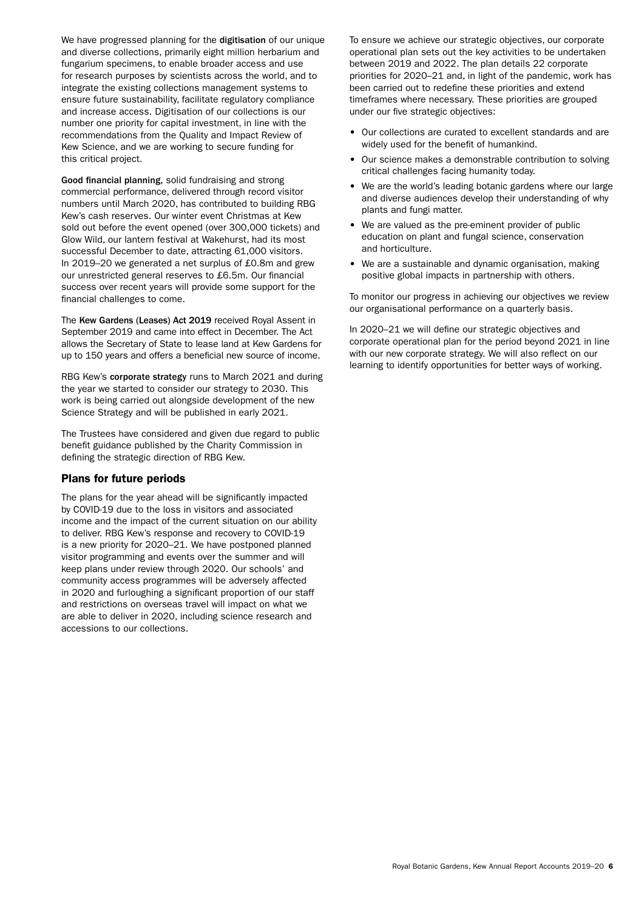We have progressed planning for the **digitisation** of our unique and diverse collections, primarily eight million herbarium and fungarium specimens, to enable broader access and use for research purposes by scientists across the world, and to integrate the existing collections management systems to ensure future sustainability, facilitate regulatory compliance and increase access. Digitisation of our collections is our number one priority for capital investment, in line with the recommendations from the Quality and Impact Review of Kew Science, and we are working to secure funding for this critical project.

**Good financial planning**, solid fundraising and strong commercial performance, delivered through record visitor numbers until March 2020, has contributed to building RBG Kew's cash reserves. Our winter event Christmas at Kew sold out before the event opened (over 300,000 tickets) and Glow Wild, our lantern festival at Wakehurst, had its most successful December to date, attracting 61,000 visitors. In 2019–20 we generated a net surplus of £0.8m and grew our unrestricted general reserves to £6.5m. Our financial success over recent years will provide some support for the financial challenges to come.

The **Kew Gardens (Leases) Act 2019** received Royal Assent in September 2019 and came into effect in December. The Act allows the Secretary of State to lease land at Kew Gardens for up to 150 years and offers a beneficial new source of income.

RBG Kew's **corporate strategy** runs to March 2021 and during the year we started to consider our strategy to 2030. This work is being carried out alongside development of the new Science Strategy and will be published in early 2021.

The Trustees have considered and given due regard to public benefit guidance published by the Charity Commission in defining the strategic direction of RBG Kew.

## Plans for future periods

The plans for the year ahead will be significantly impacted by COVID-19 due to the loss in visitors and associated income and the impact of the current situation on our ability to deliver. RBG Kew's response and recovery to COVID-19 is a new priority for 2020–21. We have postponed planned visitor programming and events over the summer and will keep plans under review through 2020. Our schools' and community access programmes will be adversely affected in 2020 and furloughing a significant proportion of our staff and restrictions on overseas travel will impact on what we are able to deliver in 2020, including science research and accessions to our collections.

To ensure we achieve our strategic objectives, our corporate operational plan sets out the key activities to be undertaken between 2019 and 2022. The plan details 22 corporate priorities for 2020–21 and, in light of the pandemic, work has been carried out to redefine these priorities and extend timeframes where necessary. These priorities are grouped under our five strategic objectives:

- Our collections are curated to excellent standards and are widely used for the benefit of humankind.
- Our science makes a demonstrable contribution to solving critical challenges facing humanity today.
- We are the world's leading botanic gardens where our large and diverse audiences develop their understanding of why plants and fungi matter.
- We are valued as the pre-eminent provider of public education on plant and fungal science, conservation and horticulture.
- We are a sustainable and dynamic organisation, making positive global impacts in partnership with others.

To monitor our progress in achieving our objectives we review our organisational performance on a quarterly basis.

In 2020–21 we will define our strategic objectives and corporate operational plan for the period beyond 2021 in line with our new corporate strategy. We will also reflect on our learning to identify opportunities for better ways of working.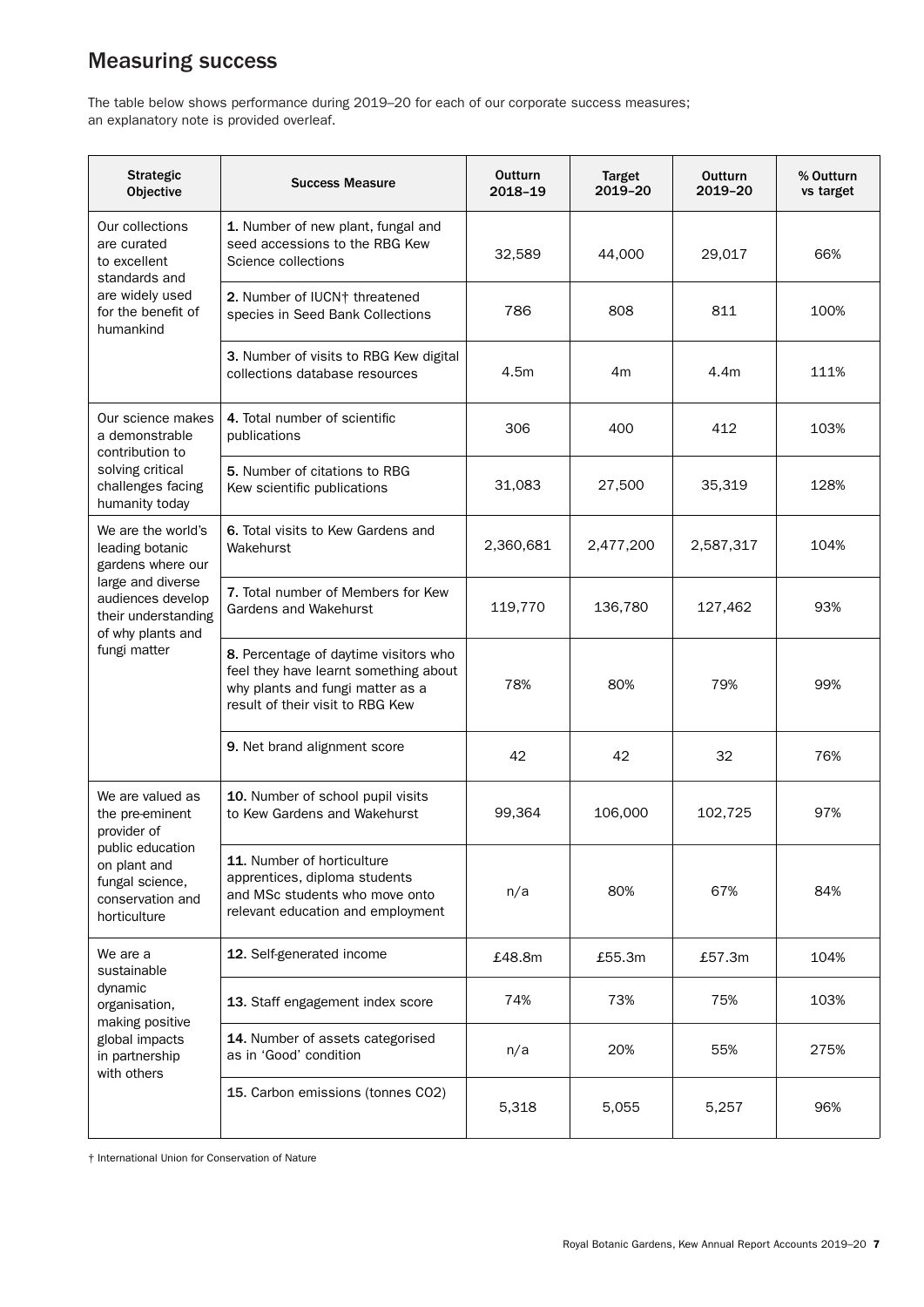## Measuring success

The table below shows performance during 2019–20 for each of our corporate success measures; an explanatory note is provided overleaf.

| Strategic Objective | Success Measure | Outturn 2018–19 | Target 2019–20 | Outturn 2019–20 | % Outturn vs target |
|---|---|---|---|---|---|
| Our collections are curated to excellent standards and are widely used for the benefit of humankind | **1.** Number of new plant, fungal and seed accessions to the RBG Kew Science collections | 32,589 | 44,000 | 29,017 | 66% |
| | **2.** Number of IUCN† threatened species in Seed Bank Collections | 786 | 808 | 811 | 100% |
| | **3.** Number of visits to RBG Kew digital collections database resources | 4.5m | 4m | 4.4m | 111% |
| Our science makes a demonstrable contribution to solving critical challenges facing humanity today | **4.** Total number of scientific publications | 306 | 400 | 412 | 103% |
| | **5.** Number of citations to RBG Kew scientific publications | 31,083 | 27,500 | 35,319 | 128% |
| We are the world's leading botanic gardens where our large and diverse audiences develop their understanding of why plants and fungi matter | **6.** Total visits to Kew Gardens and Wakehurst | 2,360,681 | 2,477,200 | 2,587,317 | 104% |
| | **7.** Total number of Members for Kew Gardens and Wakehurst | 119,770 | 136,780 | 127,462 | 93% |
| | **8.** Percentage of daytime visitors who feel they have learnt something about why plants and fungi matter as a result of their visit to RBG Kew | 78% | 80% | 79% | 99% |
| | **9.** Net brand alignment score | 42 | 42 | 32 | 76% |
| We are valued as the pre-eminent provider of public education on plant and fungal science, conservation and horticulture | **10.** Number of school pupil visits to Kew Gardens and Wakehurst | 99,364 | 106,000 | 102,725 | 97% |
| | **11.** Number of horticulture apprentices, diploma students and MSc students who move onto relevant education and employment | n/a | 80% | 67% | 84% |
| We are a sustainable dynamic organisation, making positive global impacts in partnership with others | **12.** Self-generated income | £48.8m | £55.3m | £57.3m | 104% |
| | **13.** Staff engagement index score | 74% | 73% | 75% | 103% |
| | **14.** Number of assets categorised as in 'Good' condition | n/a | 20% | 55% | 275% |
| | **15.** Carbon emissions (tonnes CO2) | 5,318 | 5,055 | 5,257 | 96% |

† International Union for Conservation of Nature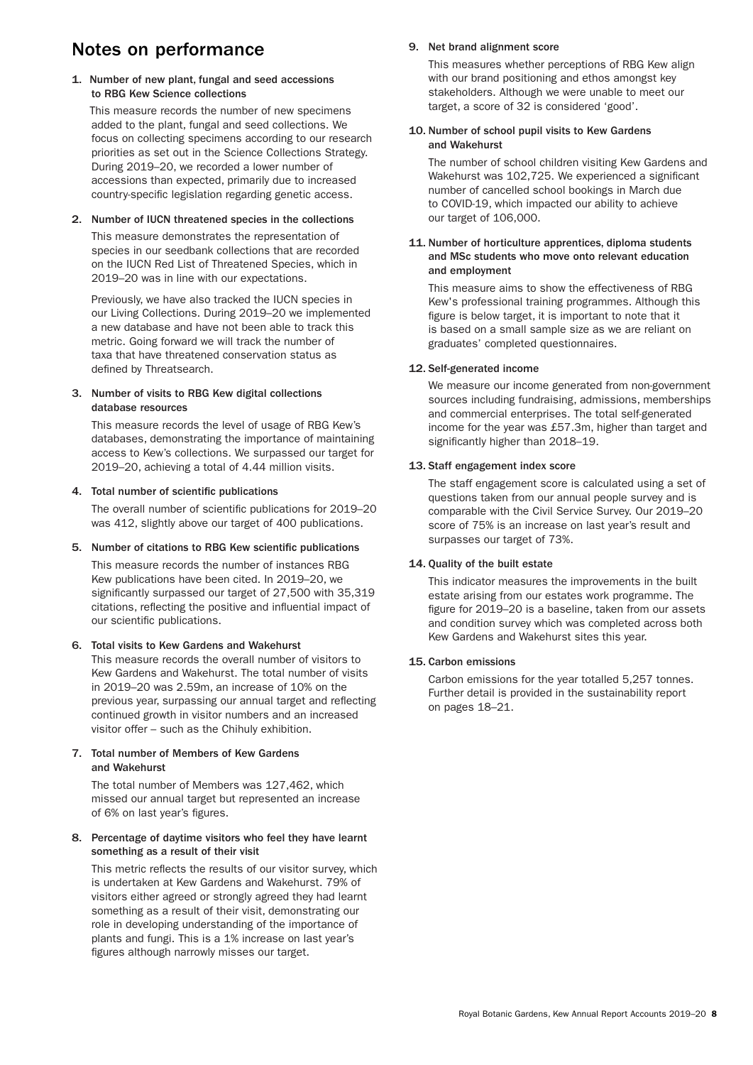## Notes on performance

**1. Number of new plant, fungal and seed accessions to RBG Kew Science collections**

This measure records the number of new specimens added to the plant, fungal and seed collections. We focus on collecting specimens according to our research priorities as set out in the Science Collections Strategy. During 2019–20, we recorded a lower number of accessions than expected, primarily due to increased country-specific legislation regarding genetic access.

**2. Number of IUCN threatened species in the collections**

This measure demonstrates the representation of species in our seedbank collections that are recorded on the IUCN Red List of Threatened Species, which in 2019–20 was in line with our expectations.

Previously, we have also tracked the IUCN species in our Living Collections. During 2019–20 we implemented a new database and have not been able to track this metric. Going forward we will track the number of taxa that have threatened conservation status as defined by Threatsearch.

**3. Number of visits to RBG Kew digital collections database resources**

This measure records the level of usage of RBG Kew's databases, demonstrating the importance of maintaining access to Kew's collections. We surpassed our target for 2019–20, achieving a total of 4.44 million visits.

**4. Total number of scientific publications**

The overall number of scientific publications for 2019–20 was 412, slightly above our target of 400 publications.

**5. Number of citations to RBG Kew scientific publications**

This measure records the number of instances RBG Kew publications have been cited. In 2019–20, we significantly surpassed our target of 27,500 with 35,319 citations, reflecting the positive and influential impact of our scientific publications.

**6. Total visits to Kew Gardens and Wakehurst**

This measure records the overall number of visitors to Kew Gardens and Wakehurst. The total number of visits in 2019–20 was 2.59m, an increase of 10% on the previous year, surpassing our annual target and reflecting continued growth in visitor numbers and an increased visitor offer – such as the Chihuly exhibition.

**7. Total number of Members of Kew Gardens and Wakehurst**

The total number of Members was 127,462, which missed our annual target but represented an increase of 6% on last year's figures.

**8. Percentage of daytime visitors who feel they have learnt something as a result of their visit**

This metric reflects the results of our visitor survey, which is undertaken at Kew Gardens and Wakehurst. 79% of visitors either agreed or strongly agreed they had learnt something as a result of their visit, demonstrating our role in developing understanding of the importance of plants and fungi. This is a 1% increase on last year's figures although narrowly misses our target.

**9. Net brand alignment score**

This measures whether perceptions of RBG Kew align with our brand positioning and ethos amongst key stakeholders. Although we were unable to meet our target, a score of 32 is considered 'good'.

**10. Number of school pupil visits to Kew Gardens and Wakehurst**

The number of school children visiting Kew Gardens and Wakehurst was 102,725. We experienced a significant number of cancelled school bookings in March due to COVID-19, which impacted our ability to achieve our target of 106,000.

**11. Number of horticulture apprentices, diploma students and MSc students who move onto relevant education and employment**

This measure aims to show the effectiveness of RBG Kew's professional training programmes. Although this figure is below target, it is important to note that it is based on a small sample size as we are reliant on graduates' completed questionnaires.

**12. Self-generated income**

We measure our income generated from non-government sources including fundraising, admissions, memberships and commercial enterprises. The total self-generated income for the year was £57.3m, higher than target and significantly higher than 2018–19.

**13. Staff engagement index score**

The staff engagement score is calculated using a set of questions taken from our annual people survey and is comparable with the Civil Service Survey. Our 2019–20 score of 75% is an increase on last year's result and surpasses our target of 73%.

**14. Quality of the built estate**

This indicator measures the improvements in the built estate arising from our estates work programme. The figure for 2019–20 is a baseline, taken from our assets and condition survey which was completed across both Kew Gardens and Wakehurst sites this year.

**15. Carbon emissions**

Carbon emissions for the year totalled 5,257 tonnes. Further detail is provided in the sustainability report on pages 18–21.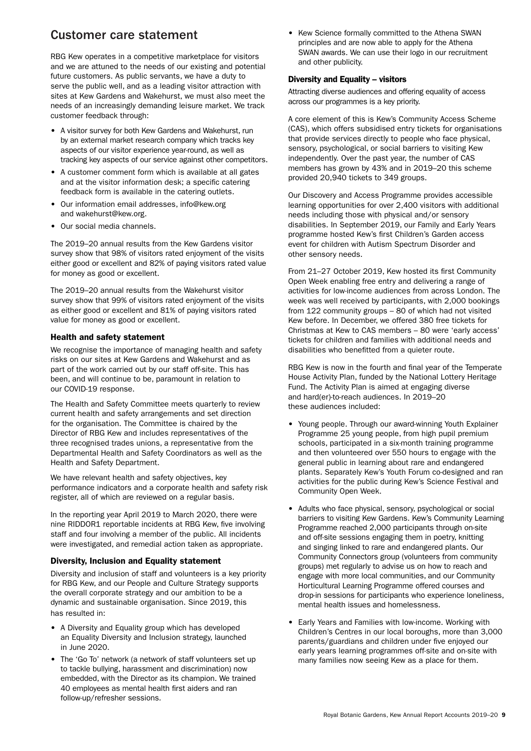## Customer care statement

RBG Kew operates in a competitive marketplace for visitors and we are attuned to the needs of our existing and potential future customers. As public servants, we have a duty to serve the public well, and as a leading visitor attraction with sites at Kew Gardens and Wakehurst, we must also meet the needs of an increasingly demanding leisure market. We track customer feedback through:

- A visitor survey for both Kew Gardens and Wakehurst, run by an external market research company which tracks key aspects of our visitor experience year-round, as well as tracking key aspects of our service against other competitors.
- A customer comment form which is available at all gates and at the visitor information desk; a specific catering feedback form is available in the catering outlets.
- Our information email addresses, info@kew.org and wakehurst@kew.org.
- Our social media channels.

The 2019–20 annual results from the Kew Gardens visitor survey show that 98% of visitors rated enjoyment of the visits either good or excellent and 82% of paying visitors rated value for money as good or excellent.

The 2019–20 annual results from the Wakehurst visitor survey show that 99% of visitors rated enjoyment of the visits as either good or excellent and 81% of paying visitors rated value for money as good or excellent.

### Health and safety statement

We recognise the importance of managing health and safety risks on our sites at Kew Gardens and Wakehurst and as part of the work carried out by our staff off-site. This has been, and will continue to be, paramount in relation to our COVID-19 response.

The Health and Safety Committee meets quarterly to review current health and safety arrangements and set direction for the organisation. The Committee is chaired by the Director of RBG Kew and includes representatives of the three recognised trades unions, a representative from the Departmental Health and Safety Coordinators as well as the Health and Safety Department.

We have relevant health and safety objectives, key performance indicators and a corporate health and safety risk register, all of which are reviewed on a regular basis.

In the reporting year April 2019 to March 2020, there were nine RIDDOR1 reportable incidents at RBG Kew, five involving staff and four involving a member of the public. All incidents were investigated, and remedial action taken as appropriate.

### Diversity, Inclusion and Equality statement

Diversity and inclusion of staff and volunteers is a key priority for RBG Kew, and our People and Culture Strategy supports the overall corporate strategy and our ambition to be a dynamic and sustainable organisation. Since 2019, this has resulted in:

- A Diversity and Equality group which has developed an Equality Diversity and Inclusion strategy, launched in June 2020.
- The 'Go To' network (a network of staff volunteers set up to tackle bullying, harassment and discrimination) now embedded, with the Director as its champion. We trained 40 employees as mental health first aiders and ran follow-up/refresher sessions.
- Kew Science formally committed to the Athena SWAN principles and are now able to apply for the Athena SWAN awards. We can use their logo in our recruitment and other publicity.

### Diversity and Equality – visitors

Attracting diverse audiences and offering equality of access across our programmes is a key priority.

A core element of this is Kew's Community Access Scheme (CAS), which offers subsidised entry tickets for organisations that provide services directly to people who face physical, sensory, psychological, or social barriers to visiting Kew independently. Over the past year, the number of CAS members has grown by 43% and in 2019–20 this scheme provided 20,940 tickets to 349 groups.

Our Discovery and Access Programme provides accessible learning opportunities for over 2,400 visitors with additional needs including those with physical and/or sensory disabilities. In September 2019, our Family and Early Years programme hosted Kew's first Children's Garden access event for children with Autism Spectrum Disorder and other sensory needs.

From 21–27 October 2019, Kew hosted its first Community Open Week enabling free entry and delivering a range of activities for low-income audiences from across London. The week was well received by participants, with 2,000 bookings from 122 community groups – 80 of which had not visited Kew before. In December, we offered 380 free tickets for Christmas at Kew to CAS members – 80 were 'early access' tickets for children and families with additional needs and disabilities who benefitted from a quieter route.

RBG Kew is now in the fourth and final year of the Temperate House Activity Plan, funded by the National Lottery Heritage Fund. The Activity Plan is aimed at engaging diverse and hard(er)-to-reach audiences. In 2019–20 these audiences included:

- Young people. Through our award-winning Youth Explainer Programme 25 young people, from high pupil premium schools, participated in a six-month training programme and then volunteered over 550 hours to engage with the general public in learning about rare and endangered plants. Separately Kew's Youth Forum co-designed and ran activities for the public during Kew's Science Festival and Community Open Week.
- Adults who face physical, sensory, psychological or social barriers to visiting Kew Gardens. Kew's Community Learning Programme reached 2,000 participants through on-site and off-site sessions engaging them in poetry, knitting and singing linked to rare and endangered plants. Our Community Connectors group (volunteers from community groups) met regularly to advise us on how to reach and engage with more local communities, and our Community Horticultural Learning Programme offered courses and drop-in sessions for participants who experience loneliness, mental health issues and homelessness.
- Early Years and Families with low-income. Working with Children's Centres in our local boroughs, more than 3,000 parents/guardians and children under five enjoyed our early years learning programmes off-site and on-site with many families now seeing Kew as a place for them.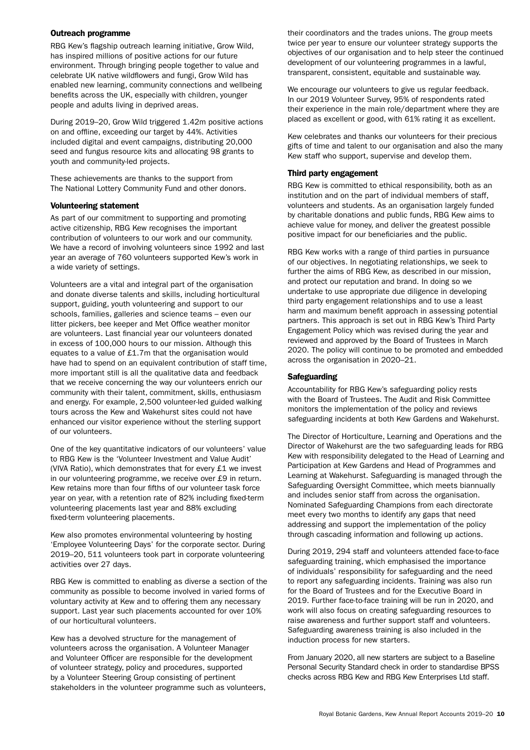### Outreach programme

RBG Kew's flagship outreach learning initiative, Grow Wild, has inspired millions of positive actions for our future environment. Through bringing people together to value and celebrate UK native wildflowers and fungi, Grow Wild has enabled new learning, community connections and wellbeing benefits across the UK, especially with children, younger people and adults living in deprived areas.

During 2019–20, Grow Wild triggered 1.42m positive actions on and offline, exceeding our target by 44%. Activities included digital and event campaigns, distributing 20,000 seed and fungus resource kits and allocating 98 grants to youth and community-led projects.

These achievements are thanks to the support from The National Lottery Community Fund and other donors.

### Volunteering statement

As part of our commitment to supporting and promoting active citizenship, RBG Kew recognises the important contribution of volunteers to our work and our community. We have a record of involving volunteers since 1992 and last year an average of 760 volunteers supported Kew's work in a wide variety of settings.

Volunteers are a vital and integral part of the organisation and donate diverse talents and skills, including horticultural support, guiding, youth volunteering and support to our schools, families, galleries and science teams – even our litter pickers, bee keeper and Met Office weather monitor are volunteers. Last financial year our volunteers donated in excess of 100,000 hours to our mission. Although this equates to a value of £1.7m that the organisation would have had to spend on an equivalent contribution of staff time, more important still is all the qualitative data and feedback that we receive concerning the way our volunteers enrich our community with their talent, commitment, skills, enthusiasm and energy. For example, 2,500 volunteer-led guided walking tours across the Kew and Wakehurst sites could not have enhanced our visitor experience without the sterling support of our volunteers.

One of the key quantitative indicators of our volunteers' value to RBG Kew is the 'Volunteer Investment and Value Audit' (VIVA Ratio), which demonstrates that for every £1 we invest in our volunteering programme, we receive over £9 in return. Kew retains more than four fifths of our volunteer task force year on year, with a retention rate of 82% including fixed-term volunteering placements last year and 88% excluding fixed-term volunteering placements.

Kew also promotes environmental volunteering by hosting 'Employee Volunteering Days' for the corporate sector. During 2019–20, 511 volunteers took part in corporate volunteering activities over 27 days.

RBG Kew is committed to enabling as diverse a section of the community as possible to become involved in varied forms of voluntary activity at Kew and to offering them any necessary support. Last year such placements accounted for over 10% of our horticultural volunteers.

Kew has a devolved structure for the management of volunteers across the organisation. A Volunteer Manager and Volunteer Officer are responsible for the development of volunteer strategy, policy and procedures, supported by a Volunteer Steering Group consisting of pertinent stakeholders in the volunteer programme such as volunteers, their coordinators and the trades unions. The group meets twice per year to ensure our volunteer strategy supports the objectives of our organisation and to help steer the continued development of our volunteering programmes in a lawful, transparent, consistent, equitable and sustainable way.

We encourage our volunteers to give us regular feedback. In our 2019 Volunteer Survey, 95% of respondents rated their experience in the main role/department where they are placed as excellent or good, with 61% rating it as excellent.

Kew celebrates and thanks our volunteers for their precious gifts of time and talent to our organisation and also the many Kew staff who support, supervise and develop them.

### Third party engagement

RBG Kew is committed to ethical responsibility, both as an institution and on the part of individual members of staff, volunteers and students. As an organisation largely funded by charitable donations and public funds, RBG Kew aims to achieve value for money, and deliver the greatest possible positive impact for our beneficiaries and the public.

RBG Kew works with a range of third parties in pursuance of our objectives. In negotiating relationships, we seek to further the aims of RBG Kew, as described in our mission, and protect our reputation and brand. In doing so we undertake to use appropriate due diligence in developing third party engagement relationships and to use a least harm and maximum benefit approach in assessing potential partners. This approach is set out in RBG Kew's Third Party Engagement Policy which was revised during the year and reviewed and approved by the Board of Trustees in March 2020. The policy will continue to be promoted and embedded across the organisation in 2020–21.

### Safeguarding

Accountability for RBG Kew's safeguarding policy rests with the Board of Trustees. The Audit and Risk Committee monitors the implementation of the policy and reviews safeguarding incidents at both Kew Gardens and Wakehurst.

The Director of Horticulture, Learning and Operations and the Director of Wakehurst are the two safeguarding leads for RBG Kew with responsibility delegated to the Head of Learning and Participation at Kew Gardens and Head of Programmes and Learning at Wakehurst. Safeguarding is managed through the Safeguarding Oversight Committee, which meets biannually and includes senior staff from across the organisation. Nominated Safeguarding Champions from each directorate meet every two months to identify any gaps that need addressing and support the implementation of the policy through cascading information and following up actions.

During 2019, 294 staff and volunteers attended face-to-face safeguarding training, which emphasised the importance of individuals' responsibility for safeguarding and the need to report any safeguarding incidents. Training was also run for the Board of Trustees and for the Executive Board in 2019. Further face-to-face training will be run in 2020, and work will also focus on creating safeguarding resources to raise awareness and further support staff and volunteers. Safeguarding awareness training is also included in the induction process for new starters.

From January 2020, all new starters are subject to a Baseline Personal Security Standard check in order to standardise BPSS checks across RBG Kew and RBG Kew Enterprises Ltd staff.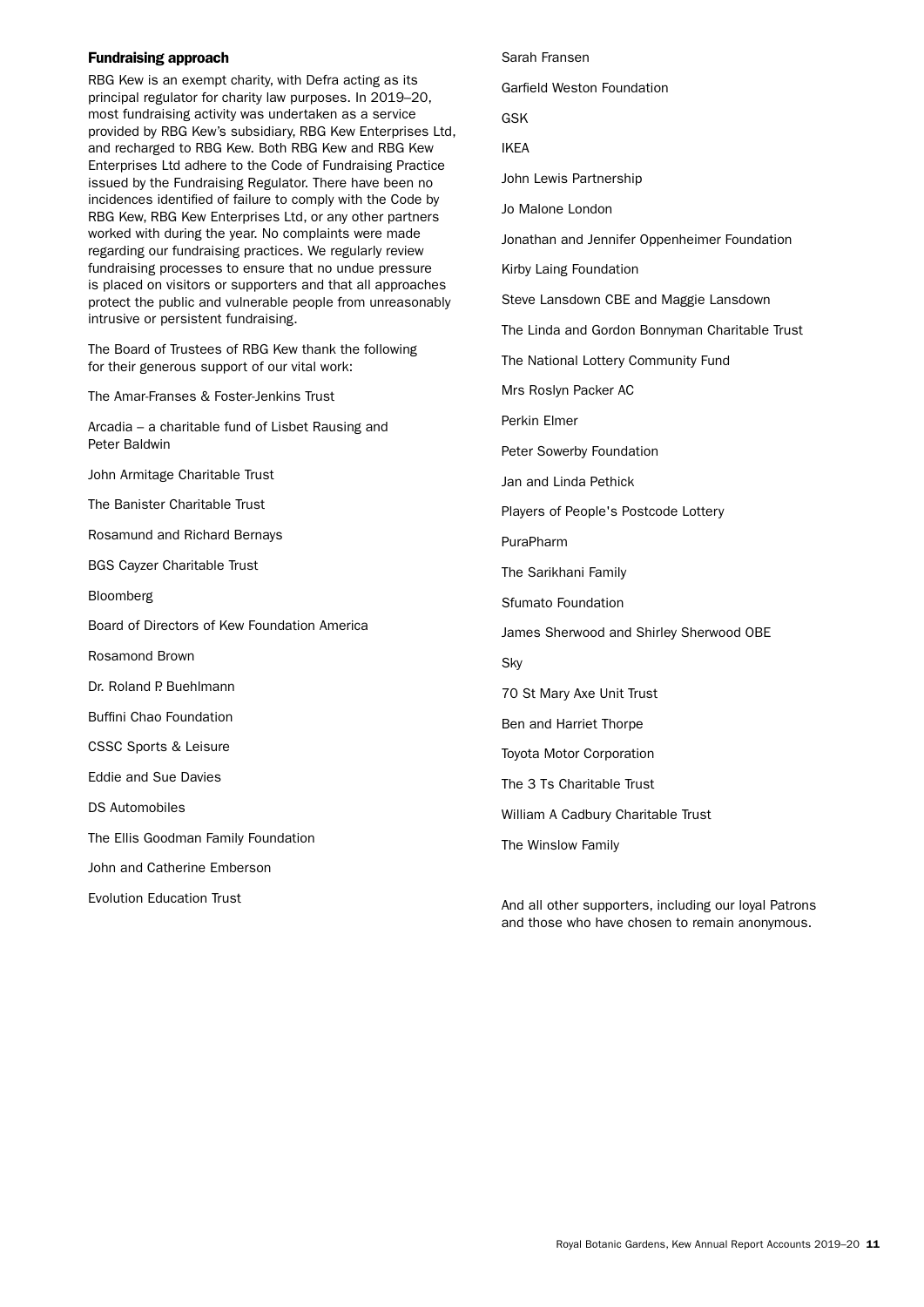### Fundraising approach

RBG Kew is an exempt charity, with Defra acting as its principal regulator for charity law purposes. In 2019–20, most fundraising activity was undertaken as a service provided by RBG Kew's subsidiary, RBG Kew Enterprises Ltd, and recharged to RBG Kew. Both RBG Kew and RBG Kew Enterprises Ltd adhere to the Code of Fundraising Practice issued by the Fundraising Regulator. There have been no incidences identified of failure to comply with the Code by RBG Kew, RBG Kew Enterprises Ltd, or any other partners worked with during the year. No complaints were made regarding our fundraising practices. We regularly review fundraising processes to ensure that no undue pressure is placed on visitors or supporters and that all approaches protect the public and vulnerable people from unreasonably intrusive or persistent fundraising.

The Board of Trustees of RBG Kew thank the following for their generous support of our vital work:

The Amar-Franses & Foster-Jenkins Trust

Arcadia – a charitable fund of Lisbet Rausing and Peter Baldwin

John Armitage Charitable Trust

The Banister Charitable Trust

Rosamund and Richard Bernays

BGS Cayzer Charitable Trust

Bloomberg

Board of Directors of Kew Foundation America

Rosamond Brown

Dr. Roland P. Buehlmann

Buffini Chao Foundation

CSSC Sports & Leisure

Eddie and Sue Davies

DS Automobiles

The Ellis Goodman Family Foundation

John and Catherine Emberson

Evolution Education Trust

Sarah Fransen

Garfield Weston Foundation

GSK

IKEA

John Lewis Partnership

Jo Malone London

Jonathan and Jennifer Oppenheimer Foundation

Kirby Laing Foundation

Steve Lansdown CBE and Maggie Lansdown

The Linda and Gordon Bonnyman Charitable Trust

The National Lottery Community Fund

Mrs Roslyn Packer AC

Perkin Elmer

Peter Sowerby Foundation

Jan and Linda Pethick

Players of People's Postcode Lottery

PuraPharm

The Sarikhani Family

Sfumato Foundation

James Sherwood and Shirley Sherwood OBE

Sky

70 St Mary Axe Unit Trust

Ben and Harriet Thorpe

Toyota Motor Corporation

The 3 Ts Charitable Trust

William A Cadbury Charitable Trust

The Winslow Family

And all other supporters, including our loyal Patrons and those who have chosen to remain anonymous.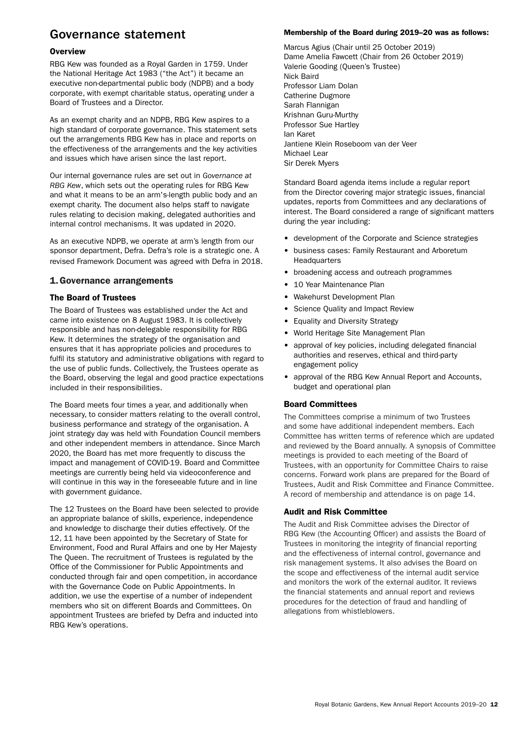# Governance statement

### Overview

RBG Kew was founded as a Royal Garden in 1759. Under the National Heritage Act 1983 ("the Act") it became an executive non-departmental public body (NDPB) and a body corporate, with exempt charitable status, operating under a Board of Trustees and a Director.

As an exempt charity and an NDPB, RBG Kew aspires to a high standard of corporate governance. This statement sets out the arrangements RBG Kew has in place and reports on the effectiveness of the arrangements and the key activities and issues which have arisen since the last report.

Our internal governance rules are set out in *Governance at RBG Kew*, which sets out the operating rules for RBG Kew and what it means to be an arm's-length public body and an exempt charity. The document also helps staff to navigate rules relating to decision making, delegated authorities and internal control mechanisms. It was updated in 2020.

As an executive NDPB, we operate at arm's length from our sponsor department, Defra. Defra's role is a strategic one. A revised Framework Document was agreed with Defra in 2018.

## 1. Governance arrangements

### The Board of Trustees

The Board of Trustees was established under the Act and came into existence on 8 August 1983. It is collectively responsible and has non-delegable responsibility for RBG Kew. It determines the strategy of the organisation and ensures that it has appropriate policies and procedures to fulfil its statutory and administrative obligations with regard to the use of public funds. Collectively, the Trustees operate as the Board, observing the legal and good practice expectations included in their responsibilities.

The Board meets four times a year, and additionally when necessary, to consider matters relating to the overall control, business performance and strategy of the organisation. A joint strategy day was held with Foundation Council members and other independent members in attendance. Since March 2020, the Board has met more frequently to discuss the impact and management of COVID-19. Board and Committee meetings are currently being held via videoconference and will continue in this way in the foreseeable future and in line with government guidance.

The 12 Trustees on the Board have been selected to provide an appropriate balance of skills, experience, independence and knowledge to discharge their duties effectively. Of the 12, 11 have been appointed by the Secretary of State for Environment, Food and Rural Affairs and one by Her Majesty The Queen. The recruitment of Trustees is regulated by the Office of the Commissioner for Public Appointments and conducted through fair and open competition, in accordance with the Governance Code on Public Appointments. In addition, we use the expertise of a number of independent members who sit on different Boards and Committees. On appointment Trustees are briefed by Defra and inducted into RBG Kew's operations.

**Membership of the Board during 2019–20 was as follows:**

Marcus Agius (Chair until 25 October 2019)
Dame Amelia Fawcett (Chair from 26 October 2019)
Valerie Gooding (Queen's Trustee)
Nick Baird
Professor Liam Dolan
Catherine Dugmore
Sarah Flannigan
Krishnan Guru-Murthy
Professor Sue Hartley
Ian Karet
Jantiene Klein Roseboom van der Veer
Michael Lear
Sir Derek Myers

Standard Board agenda items include a regular report from the Director covering major strategic issues, financial updates, reports from Committees and any declarations of interest. The Board considered a range of significant matters during the year including:

- development of the Corporate and Science strategies
- business cases: Family Restaurant and Arboretum Headquarters
- broadening access and outreach programmes
- 10 Year Maintenance Plan
- Wakehurst Development Plan
- Science Quality and Impact Review
- Equality and Diversity Strategy
- World Heritage Site Management Plan
- approval of key policies, including delegated financial authorities and reserves, ethical and third-party engagement policy
- approval of the RBG Kew Annual Report and Accounts, budget and operational plan

### Board Committees

The Committees comprise a minimum of two Trustees and some have additional independent members. Each Committee has written terms of reference which are updated and reviewed by the Board annually. A synopsis of Committee meetings is provided to each meeting of the Board of Trustees, with an opportunity for Committee Chairs to raise concerns. Forward work plans are prepared for the Board of Trustees, Audit and Risk Committee and Finance Committee. A record of membership and attendance is on page 14.

### Audit and Risk Committee

The Audit and Risk Committee advises the Director of RBG Kew (the Accounting Officer) and assists the Board of Trustees in monitoring the integrity of financial reporting and the effectiveness of internal control, governance and risk management systems. It also advises the Board on the scope and effectiveness of the internal audit service and monitors the work of the external auditor. It reviews the financial statements and annual report and reviews procedures for the detection of fraud and handling of allegations from whistleblowers.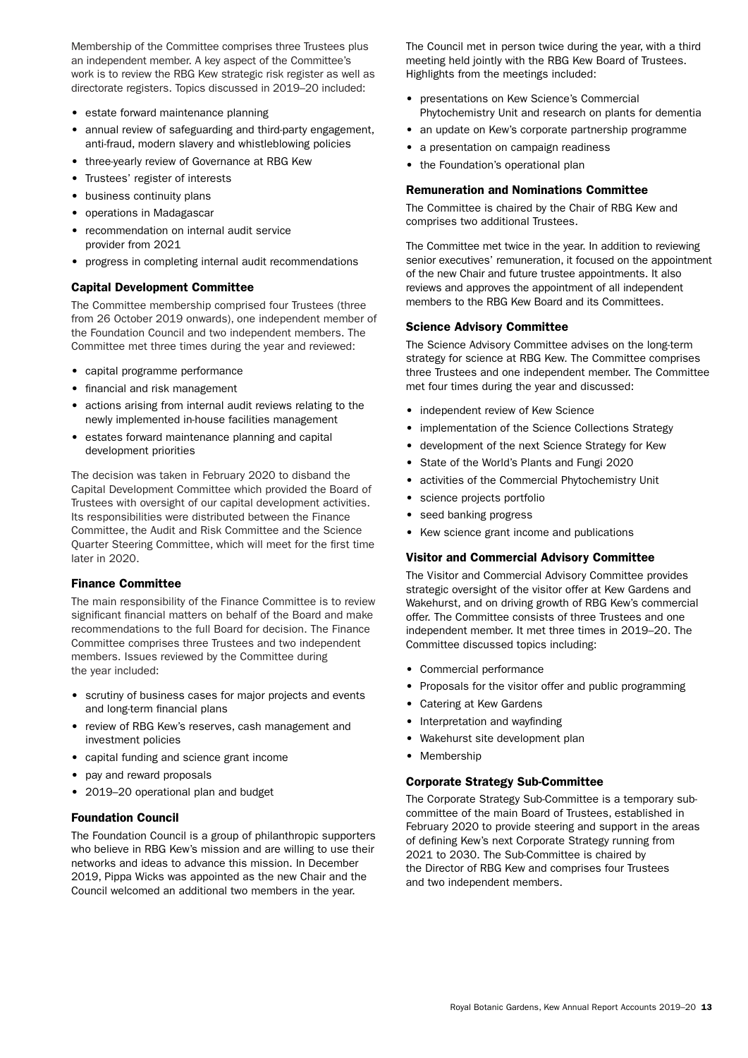Membership of the Committee comprises three Trustees plus an independent member. A key aspect of the Committee's work is to review the RBG Kew strategic risk register as well as directorate registers. Topics discussed in 2019–20 included:

- estate forward maintenance planning
- annual review of safeguarding and third-party engagement, anti-fraud, modern slavery and whistleblowing policies
- three-yearly review of Governance at RBG Kew
- Trustees' register of interests
- business continuity plans
- operations in Madagascar
- recommendation on internal audit service provider from 2021
- progress in completing internal audit recommendations

### Capital Development Committee

The Committee membership comprised four Trustees (three from 26 October 2019 onwards), one independent member of the Foundation Council and two independent members. The Committee met three times during the year and reviewed:

- capital programme performance
- financial and risk management
- actions arising from internal audit reviews relating to the newly implemented in-house facilities management
- estates forward maintenance planning and capital development priorities

The decision was taken in February 2020 to disband the Capital Development Committee which provided the Board of Trustees with oversight of our capital development activities. Its responsibilities were distributed between the Finance Committee, the Audit and Risk Committee and the Science Quarter Steering Committee, which will meet for the first time later in 2020.

### Finance Committee

The main responsibility of the Finance Committee is to review significant financial matters on behalf of the Board and make recommendations to the full Board for decision. The Finance Committee comprises three Trustees and two independent members. Issues reviewed by the Committee during the year included:

- scrutiny of business cases for major projects and events and long-term financial plans
- review of RBG Kew's reserves, cash management and investment policies
- capital funding and science grant income
- pay and reward proposals
- 2019–20 operational plan and budget

### Foundation Council

The Foundation Council is a group of philanthropic supporters who believe in RBG Kew's mission and are willing to use their networks and ideas to advance this mission. In December 2019, Pippa Wicks was appointed as the new Chair and the Council welcomed an additional two members in the year.

The Council met in person twice during the year, with a third meeting held jointly with the RBG Kew Board of Trustees. Highlights from the meetings included:

- presentations on Kew Science's Commercial Phytochemistry Unit and research on plants for dementia
- an update on Kew's corporate partnership programme
- a presentation on campaign readiness
- the Foundation's operational plan

### Remuneration and Nominations Committee

The Committee is chaired by the Chair of RBG Kew and comprises two additional Trustees.

The Committee met twice in the year. In addition to reviewing senior executives' remuneration, it focused on the appointment of the new Chair and future trustee appointments. It also reviews and approves the appointment of all independent members to the RBG Kew Board and its Committees.

### Science Advisory Committee

The Science Advisory Committee advises on the long-term strategy for science at RBG Kew. The Committee comprises three Trustees and one independent member. The Committee met four times during the year and discussed:

- independent review of Kew Science
- implementation of the Science Collections Strategy
- development of the next Science Strategy for Kew
- State of the World's Plants and Fungi 2020
- activities of the Commercial Phytochemistry Unit
- science projects portfolio
- seed banking progress
- Kew science grant income and publications

### Visitor and Commercial Advisory Committee

The Visitor and Commercial Advisory Committee provides strategic oversight of the visitor offer at Kew Gardens and Wakehurst, and on driving growth of RBG Kew's commercial offer. The Committee consists of three Trustees and one independent member. It met three times in 2019–20. The Committee discussed topics including:

- Commercial performance
- Proposals for the visitor offer and public programming
- Catering at Kew Gardens
- Interpretation and wayfinding
- Wakehurst site development plan
- Membership

### Corporate Strategy Sub-Committee

The Corporate Strategy Sub-Committee is a temporary sub-committee of the main Board of Trustees, established in February 2020 to provide steering and support in the areas of defining Kew's next Corporate Strategy running from 2021 to 2030. The Sub-Committee is chaired by the Director of RBG Kew and comprises four Trustees and two independent members.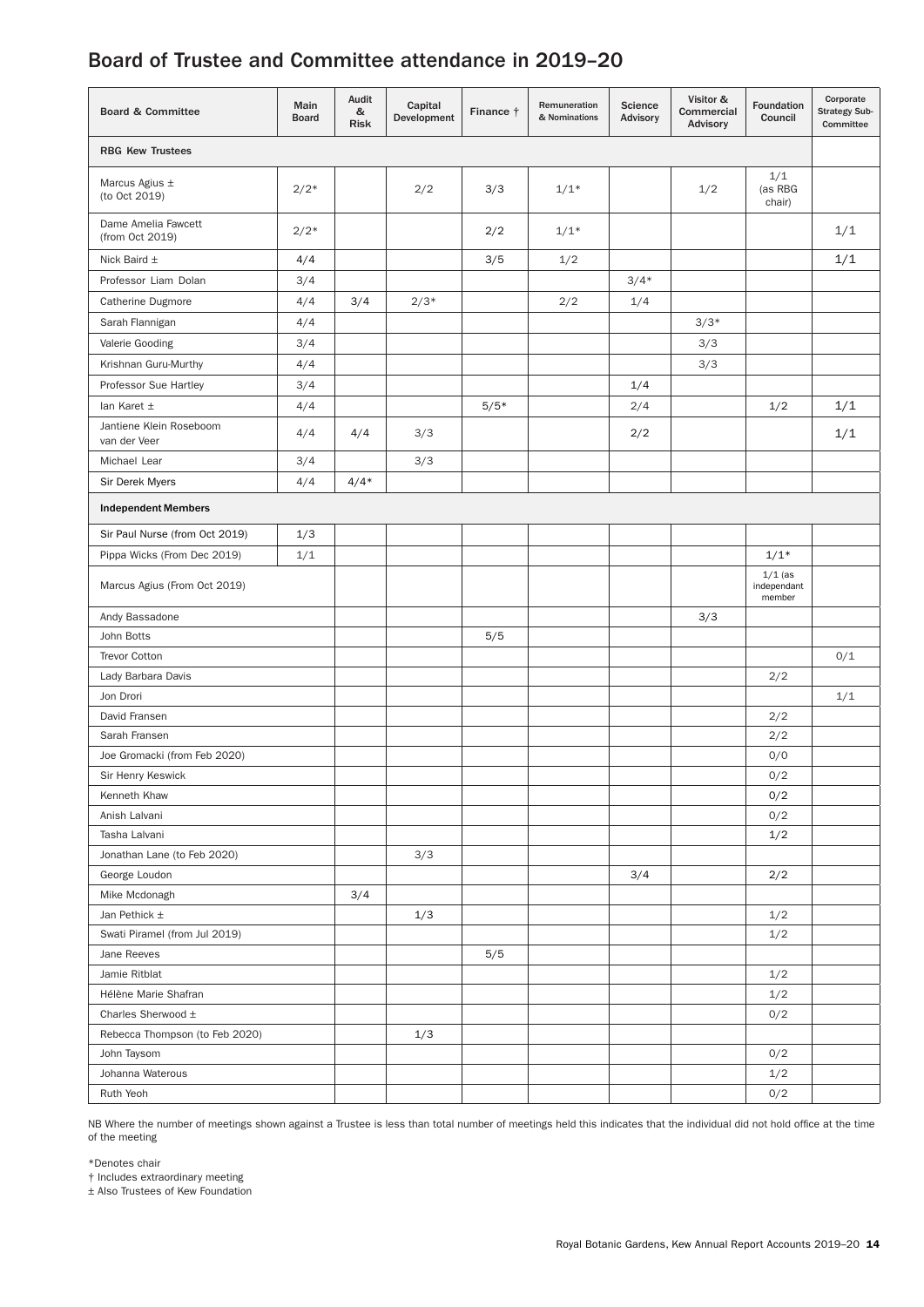# Board of Trustee and Committee attendance in 2019–20

| Board & Committee | Main Board | Audit & Risk | Capital Development | Finance † | Remuneration & Nominations | Science Advisory | Visitor & Commercial Advisory | Foundation Council | Corporate Strategy Sub-Committee |
|---|---|---|---|---|---|---|---|---|---|
| **RBG Kew Trustees** | | | | | | | | | |
| Marcus Agius ± (to Oct 2019) | 2/2* | | 2/2 | 3/3 | 1/1* | | 1/2 | 1/1 (as RBG chair) | |
| Dame Amelia Fawcett (from Oct 2019) | 2/2* | | | 2/2 | 1/1* | | | | 1/1 |
| Nick Baird ± | 4/4 | | | 3/5 | 1/2 | | | | 1/1 |
| Professor Liam Dolan | 3/4 | | | | | 3/4* | | | |
| Catherine Dugmore | 4/4 | 3/4 | 2/3* | | 2/2 | 1/4 | | | |
| Sarah Flannigan | 4/4 | | | | | | 3/3* | | |
| Valerie Gooding | 3/4 | | | | | | 3/3 | | |
| Krishnan Guru-Murthy | 4/4 | | | | | | 3/3 | | |
| Professor Sue Hartley | 3/4 | | | | | 1/4 | | | |
| Ian Karet ± | 4/4 | | | 5/5* | | 2/4 | | 1/2 | 1/1 |
| Jantiene Klein Roseboom van der Veer | 4/4 | 4/4 | 3/3 | | | 2/2 | | | 1/1 |
| Michael Lear | 3/4 | | 3/3 | | | | | | |
| Sir Derek Myers | 4/4 | 4/4* | | | | | | | |
| **Independent Members** | | | | | | | | | |
| Sir Paul Nurse (from Oct 2019) | 1/3 | | | | | | | | |
| Pippa Wicks (From Dec 2019) | 1/1 | | | | | | | 1/1* | |
| Marcus Agius (From Oct 2019) | | | | | | | | 1/1 (as independant member) | |
| Andy Bassadone | | | | | | | 3/3 | | |
| John Botts | | | | 5/5 | | | | | |
| Trevor Cotton | | | | | | | | | 0/1 |
| Lady Barbara Davis | | | | | | | | 2/2 | |
| Jon Drori | | | | | | | | | 1/1 |
| David Fransen | | | | | | | | 2/2 | |
| Sarah Fransen | | | | | | | | 2/2 | |
| Joe Gromacki (from Feb 2020) | | | | | | | | 0/0 | |
| Sir Henry Keswick | | | | | | | | 0/2 | |
| Kenneth Khaw | | | | | | | | 0/2 | |
| Anish Lalvani | | | | | | | | 0/2 | |
| Tasha Lalvani | | | | | | | | 1/2 | |
| Jonathan Lane (to Feb 2020) | | | 3/3 | | | | | | |
| George Loudon | | | | | | 3/4 | | 2/2 | |
| Mike Mcdonagh | | 3/4 | | | | | | | |
| Jan Pethick ± | | | 1/3 | | | | | 1/2 | |
| Swati Piramel (from Jul 2019) | | | | | | | | 1/2 | |
| Jane Reeves | | | | 5/5 | | | | | |
| Jamie Ritblat | | | | | | | | 1/2 | |
| Hélène Marie Shafran | | | | | | | | 1/2 | |
| Charles Sherwood ± | | | | | | | | 0/2 | |
| Rebecca Thompson (to Feb 2020) | | | 1/3 | | | | | | |
| John Taysom | | | | | | | | 0/2 | |
| Johanna Waterous | | | | | | | | 1/2 | |
| Ruth Yeoh | | | | | | | | 0/2 | |

NB Where the number of meetings shown against a Trustee is less than total number of meetings held this indicates that the individual did not hold office at the time of the meeting

*Denotes chair

† Includes extraordinary meeting

± Also Trustees of Kew Foundation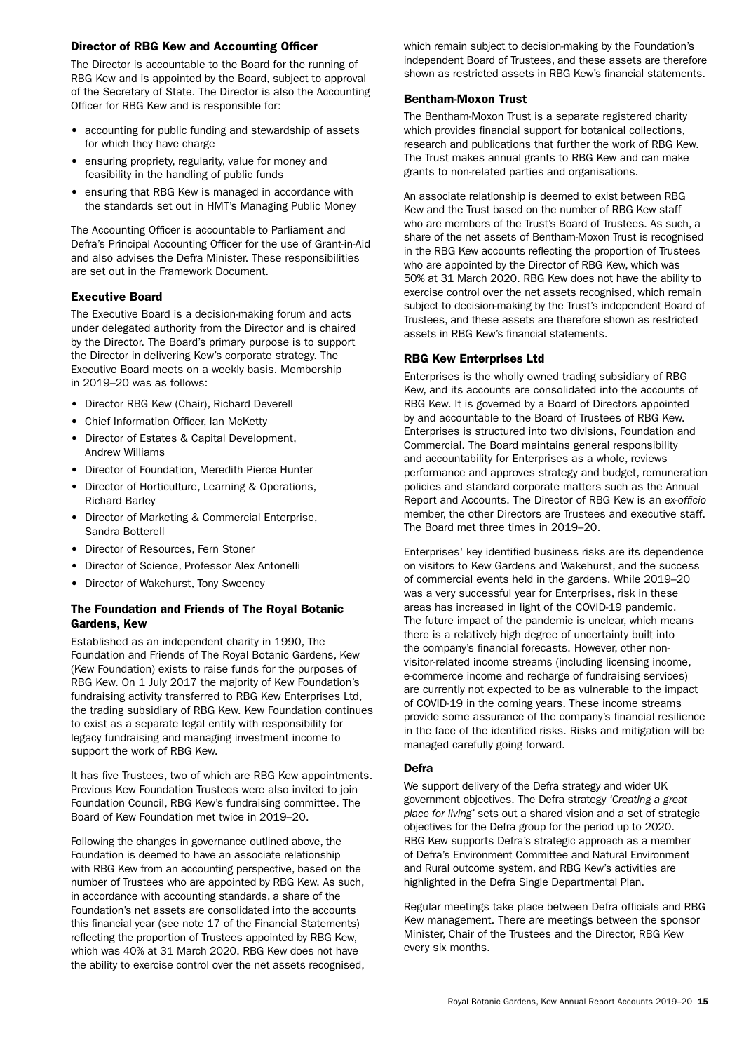### Director of RBG Kew and Accounting Officer

The Director is accountable to the Board for the running of RBG Kew and is appointed by the Board, subject to approval of the Secretary of State. The Director is also the Accounting Officer for RBG Kew and is responsible for:

- accounting for public funding and stewardship of assets for which they have charge
- ensuring propriety, regularity, value for money and feasibility in the handling of public funds
- ensuring that RBG Kew is managed in accordance with the standards set out in HMT's Managing Public Money

The Accounting Officer is accountable to Parliament and Defra's Principal Accounting Officer for the use of Grant-in-Aid and also advises the Defra Minister. These responsibilities are set out in the Framework Document.

### Executive Board

The Executive Board is a decision-making forum and acts under delegated authority from the Director and is chaired by the Director. The Board's primary purpose is to support the Director in delivering Kew's corporate strategy. The Executive Board meets on a weekly basis. Membership in 2019–20 was as follows:

- Director RBG Kew (Chair), Richard Deverell
- Chief Information Officer, Ian McKetty
- Director of Estates & Capital Development, Andrew Williams
- Director of Foundation, Meredith Pierce Hunter
- Director of Horticulture, Learning & Operations, Richard Barley
- Director of Marketing & Commercial Enterprise, Sandra Botterell
- Director of Resources, Fern Stoner
- Director of Science, Professor Alex Antonelli
- Director of Wakehurst, Tony Sweeney

### The Foundation and Friends of The Royal Botanic Gardens, Kew

Established as an independent charity in 1990, The Foundation and Friends of The Royal Botanic Gardens, Kew (Kew Foundation) exists to raise funds for the purposes of RBG Kew. On 1 July 2017 the majority of Kew Foundation's fundraising activity transferred to RBG Kew Enterprises Ltd, the trading subsidiary of RBG Kew. Kew Foundation continues to exist as a separate legal entity with responsibility for legacy fundraising and managing investment income to support the work of RBG Kew.

It has five Trustees, two of which are RBG Kew appointments. Previous Kew Foundation Trustees were also invited to join Foundation Council, RBG Kew's fundraising committee. The Board of Kew Foundation met twice in 2019–20.

Following the changes in governance outlined above, the Foundation is deemed to have an associate relationship with RBG Kew from an accounting perspective, based on the number of Trustees who are appointed by RBG Kew. As such, in accordance with accounting standards, a share of the Foundation's net assets are consolidated into the accounts this financial year (see note 17 of the Financial Statements) reflecting the proportion of Trustees appointed by RBG Kew, which was 40% at 31 March 2020. RBG Kew does not have the ability to exercise control over the net assets recognised, which remain subject to decision-making by the Foundation's independent Board of Trustees, and these assets are therefore shown as restricted assets in RBG Kew's financial statements.

### Bentham-Moxon Trust

The Bentham-Moxon Trust is a separate registered charity which provides financial support for botanical collections, research and publications that further the work of RBG Kew. The Trust makes annual grants to RBG Kew and can make grants to non-related parties and organisations.

An associate relationship is deemed to exist between RBG Kew and the Trust based on the number of RBG Kew staff who are members of the Trust's Board of Trustees. As such, a share of the net assets of Bentham-Moxon Trust is recognised in the RBG Kew accounts reflecting the proportion of Trustees who are appointed by the Director of RBG Kew, which was 50% at 31 March 2020. RBG Kew does not have the ability to exercise control over the net assets recognised, which remain subject to decision-making by the Trust's independent Board of Trustees, and these assets are therefore shown as restricted assets in RBG Kew's financial statements.

### RBG Kew Enterprises Ltd

Enterprises is the wholly owned trading subsidiary of RBG Kew, and its accounts are consolidated into the accounts of RBG Kew. It is governed by a Board of Directors appointed by and accountable to the Board of Trustees of RBG Kew. Enterprises is structured into two divisions, Foundation and Commercial. The Board maintains general responsibility and accountability for Enterprises as a whole, reviews performance and approves strategy and budget, remuneration policies and standard corporate matters such as the Annual Report and Accounts. The Director of RBG Kew is an *ex-officio* member, the other Directors are Trustees and executive staff. The Board met three times in 2019–20.

Enterprises' key identified business risks are its dependence on visitors to Kew Gardens and Wakehurst, and the success of commercial events held in the gardens. While 2019–20 was a very successful year for Enterprises, risk in these areas has increased in light of the COVID-19 pandemic. The future impact of the pandemic is unclear, which means there is a relatively high degree of uncertainty built into the company's financial forecasts. However, other non-visitor-related income streams (including licensing income, e-commerce income and recharge of fundraising services) are currently not expected to be as vulnerable to the impact of COVID-19 in the coming years. These income streams provide some assurance of the company's financial resilience in the face of the identified risks. Risks and mitigation will be managed carefully going forward.

### Defra

We support delivery of the Defra strategy and wider UK government objectives. The Defra strategy *'Creating a great place for living'* sets out a shared vision and a set of strategic objectives for the Defra group for the period up to 2020. RBG Kew supports Defra's strategic approach as a member of Defra's Environment Committee and Natural Environment and Rural outcome system, and RBG Kew's activities are highlighted in the Defra Single Departmental Plan.

Regular meetings take place between Defra officials and RBG Kew management. There are meetings between the sponsor Minister, Chair of the Trustees and the Director, RBG Kew every six months.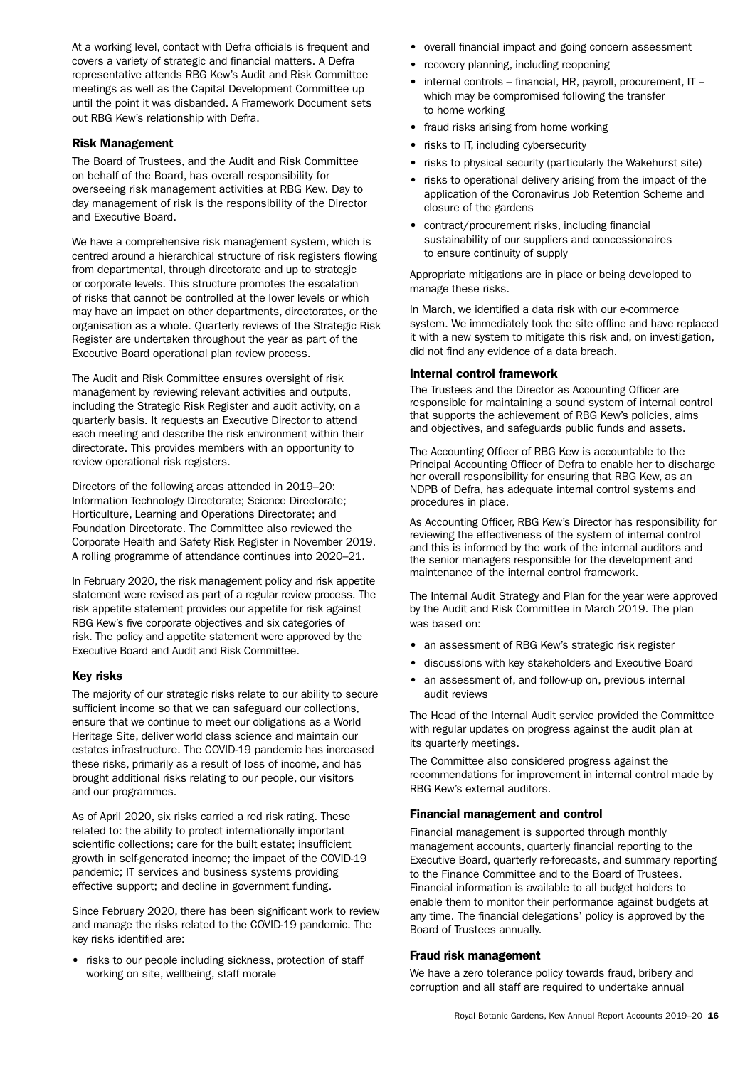At a working level, contact with Defra officials is frequent and covers a variety of strategic and financial matters. A Defra representative attends RBG Kew's Audit and Risk Committee meetings as well as the Capital Development Committee up until the point it was disbanded. A Framework Document sets out RBG Kew's relationship with Defra.

### Risk Management

The Board of Trustees, and the Audit and Risk Committee on behalf of the Board, has overall responsibility for overseeing risk management activities at RBG Kew. Day to day management of risk is the responsibility of the Director and Executive Board.

We have a comprehensive risk management system, which is centred around a hierarchical structure of risk registers flowing from departmental, through directorate and up to strategic or corporate levels. This structure promotes the escalation of risks that cannot be controlled at the lower levels or which may have an impact on other departments, directorates, or the organisation as a whole. Quarterly reviews of the Strategic Risk Register are undertaken throughout the year as part of the Executive Board operational plan review process.

The Audit and Risk Committee ensures oversight of risk management by reviewing relevant activities and outputs, including the Strategic Risk Register and audit activity, on a quarterly basis. It requests an Executive Director to attend each meeting and describe the risk environment within their directorate. This provides members with an opportunity to review operational risk registers.

Directors of the following areas attended in 2019–20: Information Technology Directorate; Science Directorate; Horticulture, Learning and Operations Directorate; and Foundation Directorate. The Committee also reviewed the Corporate Health and Safety Risk Register in November 2019. A rolling programme of attendance continues into 2020–21.

In February 2020, the risk management policy and risk appetite statement were revised as part of a regular review process. The risk appetite statement provides our appetite for risk against RBG Kew's five corporate objectives and six categories of risk. The policy and appetite statement were approved by the Executive Board and Audit and Risk Committee.

### Key risks

The majority of our strategic risks relate to our ability to secure sufficient income so that we can safeguard our collections, ensure that we continue to meet our obligations as a World Heritage Site, deliver world class science and maintain our estates infrastructure. The COVID-19 pandemic has increased these risks, primarily as a result of loss of income, and has brought additional risks relating to our people, our visitors and our programmes.

As of April 2020, six risks carried a red risk rating. These related to: the ability to protect internationally important scientific collections; care for the built estate; insufficient growth in self-generated income; the impact of the COVID-19 pandemic; IT services and business systems providing effective support; and decline in government funding.

Since February 2020, there has been significant work to review and manage the risks related to the COVID-19 pandemic. The key risks identified are:

- risks to our people including sickness, protection of staff working on site, wellbeing, staff morale
- overall financial impact and going concern assessment
- recovery planning, including reopening
- internal controls – financial, HR, payroll, procurement, IT – which may be compromised following the transfer to home working
- fraud risks arising from home working
- risks to IT, including cybersecurity
- risks to physical security (particularly the Wakehurst site)
- risks to operational delivery arising from the impact of the application of the Coronavirus Job Retention Scheme and closure of the gardens
- contract/procurement risks, including financial sustainability of our suppliers and concessionaires to ensure continuity of supply

Appropriate mitigations are in place or being developed to manage these risks.

In March, we identified a data risk with our e-commerce system. We immediately took the site offline and have replaced it with a new system to mitigate this risk and, on investigation, did not find any evidence of a data breach.

### Internal control framework

The Trustees and the Director as Accounting Officer are responsible for maintaining a sound system of internal control that supports the achievement of RBG Kew's policies, aims and objectives, and safeguards public funds and assets.

The Accounting Officer of RBG Kew is accountable to the Principal Accounting Officer of Defra to enable her to discharge her overall responsibility for ensuring that RBG Kew, as an NDPB of Defra, has adequate internal control systems and procedures in place.

As Accounting Officer, RBG Kew's Director has responsibility for reviewing the effectiveness of the system of internal control and this is informed by the work of the internal auditors and the senior managers responsible for the development and maintenance of the internal control framework.

The Internal Audit Strategy and Plan for the year were approved by the Audit and Risk Committee in March 2019. The plan was based on:

- an assessment of RBG Kew's strategic risk register
- discussions with key stakeholders and Executive Board
- an assessment of, and follow-up on, previous internal audit reviews

The Head of the Internal Audit service provided the Committee with regular updates on progress against the audit plan at its quarterly meetings.

The Committee also considered progress against the recommendations for improvement in internal control made by RBG Kew's external auditors.

### Financial management and control

Financial management is supported through monthly management accounts, quarterly financial reporting to the Executive Board, quarterly re-forecasts, and summary reporting to the Finance Committee and to the Board of Trustees. Financial information is available to all budget holders to enable them to monitor their performance against budgets at any time. The financial delegations' policy is approved by the Board of Trustees annually.

### Fraud risk management

We have a zero tolerance policy towards fraud, bribery and corruption and all staff are required to undertake annual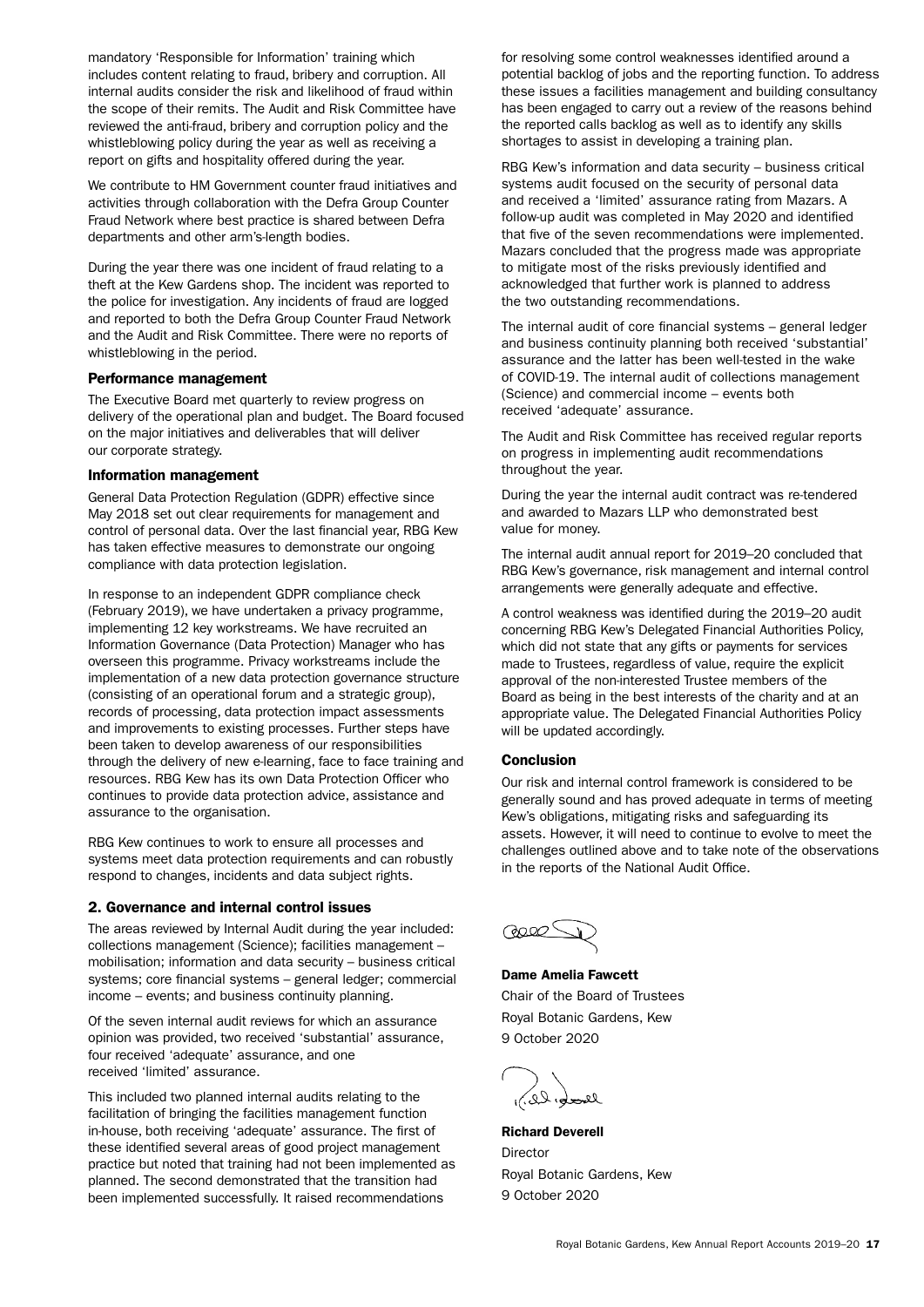mandatory 'Responsible for Information' training which includes content relating to fraud, bribery and corruption. All internal audits consider the risk and likelihood of fraud within the scope of their remits. The Audit and Risk Committee have reviewed the anti-fraud, bribery and corruption policy and the whistleblowing policy during the year as well as receiving a report on gifts and hospitality offered during the year.

We contribute to HM Government counter fraud initiatives and activities through collaboration with the Defra Group Counter Fraud Network where best practice is shared between Defra departments and other arm's-length bodies.

During the year there was one incident of fraud relating to a theft at the Kew Gardens shop. The incident was reported to the police for investigation. Any incidents of fraud are logged and reported to both the Defra Group Counter Fraud Network and the Audit and Risk Committee. There were no reports of whistleblowing in the period.

### Performance management

The Executive Board met quarterly to review progress on delivery of the operational plan and budget. The Board focused on the major initiatives and deliverables that will deliver our corporate strategy.

### Information management

General Data Protection Regulation (GDPR) effective since May 2018 set out clear requirements for management and control of personal data. Over the last financial year, RBG Kew has taken effective measures to demonstrate our ongoing compliance with data protection legislation.

In response to an independent GDPR compliance check (February 2019), we have undertaken a privacy programme, implementing 12 key workstreams. We have recruited an Information Governance (Data Protection) Manager who has overseen this programme. Privacy workstreams include the implementation of a new data protection governance structure (consisting of an operational forum and a strategic group), records of processing, data protection impact assessments and improvements to existing processes. Further steps have been taken to develop awareness of our responsibilities through the delivery of new e-learning, face to face training and resources. RBG Kew has its own Data Protection Officer who continues to provide data protection advice, assistance and assurance to the organisation.

RBG Kew continues to work to ensure all processes and systems meet data protection requirements and can robustly respond to changes, incidents and data subject rights.

## 2. Governance and internal control issues

The areas reviewed by Internal Audit during the year included: collections management (Science); facilities management – mobilisation; information and data security – business critical systems; core financial systems – general ledger; commercial income – events; and business continuity planning.

Of the seven internal audit reviews for which an assurance opinion was provided, two received 'substantial' assurance, four received 'adequate' assurance, and one received 'limited' assurance.

This included two planned internal audits relating to the facilitation of bringing the facilities management function in-house, both receiving 'adequate' assurance. The first of these identified several areas of good project management practice but noted that training had not been implemented as planned. The second demonstrated that the transition had been implemented successfully. It raised recommendations for resolving some control weaknesses identified around a potential backlog of jobs and the reporting function. To address these issues a facilities management and building consultancy has been engaged to carry out a review of the reasons behind the reported calls backlog as well as to identify any skills shortages to assist in developing a training plan.

RBG Kew's information and data security – business critical systems audit focused on the security of personal data and received a 'limited' assurance rating from Mazars. A follow-up audit was completed in May 2020 and identified that five of the seven recommendations were implemented. Mazars concluded that the progress made was appropriate to mitigate most of the risks previously identified and acknowledged that further work is planned to address the two outstanding recommendations.

The internal audit of core financial systems – general ledger and business continuity planning both received 'substantial' assurance and the latter has been well-tested in the wake of COVID-19. The internal audit of collections management (Science) and commercial income – events both received 'adequate' assurance.

The Audit and Risk Committee has received regular reports on progress in implementing audit recommendations throughout the year.

During the year the internal audit contract was re-tendered and awarded to Mazars LLP who demonstrated best value for money.

The internal audit annual report for 2019–20 concluded that RBG Kew's governance, risk management and internal control arrangements were generally adequate and effective.

A control weakness was identified during the 2019–20 audit concerning RBG Kew's Delegated Financial Authorities Policy, which did not state that any gifts or payments for services made to Trustees, regardless of value, require the explicit approval of the non-interested Trustee members of the Board as being in the best interests of the charity and at an appropriate value. The Delegated Financial Authorities Policy will be updated accordingly.

### Conclusion

Our risk and internal control framework is considered to be generally sound and has proved adequate in terms of meeting Kew's obligations, mitigating risks and safeguarding its assets. However, it will need to continue to evolve to meet the challenges outlined above and to take note of the observations in the reports of the National Audit Office.

**Dame Amelia Fawcett**
Chair of the Board of Trustees
Royal Botanic Gardens, Kew
9 October 2020

**Richard Deverell**
Director
Royal Botanic Gardens, Kew
9 October 2020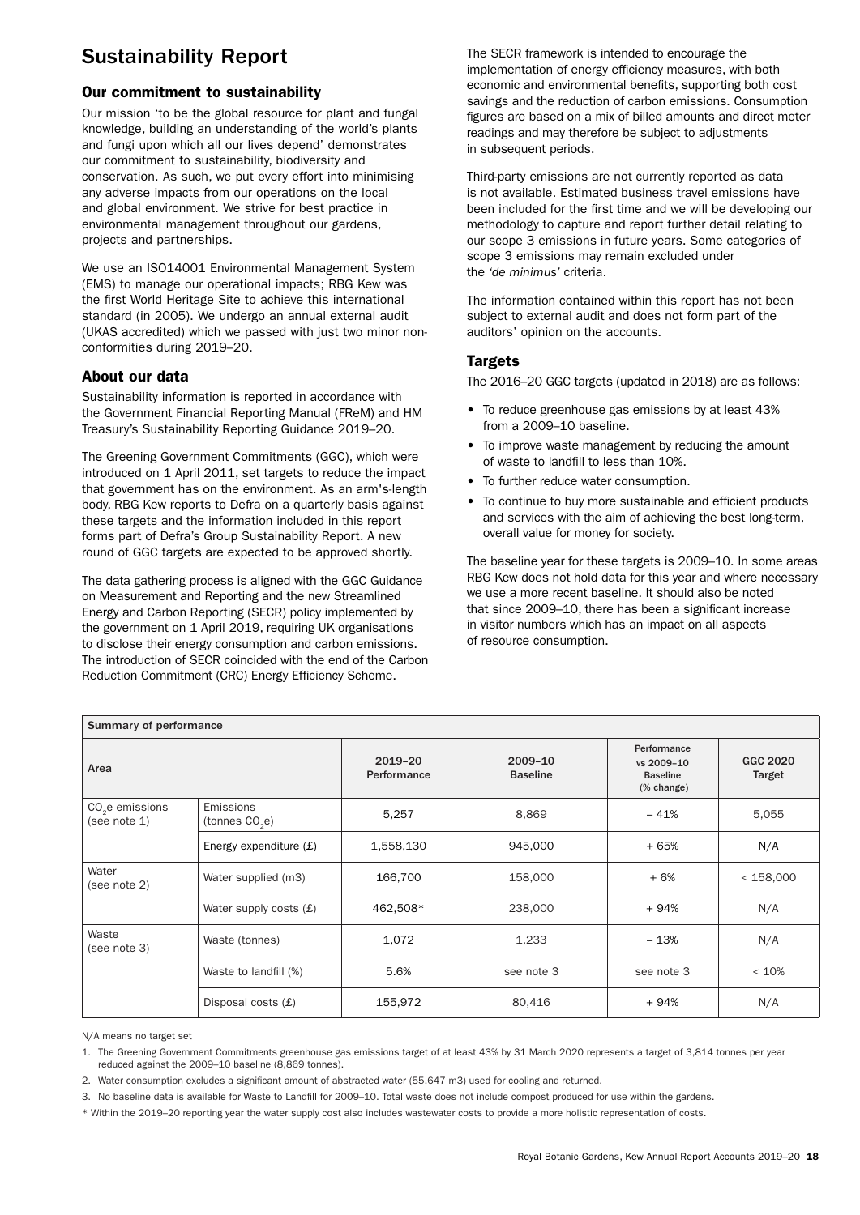# Sustainability Report

## Our commitment to sustainability

Our mission 'to be the global resource for plant and fungal knowledge, building an understanding of the world's plants and fungi upon which all our lives depend' demonstrates our commitment to sustainability, biodiversity and conservation. As such, we put every effort into minimising any adverse impacts from our operations on the local and global environment. We strive for best practice in environmental management throughout our gardens, projects and partnerships.

We use an ISO14001 Environmental Management System (EMS) to manage our operational impacts; RBG Kew was the first World Heritage Site to achieve this international standard (in 2005). We undergo an annual external audit (UKAS accredited) which we passed with just two minor non-conformities during 2019–20.

## About our data

Sustainability information is reported in accordance with the Government Financial Reporting Manual (FReM) and HM Treasury's Sustainability Reporting Guidance 2019–20.

The Greening Government Commitments (GGC), which were introduced on 1 April 2011, set targets to reduce the impact that government has on the environment. As an arm's-length body, RBG Kew reports to Defra on a quarterly basis against these targets and the information included in this report forms part of Defra's Group Sustainability Report. A new round of GGC targets are expected to be approved shortly.

The data gathering process is aligned with the GGC Guidance on Measurement and Reporting and the new Streamlined Energy and Carbon Reporting (SECR) policy implemented by the government on 1 April 2019, requiring UK organisations to disclose their energy consumption and carbon emissions. The introduction of SECR coincided with the end of the Carbon Reduction Commitment (CRC) Energy Efficiency Scheme.

The SECR framework is intended to encourage the implementation of energy efficiency measures, with both economic and environmental benefits, supporting both cost savings and the reduction of carbon emissions. Consumption figures are based on a mix of billed amounts and direct meter readings and may therefore be subject to adjustments in subsequent periods.

Third-party emissions are not currently reported as data is not available. Estimated business travel emissions have been included for the first time and we will be developing our methodology to capture and report further detail relating to our scope 3 emissions in future years. Some categories of scope 3 emissions may remain excluded under the *'de minimus'* criteria.

The information contained within this report has not been subject to external audit and does not form part of the auditors' opinion on the accounts.

## Targets

The 2016–20 GGC targets (updated in 2018) are as follows:

- To reduce greenhouse gas emissions by at least 43% from a 2009–10 baseline.
- To improve waste management by reducing the amount of waste to landfill to less than 10%.
- To further reduce water consumption.
- To continue to buy more sustainable and efficient products and services with the aim of achieving the best long-term, overall value for money for society.

The baseline year for these targets is 2009–10. In some areas RBG Kew does not hold data for this year and where necessary we use a more recent baseline. It should also be noted that since 2009–10, there has been a significant increase in visitor numbers which has an impact on all aspects of resource consumption.

| Summary of performance | | | | | |
|---|---|---|---|---|---|
| Area | | 2019–20 Performance | 2009–10 Baseline | Performance vs 2009–10 Baseline (% change) | GGC 2020 Target |
| $CO_2$e emissions (see note 1) | Emissions (tonnes $CO_2$e) | 5,257 | 8,869 | – 41% | 5,055 |
| | Energy expenditure (£) | 1,558,130 | 945,000 | + 65% | N/A |
| Water (see note 2) | Water supplied (m3) | 166,700 | 158,000 | + 6% | < 158,000 |
| | Water supply costs (£) | 462,508* | 238,000 | + 94% | N/A |
| Waste (see note 3) | Waste (tonnes) | 1,072 | 1,233 | – 13% | N/A |
| | Waste to landfill (%) | 5.6% | see note 3 | see note 3 | < 10% |
| | Disposal costs (£) | 155,972 | 80,416 | + 94% | N/A |

N/A means no target set

1. The Greening Government Commitments greenhouse gas emissions target of at least 43% by 31 March 2020 represents a target of 3,814 tonnes per year reduced against the 2009–10 baseline (8,869 tonnes).
2. Water consumption excludes a significant amount of abstracted water (55,647 m3) used for cooling and returned.
3. No baseline data is available for Waste to Landfill for 2009–10. Total waste does not include compost produced for use within the gardens.

\* Within the 2019–20 reporting year the water supply cost also includes wastewater costs to provide a more holistic representation of costs.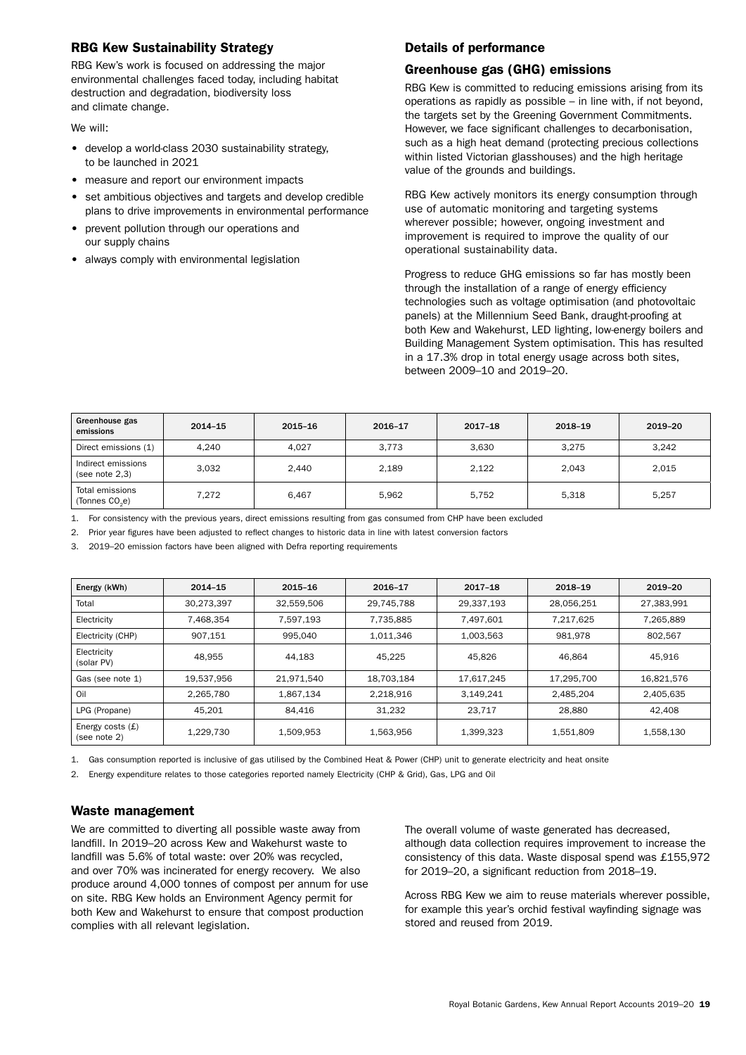## RBG Kew Sustainability Strategy

RBG Kew's work is focused on addressing the major environmental challenges faced today, including habitat destruction and degradation, biodiversity loss and climate change.

We will:

- develop a world-class 2030 sustainability strategy, to be launched in 2021
- measure and report our environment impacts
- set ambitious objectives and targets and develop credible plans to drive improvements in environmental performance
- prevent pollution through our operations and our supply chains
- always comply with environmental legislation

## Details of performance

### Greenhouse gas (GHG) emissions

RBG Kew is committed to reducing emissions arising from its operations as rapidly as possible – in line with, if not beyond, the targets set by the Greening Government Commitments. However, we face significant challenges to decarbonisation, such as a high heat demand (protecting precious collections within listed Victorian glasshouses) and the high heritage value of the grounds and buildings.

RBG Kew actively monitors its energy consumption through use of automatic monitoring and targeting systems wherever possible; however, ongoing investment and improvement is required to improve the quality of our operational sustainability data.

Progress to reduce GHG emissions so far has mostly been through the installation of a range of energy efficiency technologies such as voltage optimisation (and photovoltaic panels) at the Millennium Seed Bank, draught-proofing at both Kew and Wakehurst, LED lighting, low-energy boilers and Building Management System optimisation. This has resulted in a 17.3% drop in total energy usage across both sites, between 2009–10 and 2019–20.

| Greenhouse gas emissions | 2014–15 | 2015–16 | 2016–17 | 2017–18 | 2018–19 | 2019–20 |
|---|---|---|---|---|---|---|
| Direct emissions (1) | 4,240 | 4,027 | 3,773 | 3,630 | 3,275 | 3,242 |
| Indirect emissions (see note 2,3) | 3,032 | 2,440 | 2,189 | 2,122 | 2,043 | 2,015 |
| Total emissions (Tonnes $CO_2e$) | 7,272 | 6,467 | 5,962 | 5,752 | 5,318 | 5,257 |

1. For consistency with the previous years, direct emissions resulting from gas consumed from CHP have been excluded
2. Prior year figures have been adjusted to reflect changes to historic data in line with latest conversion factors
3. 2019–20 emission factors have been aligned with Defra reporting requirements

| Energy (kWh) | 2014–15 | 2015–16 | 2016–17 | 2017–18 | 2018–19 | 2019–20 |
|---|---|---|---|---|---|---|
| Total | 30,273,397 | 32,559,506 | 29,745,788 | 29,337,193 | 28,056,251 | 27,383,991 |
| Electricity | 7,468,354 | 7,597,193 | 7,735,885 | 7,497,601 | 7,217,625 | 7,265,889 |
| Electricity (CHP) | 907,151 | 995,040 | 1,011,346 | 1,003,563 | 981,978 | 802,567 |
| Electricity (solar PV) | 48,955 | 44,183 | 45,225 | 45,826 | 46,864 | 45,916 |
| Gas (see note 1) | 19,537,956 | 21,971,540 | 18,703,184 | 17,617,245 | 17,295,700 | 16,821,576 |
| Oil | 2,265,780 | 1,867,134 | 2,218,916 | 3,149,241 | 2,485,204 | 2,405,635 |
| LPG (Propane) | 45,201 | 84,416 | 31,232 | 23,717 | 28,880 | 42,408 |
| Energy costs (£) (see note 2) | 1,229,730 | 1,509,953 | 1,563,956 | 1,399,323 | 1,551,809 | 1,558,130 |

1. Gas consumption reported is inclusive of gas utilised by the Combined Heat & Power (CHP) unit to generate electricity and heat onsite
2. Energy expenditure relates to those categories reported namely Electricity (CHP & Grid), Gas, LPG and Oil

### Waste management

We are committed to diverting all possible waste away from landfill. In 2019–20 across Kew and Wakehurst waste to landfill was 5.6% of total waste: over 20% was recycled, and over 70% was incinerated for energy recovery. We also produce around 4,000 tonnes of compost per annum for use on site. RBG Kew holds an Environment Agency permit for both Kew and Wakehurst to ensure that compost production complies with all relevant legislation.

The overall volume of waste generated has decreased, although data collection requires improvement to increase the consistency of this data. Waste disposal spend was £155,972 for 2019–20, a significant reduction from 2018–19.

Across RBG Kew we aim to reuse materials wherever possible, for example this year's orchid festival wayfinding signage was stored and reused from 2019.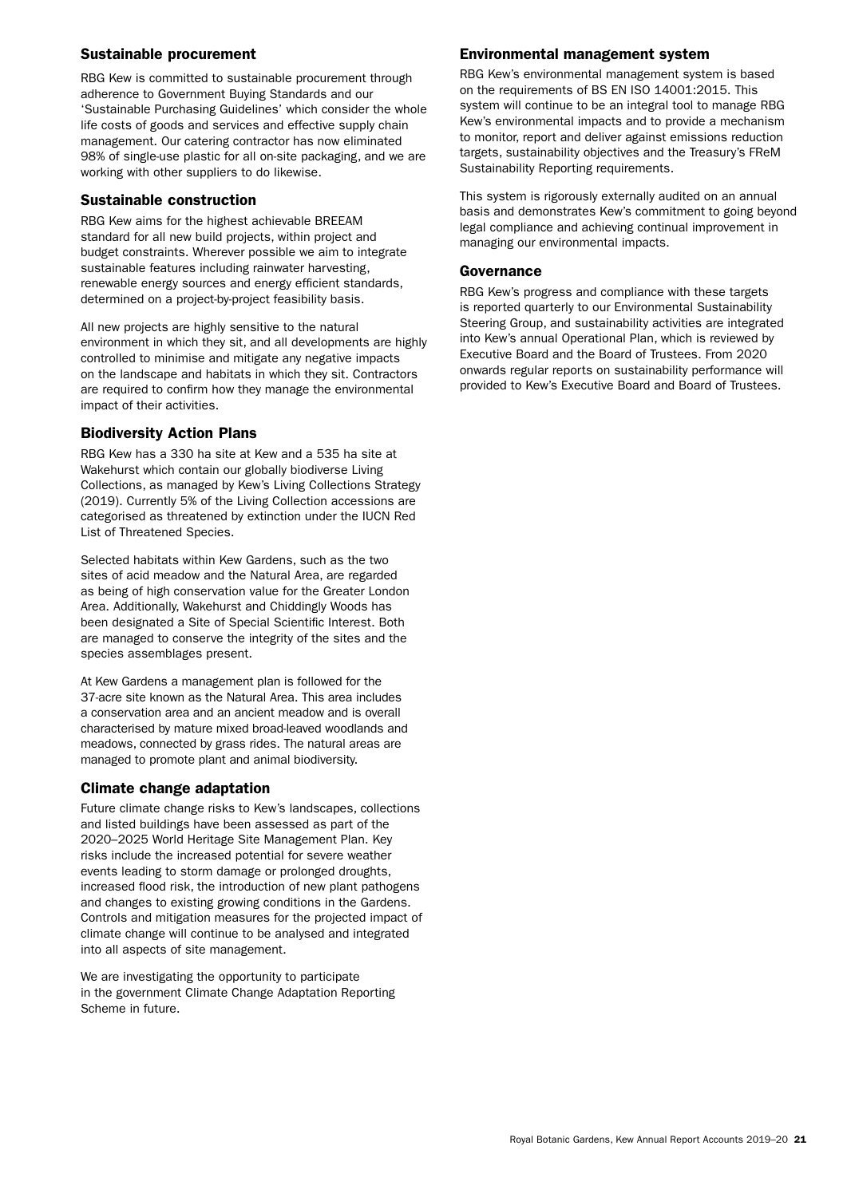## Sustainable procurement

RBG Kew is committed to sustainable procurement through adherence to Government Buying Standards and our 'Sustainable Purchasing Guidelines' which consider the whole life costs of goods and services and effective supply chain management. Our catering contractor has now eliminated 98% of single-use plastic for all on-site packaging, and we are working with other suppliers to do likewise.

## Sustainable construction

RBG Kew aims for the highest achievable BREEAM standard for all new build projects, within project and budget constraints. Wherever possible we aim to integrate sustainable features including rainwater harvesting, renewable energy sources and energy efficient standards, determined on a project-by-project feasibility basis.

All new projects are highly sensitive to the natural environment in which they sit, and all developments are highly controlled to minimise and mitigate any negative impacts on the landscape and habitats in which they sit. Contractors are required to confirm how they manage the environmental impact of their activities.

## Biodiversity Action Plans

RBG Kew has a 330 ha site at Kew and a 535 ha site at Wakehurst which contain our globally biodiverse Living Collections, as managed by Kew's Living Collections Strategy (2019). Currently 5% of the Living Collection accessions are categorised as threatened by extinction under the IUCN Red List of Threatened Species.

Selected habitats within Kew Gardens, such as the two sites of acid meadow and the Natural Area, are regarded as being of high conservation value for the Greater London Area. Additionally, Wakehurst and Chiddingly Woods has been designated a Site of Special Scientific Interest. Both are managed to conserve the integrity of the sites and the species assemblages present.

At Kew Gardens a management plan is followed for the 37-acre site known as the Natural Area. This area includes a conservation area and an ancient meadow and is overall characterised by mature mixed broad-leaved woodlands and meadows, connected by grass rides. The natural areas are managed to promote plant and animal biodiversity.

## Climate change adaptation

Future climate change risks to Kew's landscapes, collections and listed buildings have been assessed as part of the 2020–2025 World Heritage Site Management Plan. Key risks include the increased potential for severe weather events leading to storm damage or prolonged droughts, increased flood risk, the introduction of new plant pathogens and changes to existing growing conditions in the Gardens. Controls and mitigation measures for the projected impact of climate change will continue to be analysed and integrated into all aspects of site management.

We are investigating the opportunity to participate in the government Climate Change Adaptation Reporting Scheme in future.

## Environmental management system

RBG Kew's environmental management system is based on the requirements of BS EN ISO 14001:2015. This system will continue to be an integral tool to manage RBG Kew's environmental impacts and to provide a mechanism to monitor, report and deliver against emissions reduction targets, sustainability objectives and the Treasury's FReM Sustainability Reporting requirements.

This system is rigorously externally audited on an annual basis and demonstrates Kew's commitment to going beyond legal compliance and achieving continual improvement in managing our environmental impacts.

## Governance

RBG Kew's progress and compliance with these targets is reported quarterly to our Environmental Sustainability Steering Group, and sustainability activities are integrated into Kew's annual Operational Plan, which is reviewed by Executive Board and the Board of Trustees. From 2020 onwards regular reports on sustainability performance will provided to Kew's Executive Board and Board of Trustees.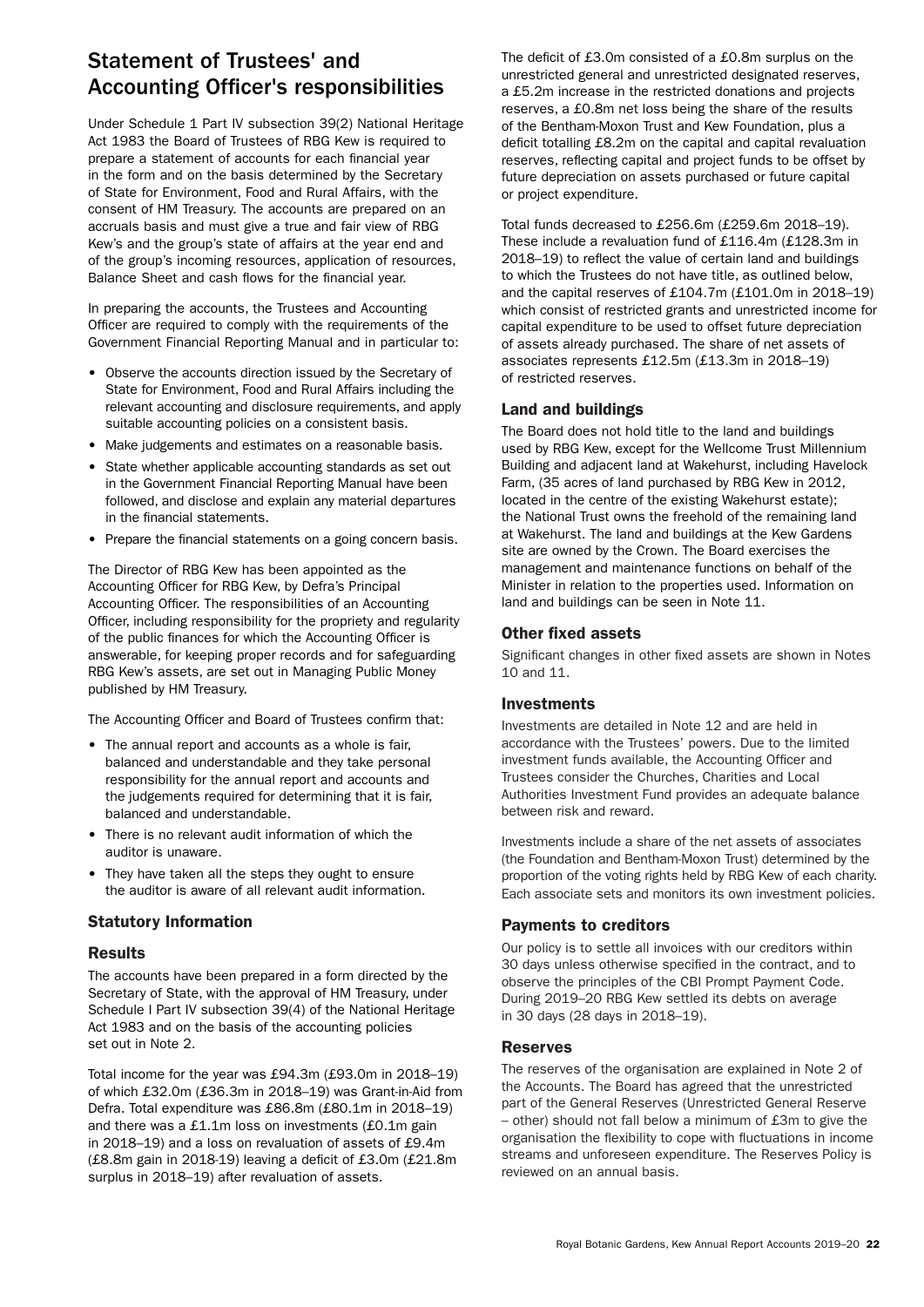# Statement of Trustees' and Accounting Officer's responsibilities

Under Schedule 1 Part IV subsection 39(2) National Heritage Act 1983 the Board of Trustees of RBG Kew is required to prepare a statement of accounts for each financial year in the form and on the basis determined by the Secretary of State for Environment, Food and Rural Affairs, with the consent of HM Treasury. The accounts are prepared on an accruals basis and must give a true and fair view of RBG Kew's and the group's state of affairs at the year end and of the group's incoming resources, application of resources, Balance Sheet and cash flows for the financial year.

In preparing the accounts, the Trustees and Accounting Officer are required to comply with the requirements of the Government Financial Reporting Manual and in particular to:

- Observe the accounts direction issued by the Secretary of State for Environment, Food and Rural Affairs including the relevant accounting and disclosure requirements, and apply suitable accounting policies on a consistent basis.
- Make judgements and estimates on a reasonable basis.
- State whether applicable accounting standards as set out in the Government Financial Reporting Manual have been followed, and disclose and explain any material departures in the financial statements.
- Prepare the financial statements on a going concern basis.

The Director of RBG Kew has been appointed as the Accounting Officer for RBG Kew, by Defra's Principal Accounting Officer. The responsibilities of an Accounting Officer, including responsibility for the propriety and regularity of the public finances for which the Accounting Officer is answerable, for keeping proper records and for safeguarding RBG Kew's assets, are set out in Managing Public Money published by HM Treasury.

The Accounting Officer and Board of Trustees confirm that:

- The annual report and accounts as a whole is fair, balanced and understandable and they take personal responsibility for the annual report and accounts and the judgements required for determining that it is fair, balanced and understandable.
- There is no relevant audit information of which the auditor is unaware.
- They have taken all the steps they ought to ensure the auditor is aware of all relevant audit information.

### Statutory Information

### Results

The accounts have been prepared in a form directed by the Secretary of State, with the approval of HM Treasury, under Schedule I Part IV subsection 39(4) of the National Heritage Act 1983 and on the basis of the accounting policies set out in Note 2.

Total income for the year was £94.3m (£93.0m in 2018–19) of which £32.0m (£36.3m in 2018–19) was Grant-in-Aid from Defra. Total expenditure was £86.8m (£80.1m in 2018–19) and there was a £1.1m loss on investments (£0.1m gain in 2018–19) and a loss on revaluation of assets of £9.4m (£8.8m gain in 2018-19) leaving a deficit of £3.0m (£21.8m surplus in 2018–19) after revaluation of assets.

The deficit of £3.0m consisted of a £0.8m surplus on the unrestricted general and unrestricted designated reserves, a £5.2m increase in the restricted donations and projects reserves, a £0.8m net loss being the share of the results of the Bentham-Moxon Trust and Kew Foundation, plus a deficit totalling £8.2m on the capital and capital revaluation reserves, reflecting capital and project funds to be offset by future depreciation on assets purchased or future capital or project expenditure.

Total funds decreased to £256.6m (£259.6m 2018–19). These include a revaluation fund of £116.4m (£128.3m in 2018–19) to reflect the value of certain land and buildings to which the Trustees do not have title, as outlined below, and the capital reserves of £104.7m (£101.0m in 2018–19) which consist of restricted grants and unrestricted income for capital expenditure to be used to offset future depreciation of assets already purchased. The share of net assets of associates represents £12.5m (£13.3m in 2018–19) of restricted reserves.

### Land and buildings

The Board does not hold title to the land and buildings used by RBG Kew, except for the Wellcome Trust Millennium Building and adjacent land at Wakehurst, including Havelock Farm, (35 acres of land purchased by RBG Kew in 2012, located in the centre of the existing Wakehurst estate); the National Trust owns the freehold of the remaining land at Wakehurst. The land and buildings at the Kew Gardens site are owned by the Crown. The Board exercises the management and maintenance functions on behalf of the Minister in relation to the properties used. Information on land and buildings can be seen in Note 11.

### Other fixed assets

Significant changes in other fixed assets are shown in Notes 10 and 11.

### Investments

Investments are detailed in Note 12 and are held in accordance with the Trustees' powers. Due to the limited investment funds available, the Accounting Officer and Trustees consider the Churches, Charities and Local Authorities Investment Fund provides an adequate balance between risk and reward.

Investments include a share of the net assets of associates (the Foundation and Bentham-Moxon Trust) determined by the proportion of the voting rights held by RBG Kew of each charity. Each associate sets and monitors its own investment policies.

### Payments to creditors

Our policy is to settle all invoices with our creditors within 30 days unless otherwise specified in the contract, and to observe the principles of the CBI Prompt Payment Code. During 2019–20 RBG Kew settled its debts on average in 30 days (28 days in 2018–19).

### Reserves

The reserves of the organisation are explained in Note 2 of the Accounts. The Board has agreed that the unrestricted part of the General Reserves (Unrestricted General Reserve – other) should not fall below a minimum of £3m to give the organisation the flexibility to cope with fluctuations in income streams and unforeseen expenditure. The Reserves Policy is reviewed on an annual basis.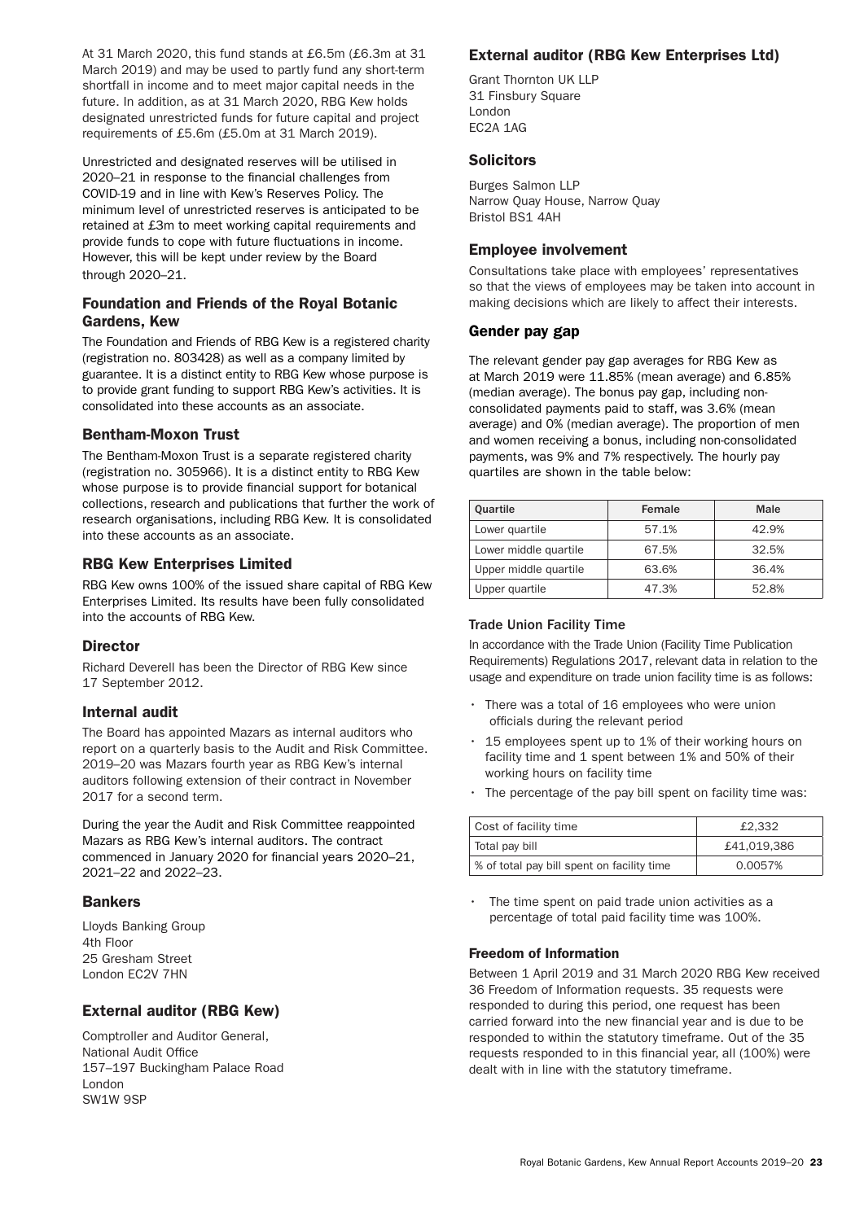At 31 March 2020, this fund stands at £6.5m (£6.3m at 31 March 2019) and may be used to partly fund any short-term shortfall in income and to meet major capital needs in the future. In addition, as at 31 March 2020, RBG Kew holds designated unrestricted funds for future capital and project requirements of £5.6m (£5.0m at 31 March 2019).

Unrestricted and designated reserves will be utilised in 2020–21 in response to the financial challenges from COVID-19 and in line with Kew's Reserves Policy. The minimum level of unrestricted reserves is anticipated to be retained at £3m to meet working capital requirements and provide funds to cope with future fluctuations in income. However, this will be kept under review by the Board through 2020–21.

## Foundation and Friends of the Royal Botanic Gardens, Kew

The Foundation and Friends of RBG Kew is a registered charity (registration no. 803428) as well as a company limited by guarantee. It is a distinct entity to RBG Kew whose purpose is to provide grant funding to support RBG Kew's activities. It is consolidated into these accounts as an associate.

## Bentham-Moxon Trust

The Bentham-Moxon Trust is a separate registered charity (registration no. 305966). It is a distinct entity to RBG Kew whose purpose is to provide financial support for botanical collections, research and publications that further the work of research organisations, including RBG Kew. It is consolidated into these accounts as an associate.

## RBG Kew Enterprises Limited

RBG Kew owns 100% of the issued share capital of RBG Kew Enterprises Limited. Its results have been fully consolidated into the accounts of RBG Kew.

## Director

Richard Deverell has been the Director of RBG Kew since 17 September 2012.

## Internal audit

The Board has appointed Mazars as internal auditors who report on a quarterly basis to the Audit and Risk Committee. 2019–20 was Mazars fourth year as RBG Kew's internal auditors following extension of their contract in November 2017 for a second term.

During the year the Audit and Risk Committee reappointed Mazars as RBG Kew's internal auditors. The contract commenced in January 2020 for financial years 2020–21, 2021–22 and 2022–23.

## Bankers

Lloyds Banking Group  
4th Floor  
25 Gresham Street  
London EC2V 7HN

## External auditor (RBG Kew)

Comptroller and Auditor General,  
National Audit Office  
157–197 Buckingham Palace Road  
London  
SW1W 9SP

## External auditor (RBG Kew Enterprises Ltd)

Grant Thornton UK LLP  
31 Finsbury Square  
London  
EC2A 1AG

## Solicitors

Burges Salmon LLP  
Narrow Quay House, Narrow Quay  
Bristol BS1 4AH

## Employee involvement

Consultations take place with employees' representatives so that the views of employees may be taken into account in making decisions which are likely to affect their interests.

## Gender pay gap

The relevant gender pay gap averages for RBG Kew as at March 2019 were 11.85% (mean average) and 6.85% (median average). The bonus pay gap, including non-consolidated payments paid to staff, was 3.6% (mean average) and 0% (median average). The proportion of men and women receiving a bonus, including non-consolidated payments, was 9% and 7% respectively. The hourly pay quartiles are shown in the table below:

| Quartile | Female | Male |
|---|---|---|
| Lower quartile | 57.1% | 42.9% |
| Lower middle quartile | 67.5% | 32.5% |
| Upper middle quartile | 63.6% | 36.4% |
| Upper quartile | 47.3% | 52.8% |

### Trade Union Facility Time

In accordance with the Trade Union (Facility Time Publication Requirements) Regulations 2017, relevant data in relation to the usage and expenditure on trade union facility time is as follows:

- There was a total of 16 employees who were union officials during the relevant period
- 15 employees spent up to 1% of their working hours on facility time and 1 spent between 1% and 50% of their working hours on facility time
- The percentage of the pay bill spent on facility time was:

| Cost of facility time | £2,332 |
|---|---|
| Total pay bill | £41,019,386 |
| % of total pay bill spent on facility time | 0.0057% |

- The time spent on paid trade union activities as a percentage of total paid facility time was 100%.

### Freedom of Information

Between 1 April 2019 and 31 March 2020 RBG Kew received 36 Freedom of Information requests. 35 requests were responded to during this period, one request has been carried forward into the new financial year and is due to be responded to within the statutory timeframe. Out of the 35 requests responded to in this financial year, all (100%) were dealt with in line with the statutory timeframe.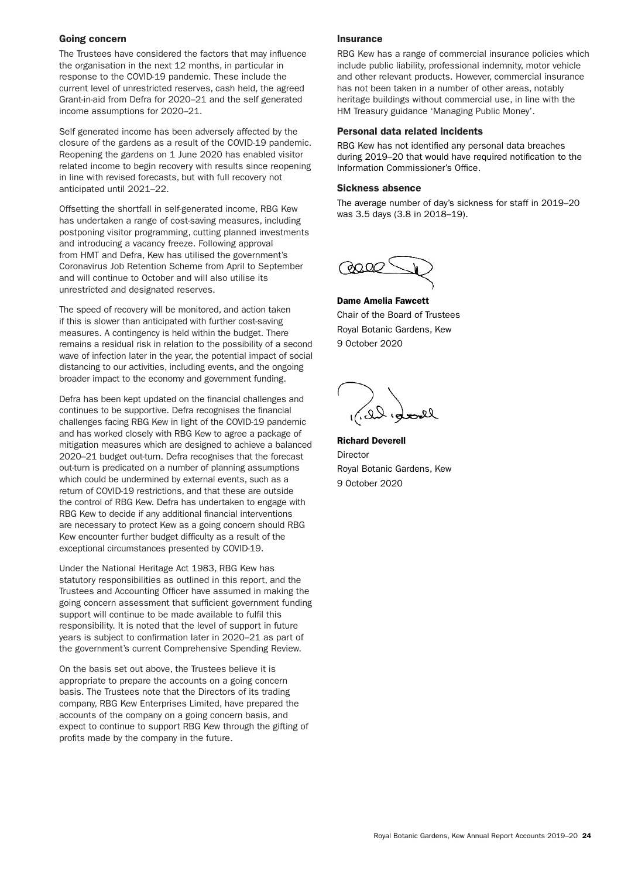## Going concern

The Trustees have considered the factors that may influence the organisation in the next 12 months, in particular in response to the COVID-19 pandemic. These include the current level of unrestricted reserves, cash held, the agreed Grant-in-aid from Defra for 2020–21 and the self generated income assumptions for 2020–21.

Self generated income has been adversely affected by the closure of the gardens as a result of the COVID-19 pandemic. Reopening the gardens on 1 June 2020 has enabled visitor related income to begin recovery with results since reopening in line with revised forecasts, but with full recovery not anticipated until 2021–22.

Offsetting the shortfall in self-generated income, RBG Kew has undertaken a range of cost-saving measures, including postponing visitor programming, cutting planned investments and introducing a vacancy freeze. Following approval from HMT and Defra, Kew has utilised the government's Coronavirus Job Retention Scheme from April to September and will continue to October and will also utilise its unrestricted and designated reserves.

The speed of recovery will be monitored, and action taken if this is slower than anticipated with further cost-saving measures. A contingency is held within the budget. There remains a residual risk in relation to the possibility of a second wave of infection later in the year, the potential impact of social distancing to our activities, including events, and the ongoing broader impact to the economy and government funding.

Defra has been kept updated on the financial challenges and continues to be supportive. Defra recognises the financial challenges facing RBG Kew in light of the COVID-19 pandemic and has worked closely with RBG Kew to agree a package of mitigation measures which are designed to achieve a balanced 2020–21 budget out-turn. Defra recognises that the forecast out-turn is predicated on a number of planning assumptions which could be undermined by external events, such as a return of COVID-19 restrictions, and that these are outside the control of RBG Kew. Defra has undertaken to engage with RBG Kew to decide if any additional financial interventions are necessary to protect Kew as a going concern should RBG Kew encounter further budget difficulty as a result of the exceptional circumstances presented by COVID-19.

Under the National Heritage Act 1983, RBG Kew has statutory responsibilities as outlined in this report, and the Trustees and Accounting Officer have assumed in making the going concern assessment that sufficient government funding support will continue to be made available to fulfil this responsibility. It is noted that the level of support in future years is subject to confirmation later in 2020–21 as part of the government's current Comprehensive Spending Review.

On the basis set out above, the Trustees believe it is appropriate to prepare the accounts on a going concern basis. The Trustees note that the Directors of its trading company, RBG Kew Enterprises Limited, have prepared the accounts of the company on a going concern basis, and expect to continue to support RBG Kew through the gifting of profits made by the company in the future.

## Insurance

RBG Kew has a range of commercial insurance policies which include public liability, professional indemnity, motor vehicle and other relevant products. However, commercial insurance has not been taken in a number of other areas, notably heritage buildings without commercial use, in line with the HM Treasury guidance 'Managing Public Money'.

## Personal data related incidents

RBG Kew has not identified any personal data breaches during 2019–20 that would have required notification to the Information Commissioner's Office.

## Sickness absence

The average number of day's sickness for staff in 2019–20 was 3.5 days (3.8 in 2018–19).

**Dame Amelia Fawcett**
Chair of the Board of Trustees
Royal Botanic Gardens, Kew
9 October 2020

**Richard Deverell**
Director
Royal Botanic Gardens, Kew
9 October 2020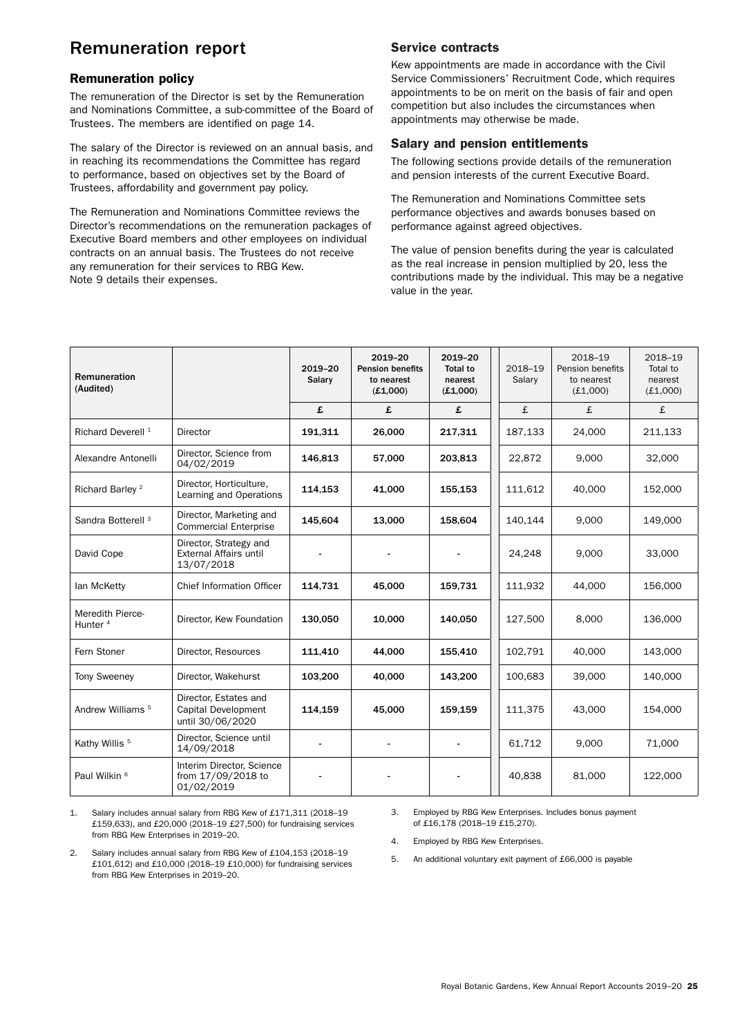# Remuneration report

## Remuneration policy

The remuneration of the Director is set by the Remuneration and Nominations Committee, a sub-committee of the Board of Trustees. The members are identified on page 14.

The salary of the Director is reviewed on an annual basis, and in reaching its recommendations the Committee has regard to performance, based on objectives set by the Board of Trustees, affordability and government pay policy.

The Remuneration and Nominations Committee reviews the Director's recommendations on the remuneration packages of Executive Board members and other employees on individual contracts on an annual basis. The Trustees do not receive any remuneration for their services to RBG Kew. Note 9 details their expenses.

## Service contracts

Kew appointments are made in accordance with the Civil Service Commissioners' Recruitment Code, which requires appointments to be on merit on the basis of fair and open competition but also includes the circumstances when appointments may otherwise be made.

## Salary and pension entitlements

The following sections provide details of the remuneration and pension interests of the current Executive Board.

The Remuneration and Nominations Committee sets performance objectives and awards bonuses based on performance against agreed objectives.

The value of pension benefits during the year is calculated as the real increase in pension multiplied by 20, less the contributions made by the individual. This may be a negative value in the year.

| Remuneration (Audited) | | 2019–20 Salary | 2019–20 Pension benefits to nearest (£1,000) | 2019–20 Total to nearest (£1,000) | 2018–19 Salary | 2018–19 Pension benefits to nearest (£1,000) | 2018–19 Total to nearest (£1,000) |
|---|---|---|---|---|---|---|---|
| | | £ | £ | £ | £ | £ | £ |
| Richard Deverell [1] | Director | 191,311 | 26,000 | 217,311 | 187,133 | 24,000 | 211,133 |
| Alexandre Antonelli | Director, Science from 04/02/2019 | 146,813 | 57,000 | 203,813 | 22,872 | 9,000 | 32,000 |
| Richard Barley [2] | Director, Horticulture, Learning and Operations | 114,153 | 41,000 | 155,153 | 111,612 | 40,000 | 152,000 |
| Sandra Botterell [3] | Director, Marketing and Commercial Enterprise | 145,604 | 13,000 | 158,604 | 140,144 | 9,000 | 149,000 |
| David Cope | Director, Strategy and External Affairs until 13/07/2018 | - | - | - | 24,248 | 9,000 | 33,000 |
| Ian McKetty | Chief Information Officer | 114,731 | 45,000 | 159,731 | 111,932 | 44,000 | 156,000 |
| Meredith Pierce-Hunter [4] | Director, Kew Foundation | 130,050 | 10,000 | 140,050 | 127,500 | 8,000 | 136,000 |
| Fern Stoner | Director, Resources | 111,410 | 44,000 | 155,410 | 102,791 | 40,000 | 143,000 |
| Tony Sweeney | Director, Wakehurst | 103,200 | 40,000 | 143,200 | 100,683 | 39,000 | 140,000 |
| Andrew Williams [5] | Director, Estates and Capital Development until 30/06/2020 | 114,159 | 45,000 | 159,159 | 111,375 | 43,000 | 154,000 |
| Kathy Willis [5] | Director, Science until 14/09/2018 | - | - | - | 61,712 | 9,000 | 71,000 |
| Paul Wilkin [6] | Interim Director, Science from 17/09/2018 to 01/02/2019 | - | - | - | 40,838 | 81,000 | 122,000 |

1. Salary includes annual salary from RBG Kew of £171,311 (2018–19 £159,633), and £20,000 (2018–19 £27,500) for fundraising services from RBG Kew Enterprises in 2019–20.
2. Salary includes annual salary from RBG Kew of £104,153 (2018–19 £101,612) and £10,000 (2018–19 £10,000) for fundraising services from RBG Kew Enterprises in 2019–20.
3. Employed by RBG Kew Enterprises. Includes bonus payment of £16,178 (2018–19 £15,270).
4. Employed by RBG Kew Enterprises.
5. An additional voluntary exit payment of £66,000 is payable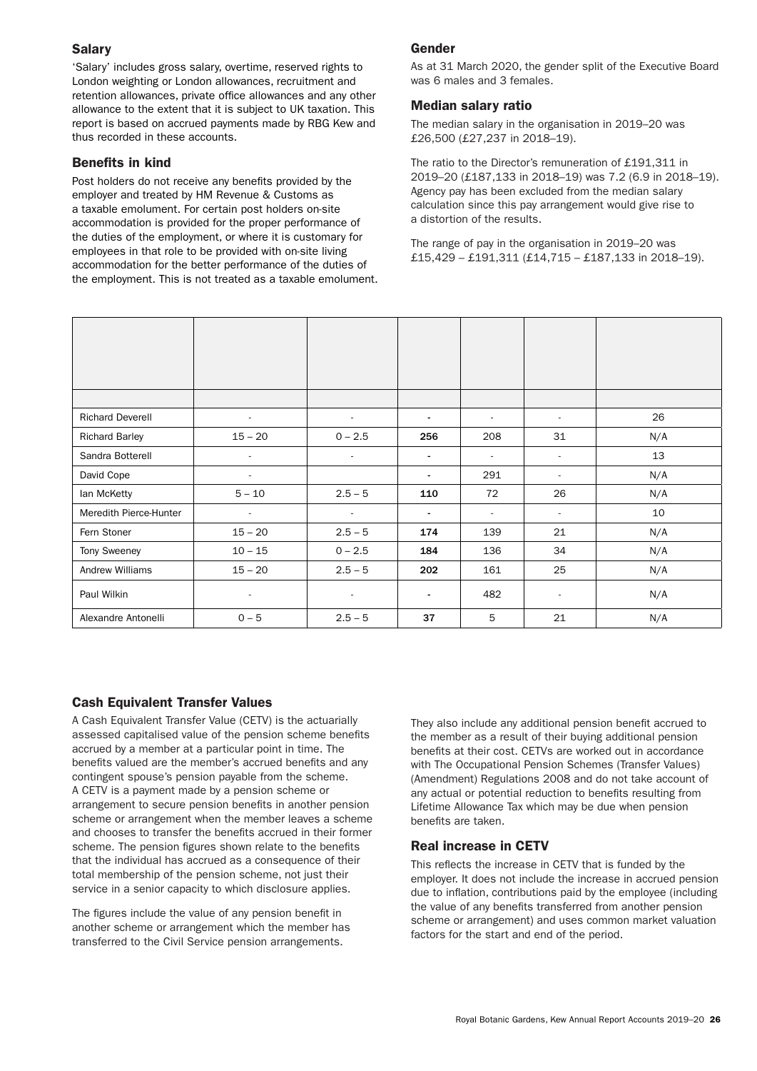## Salary

'Salary' includes gross salary, overtime, reserved rights to London weighting or London allowances, recruitment and retention allowances, private office allowances and any other allowance to the extent that it is subject to UK taxation. This report is based on accrued payments made by RBG Kew and thus recorded in these accounts.

## Benefits in kind

Post holders do not receive any benefits provided by the employer and treated by HM Revenue & Customs as a taxable emolument. For certain post holders on-site accommodation is provided for the proper performance of the duties of the employment, or where it is customary for employees in that role to be provided with on-site living accommodation for the better performance of the duties of the employment. This is not treated as a taxable emolument.

## Gender

As at 31 March 2020, the gender split of the Executive Board was 6 males and 3 females.

## Median salary ratio

The median salary in the organisation in 2019–20 was £26,500 (£27,237 in 2018–19).

The ratio to the Director's remuneration of £191,311 in 2019–20 (£187,133 in 2018–19) was 7.2 (6.9 in 2018–19). Agency pay has been excluded from the median salary calculation since this pay arrangement would give rise to a distortion of the results.

The range of pay in the organisation in 2019–20 was £15,429 – £191,311 (£14,715 – £187,133 in 2018–19).

| | | | | | | |
|---|---|---|---|---|---|---|
| Richard Deverell | - | - | **-** | - | - | 26 |
| Richard Barley | 15 – 20 | 0 – 2.5 | **256** | 208 | 31 | N/A |
| Sandra Botterell | - | - | **-** | - | - | 13 |
| David Cope | - | | **-** | 291 | - | N/A |
| Ian McKetty | 5 – 10 | 2.5 – 5 | **110** | 72 | 26 | N/A |
| Meredith Pierce-Hunter | - | - | **-** | - | - | 10 |
| Fern Stoner | 15 – 20 | 2.5 – 5 | **174** | 139 | 21 | N/A |
| Tony Sweeney | 10 – 15 | 0 – 2.5 | **184** | 136 | 34 | N/A |
| Andrew Williams | 15 – 20 | 2.5 – 5 | **202** | 161 | 25 | N/A |
| Paul Wilkin | - | - | **-** | 482 | - | N/A |
| Alexandre Antonelli | 0 – 5 | 2.5 – 5 | **37** | 5 | 21 | N/A |

## Cash Equivalent Transfer Values

A Cash Equivalent Transfer Value (CETV) is the actuarially assessed capitalised value of the pension scheme benefits accrued by a member at a particular point in time. The benefits valued are the member's accrued benefits and any contingent spouse's pension payable from the scheme. A CETV is a payment made by a pension scheme or arrangement to secure pension benefits in another pension scheme or arrangement when the member leaves a scheme and chooses to transfer the benefits accrued in their former scheme. The pension figures shown relate to the benefits that the individual has accrued as a consequence of their total membership of the pension scheme, not just their service in a senior capacity to which disclosure applies.

The figures include the value of any pension benefit in another scheme or arrangement which the member has transferred to the Civil Service pension arrangements. They also include any additional pension benefit accrued to the member as a result of their buying additional pension benefits at their cost. CETVs are worked out in accordance with The Occupational Pension Schemes (Transfer Values) (Amendment) Regulations 2008 and do not take account of any actual or potential reduction to benefits resulting from Lifetime Allowance Tax which may be due when pension benefits are taken.

## Real increase in CETV

This reflects the increase in CETV that is funded by the employer. It does not include the increase in accrued pension due to inflation, contributions paid by the employee (including the value of any benefits transferred from another pension scheme or arrangement) and uses common market valuation factors for the start and end of the period.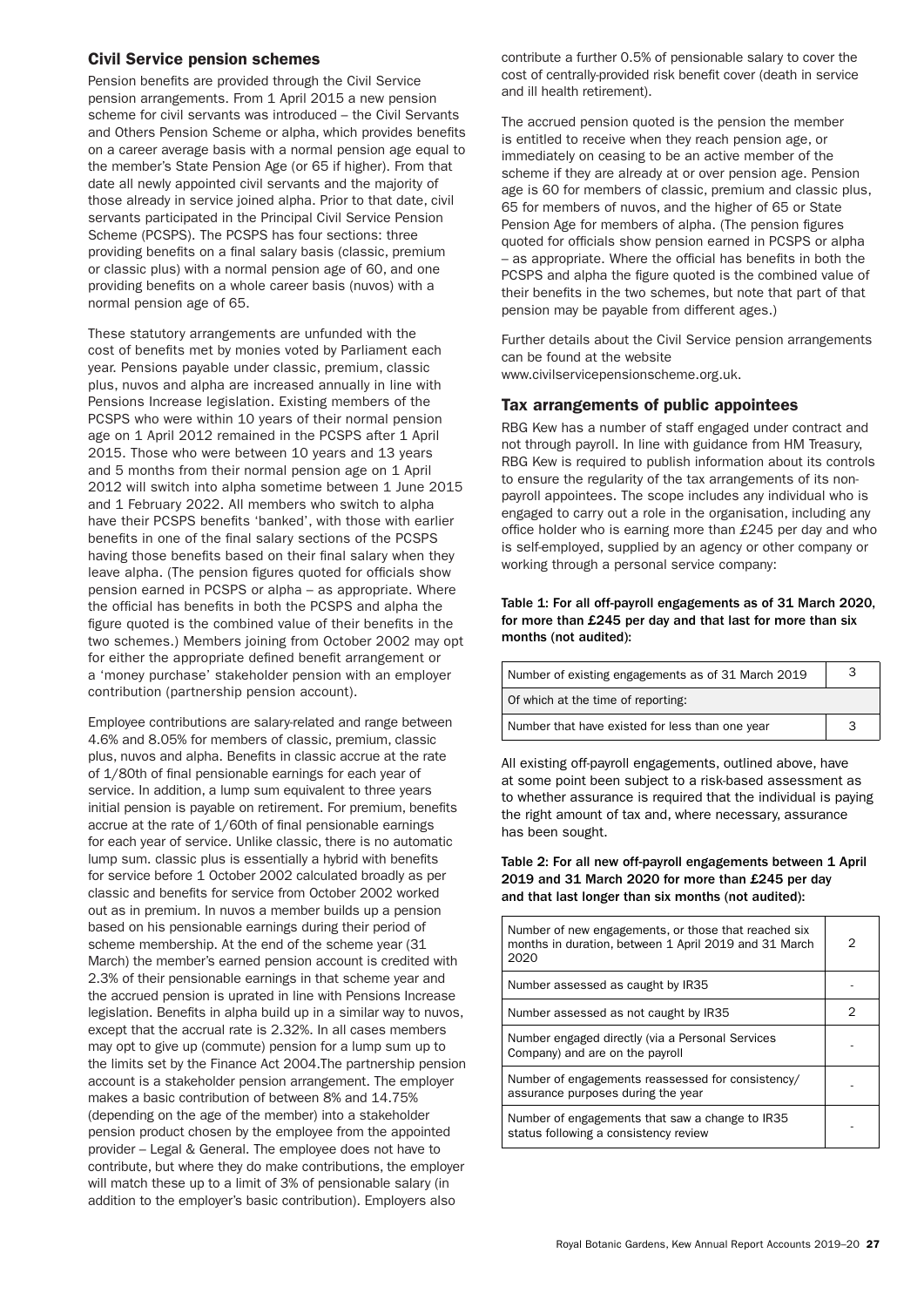## Civil Service pension schemes

Pension benefits are provided through the Civil Service pension arrangements. From 1 April 2015 a new pension scheme for civil servants was introduced – the Civil Servants and Others Pension Scheme or alpha, which provides benefits on a career average basis with a normal pension age equal to the member's State Pension Age (or 65 if higher). From that date all newly appointed civil servants and the majority of those already in service joined alpha. Prior to that date, civil servants participated in the Principal Civil Service Pension Scheme (PCSPS). The PCSPS has four sections: three providing benefits on a final salary basis (classic, premium or classic plus) with a normal pension age of 60, and one providing benefits on a whole career basis (nuvos) with a normal pension age of 65.

These statutory arrangements are unfunded with the cost of benefits met by monies voted by Parliament each year. Pensions payable under classic, premium, classic plus, nuvos and alpha are increased annually in line with Pensions Increase legislation. Existing members of the PCSPS who were within 10 years of their normal pension age on 1 April 2012 remained in the PCSPS after 1 April 2015. Those who were between 10 years and 13 years and 5 months from their normal pension age on 1 April 2012 will switch into alpha sometime between 1 June 2015 and 1 February 2022. All members who switch to alpha have their PCSPS benefits 'banked', with those with earlier benefits in one of the final salary sections of the PCSPS having those benefits based on their final salary when they leave alpha. (The pension figures quoted for officials show pension earned in PCSPS or alpha – as appropriate. Where the official has benefits in both the PCSPS and alpha the figure quoted is the combined value of their benefits in the two schemes.) Members joining from October 2002 may opt for either the appropriate defined benefit arrangement or a 'money purchase' stakeholder pension with an employer contribution (partnership pension account).

Employee contributions are salary-related and range between 4.6% and 8.05% for members of classic, premium, classic plus, nuvos and alpha. Benefits in classic accrue at the rate of 1/80th of final pensionable earnings for each year of service. In addition, a lump sum equivalent to three years initial pension is payable on retirement. For premium, benefits accrue at the rate of 1/60th of final pensionable earnings for each year of service. Unlike classic, there is no automatic lump sum. classic plus is essentially a hybrid with benefits for service before 1 October 2002 calculated broadly as per classic and benefits for service from October 2002 worked out as in premium. In nuvos a member builds up a pension based on his pensionable earnings during their period of scheme membership. At the end of the scheme year (31 March) the member's earned pension account is credited with 2.3% of their pensionable earnings in that scheme year and the accrued pension is uprated in line with Pensions Increase legislation. Benefits in alpha build up in a similar way to nuvos, except that the accrual rate is 2.32%. In all cases members may opt to give up (commute) pension for a lump sum up to the limits set by the Finance Act 2004.The partnership pension account is a stakeholder pension arrangement. The employer makes a basic contribution of between 8% and 14.75% (depending on the age of the member) into a stakeholder pension product chosen by the employee from the appointed provider – Legal & General. The employee does not have to contribute, but where they do make contributions, the employer will match these up to a limit of 3% of pensionable salary (in addition to the employer's basic contribution). Employers also contribute a further 0.5% of pensionable salary to cover the cost of centrally-provided risk benefit cover (death in service and ill health retirement).

The accrued pension quoted is the pension the member is entitled to receive when they reach pension age, or immediately on ceasing to be an active member of the scheme if they are already at or over pension age. Pension age is 60 for members of classic, premium and classic plus, 65 for members of nuvos, and the higher of 65 or State Pension Age for members of alpha. (The pension figures quoted for officials show pension earned in PCSPS or alpha – as appropriate. Where the official has benefits in both the PCSPS and alpha the figure quoted is the combined value of their benefits in the two schemes, but note that part of that pension may be payable from different ages.)

Further details about the Civil Service pension arrangements can be found at the website www.civilservicepensionscheme.org.uk.

## Tax arrangements of public appointees

RBG Kew has a number of staff engaged under contract and not through payroll. In line with guidance from HM Treasury, RBG Kew is required to publish information about its controls to ensure the regularity of the tax arrangements of its non-payroll appointees. The scope includes any individual who is engaged to carry out a role in the organisation, including any office holder who is earning more than £245 per day and who is self-employed, supplied by an agency or other company or working through a personal service company:

**Table 1: For all off-payroll engagements as of 31 March 2020, for more than £245 per day and that last for more than six months (not audited):**

| | |
|---|---|
| Number of existing engagements as of 31 March 2019 | 3 |
| Of which at the time of reporting: | |
| Number that have existed for less than one year | 3 |

All existing off-payroll engagements, outlined above, have at some point been subject to a risk-based assessment as to whether assurance is required that the individual is paying the right amount of tax and, where necessary, assurance has been sought.

**Table 2: For all new off-payroll engagements between 1 April 2019 and 31 March 2020 for more than £245 per day and that last longer than six months (not audited):**

| | |
|---|---|
| Number of new engagements, or those that reached six months in duration, between 1 April 2019 and 31 March 2020 | 2 |
| Number assessed as caught by IR35 | - |
| Number assessed as not caught by IR35 | 2 |
| Number engaged directly (via a Personal Services Company) and are on the payroll | - |
| Number of engagements reassessed for consistency/ assurance purposes during the year | - |
| Number of engagements that saw a change to IR35 status following a consistency review | - |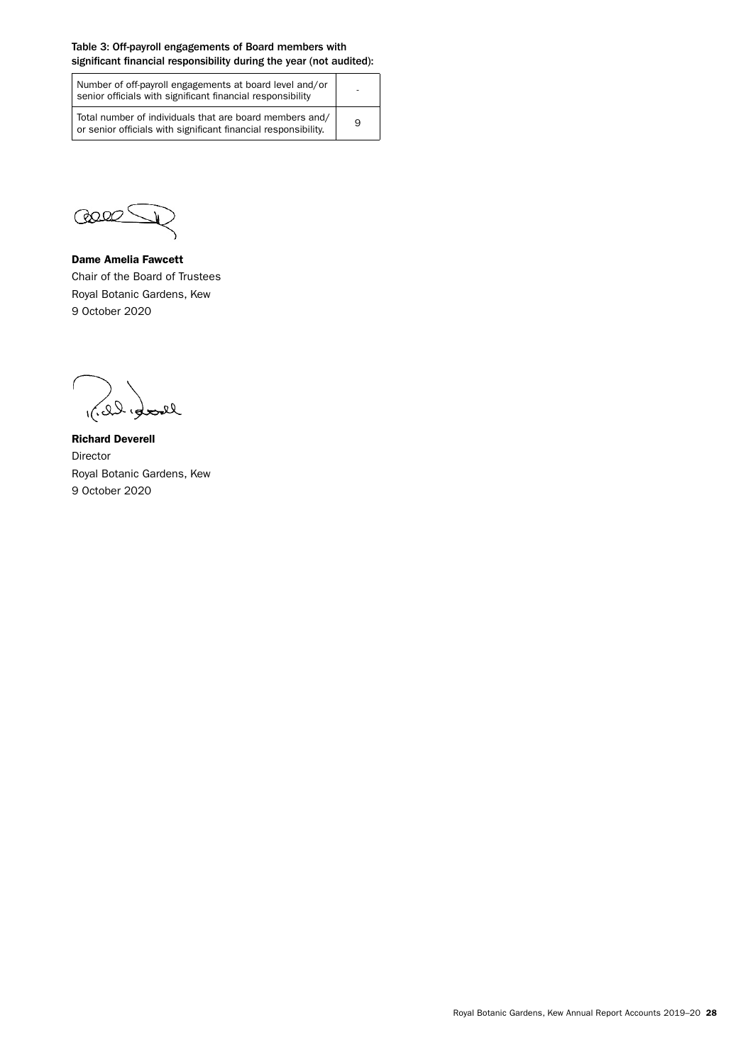**Table 3: Off-payroll engagements of Board members with significant financial responsibility during the year (not audited):**

| | |
|---|---|
| Number of off-payroll engagements at board level and/or senior officials with significant financial responsibility | - |
| Total number of individuals that are board members and/ or senior officials with significant financial responsibility. | 9 |

**Dame Amelia Fawcett**
Chair of the Board of Trustees
Royal Botanic Gardens, Kew
9 October 2020

**Richard Deverell**
Director
Royal Botanic Gardens, Kew
9 October 2020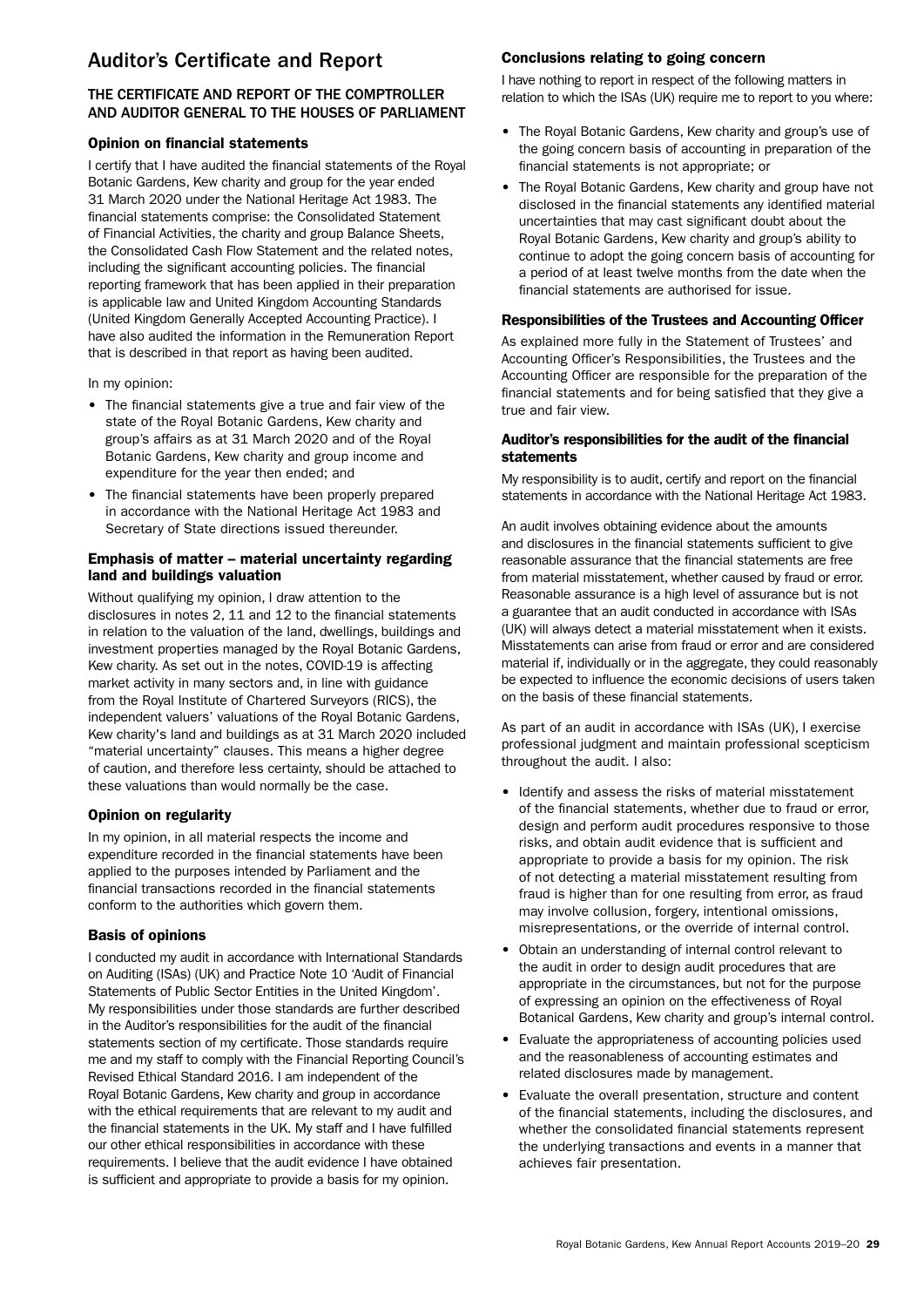# Auditor's Certificate and Report

## THE CERTIFICATE AND REPORT OF THE COMPTROLLER AND AUDITOR GENERAL TO THE HOUSES OF PARLIAMENT

### Opinion on financial statements

I certify that I have audited the financial statements of the Royal Botanic Gardens, Kew charity and group for the year ended 31 March 2020 under the National Heritage Act 1983. The financial statements comprise: the Consolidated Statement of Financial Activities, the charity and group Balance Sheets, the Consolidated Cash Flow Statement and the related notes, including the significant accounting policies. The financial reporting framework that has been applied in their preparation is applicable law and United Kingdom Accounting Standards (United Kingdom Generally Accepted Accounting Practice). I have also audited the information in the Remuneration Report that is described in that report as having been audited.

In my opinion:

- The financial statements give a true and fair view of the state of the Royal Botanic Gardens, Kew charity and group's affairs as at 31 March 2020 and of the Royal Botanic Gardens, Kew charity and group income and expenditure for the year then ended; and
- The financial statements have been properly prepared in accordance with the National Heritage Act 1983 and Secretary of State directions issued thereunder.

### Emphasis of matter – material uncertainty regarding land and buildings valuation

Without qualifying my opinion, I draw attention to the disclosures in notes 2, 11 and 12 to the financial statements in relation to the valuation of the land, dwellings, buildings and investment properties managed by the Royal Botanic Gardens, Kew charity. As set out in the notes, COVID-19 is affecting market activity in many sectors and, in line with guidance from the Royal Institute of Chartered Surveyors (RICS), the independent valuers' valuations of the Royal Botanic Gardens, Kew charity's land and buildings as at 31 March 2020 included "material uncertainty" clauses. This means a higher degree of caution, and therefore less certainty, should be attached to these valuations than would normally be the case.

### Opinion on regularity

In my opinion, in all material respects the income and expenditure recorded in the financial statements have been applied to the purposes intended by Parliament and the financial transactions recorded in the financial statements conform to the authorities which govern them.

### Basis of opinions

I conducted my audit in accordance with International Standards on Auditing (ISAs) (UK) and Practice Note 10 'Audit of Financial Statements of Public Sector Entities in the United Kingdom'. My responsibilities under those standards are further described in the Auditor's responsibilities for the audit of the financial statements section of my certificate. Those standards require me and my staff to comply with the Financial Reporting Council's Revised Ethical Standard 2016. I am independent of the Royal Botanic Gardens, Kew charity and group in accordance with the ethical requirements that are relevant to my audit and the financial statements in the UK. My staff and I have fulfilled our other ethical responsibilities in accordance with these requirements. I believe that the audit evidence I have obtained is sufficient and appropriate to provide a basis for my opinion.

### Conclusions relating to going concern

I have nothing to report in respect of the following matters in relation to which the ISAs (UK) require me to report to you where:

- The Royal Botanic Gardens, Kew charity and group's use of the going concern basis of accounting in preparation of the financial statements is not appropriate; or
- The Royal Botanic Gardens, Kew charity and group have not disclosed in the financial statements any identified material uncertainties that may cast significant doubt about the Royal Botanic Gardens, Kew charity and group's ability to continue to adopt the going concern basis of accounting for a period of at least twelve months from the date when the financial statements are authorised for issue.

### Responsibilities of the Trustees and Accounting Officer

As explained more fully in the Statement of Trustees' and Accounting Officer's Responsibilities, the Trustees and the Accounting Officer are responsible for the preparation of the financial statements and for being satisfied that they give a true and fair view.

### Auditor's responsibilities for the audit of the financial statements

My responsibility is to audit, certify and report on the financial statements in accordance with the National Heritage Act 1983.

An audit involves obtaining evidence about the amounts and disclosures in the financial statements sufficient to give reasonable assurance that the financial statements are free from material misstatement, whether caused by fraud or error. Reasonable assurance is a high level of assurance but is not a guarantee that an audit conducted in accordance with ISAs (UK) will always detect a material misstatement when it exists. Misstatements can arise from fraud or error and are considered material if, individually or in the aggregate, they could reasonably be expected to influence the economic decisions of users taken on the basis of these financial statements.

As part of an audit in accordance with ISAs (UK), I exercise professional judgment and maintain professional scepticism throughout the audit. I also:

- Identify and assess the risks of material misstatement of the financial statements, whether due to fraud or error, design and perform audit procedures responsive to those risks, and obtain audit evidence that is sufficient and appropriate to provide a basis for my opinion. The risk of not detecting a material misstatement resulting from fraud is higher than for one resulting from error, as fraud may involve collusion, forgery, intentional omissions, misrepresentations, or the override of internal control.
- Obtain an understanding of internal control relevant to the audit in order to design audit procedures that are appropriate in the circumstances, but not for the purpose of expressing an opinion on the effectiveness of Royal Botanical Gardens, Kew charity and group's internal control.
- Evaluate the appropriateness of accounting policies used and the reasonableness of accounting estimates and related disclosures made by management.
- Evaluate the overall presentation, structure and content of the financial statements, including the disclosures, and whether the consolidated financial statements represent the underlying transactions and events in a manner that achieves fair presentation.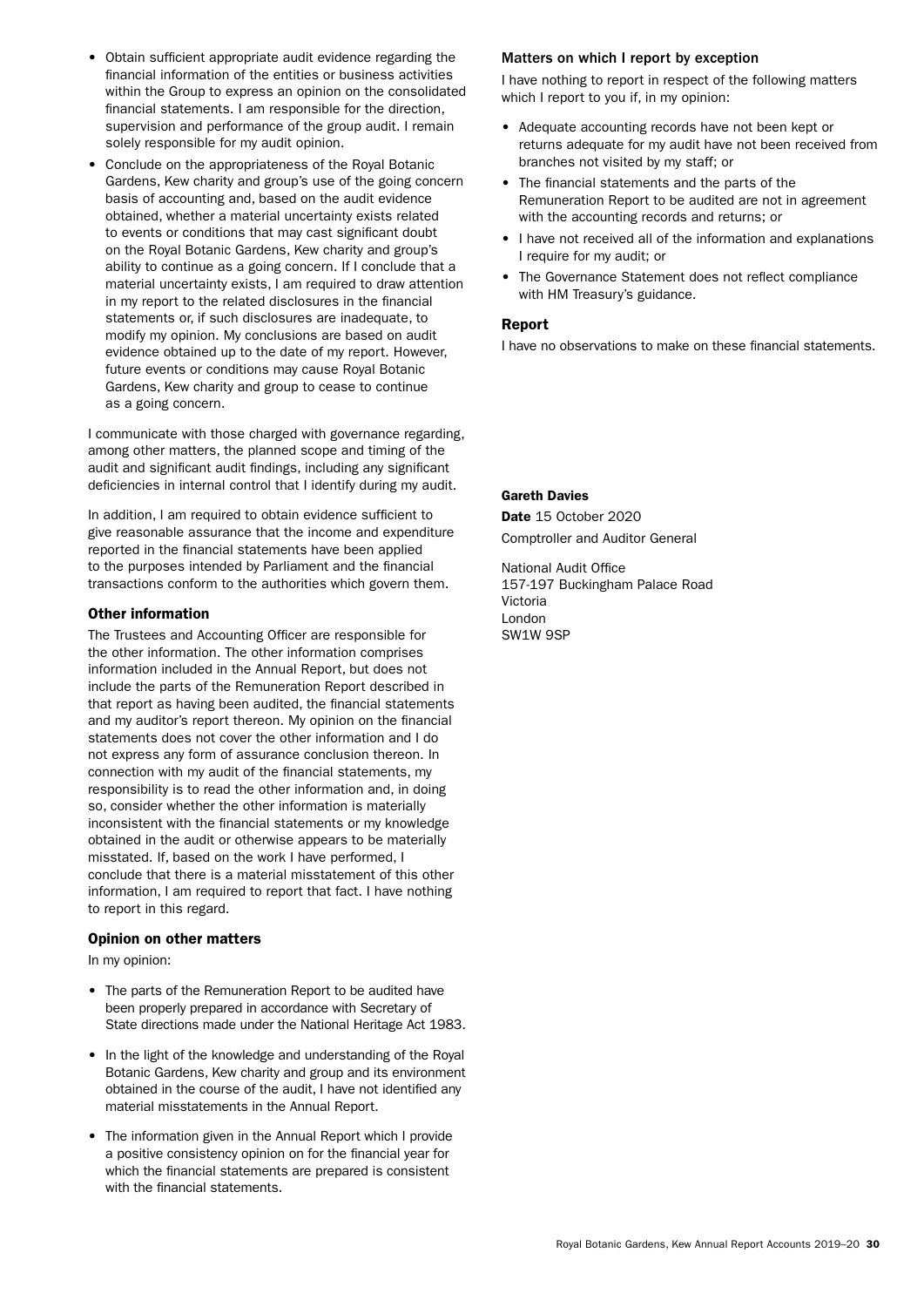- Obtain sufficient appropriate audit evidence regarding the financial information of the entities or business activities within the Group to express an opinion on the consolidated financial statements. I am responsible for the direction, supervision and performance of the group audit. I remain solely responsible for my audit opinion.
- Conclude on the appropriateness of the Royal Botanic Gardens, Kew charity and group's use of the going concern basis of accounting and, based on the audit evidence obtained, whether a material uncertainty exists related to events or conditions that may cast significant doubt on the Royal Botanic Gardens, Kew charity and group's ability to continue as a going concern. If I conclude that a material uncertainty exists, I am required to draw attention in my report to the related disclosures in the financial statements or, if such disclosures are inadequate, to modify my opinion. My conclusions are based on audit evidence obtained up to the date of my report. However, future events or conditions may cause Royal Botanic Gardens, Kew charity and group to cease to continue as a going concern.

I communicate with those charged with governance regarding, among other matters, the planned scope and timing of the audit and significant audit findings, including any significant deficiencies in internal control that I identify during my audit.

In addition, I am required to obtain evidence sufficient to give reasonable assurance that the income and expenditure reported in the financial statements have been applied to the purposes intended by Parliament and the financial transactions conform to the authorities which govern them.

### Other information

The Trustees and Accounting Officer are responsible for the other information. The other information comprises information included in the Annual Report, but does not include the parts of the Remuneration Report described in that report as having been audited, the financial statements and my auditor's report thereon. My opinion on the financial statements does not cover the other information and I do not express any form of assurance conclusion thereon. In connection with my audit of the financial statements, my responsibility is to read the other information and, in doing so, consider whether the other information is materially inconsistent with the financial statements or my knowledge obtained in the audit or otherwise appears to be materially misstated. If, based on the work I have performed, I conclude that there is a material misstatement of this other information, I am required to report that fact. I have nothing to report in this regard.

### Opinion on other matters

In my opinion:

- The parts of the Remuneration Report to be audited have been properly prepared in accordance with Secretary of State directions made under the National Heritage Act 1983.
- In the light of the knowledge and understanding of the Royal Botanic Gardens, Kew charity and group and its environment obtained in the course of the audit, I have not identified any material misstatements in the Annual Report.
- The information given in the Annual Report which I provide a positive consistency opinion on for the financial year for which the financial statements are prepared is consistent with the financial statements.

### Matters on which I report by exception

I have nothing to report in respect of the following matters which I report to you if, in my opinion:

- Adequate accounting records have not been kept or returns adequate for my audit have not been received from branches not visited by my staff; or
- The financial statements and the parts of the Remuneration Report to be audited are not in agreement with the accounting records and returns; or
- I have not received all of the information and explanations I require for my audit; or
- The Governance Statement does not reflect compliance with HM Treasury's guidance.

### Report

I have no observations to make on these financial statements.

**Gareth Davies**

**Date** 15 October 2020

Comptroller and Auditor General

National Audit Office
157-197 Buckingham Palace Road
Victoria
London
SW1W 9SP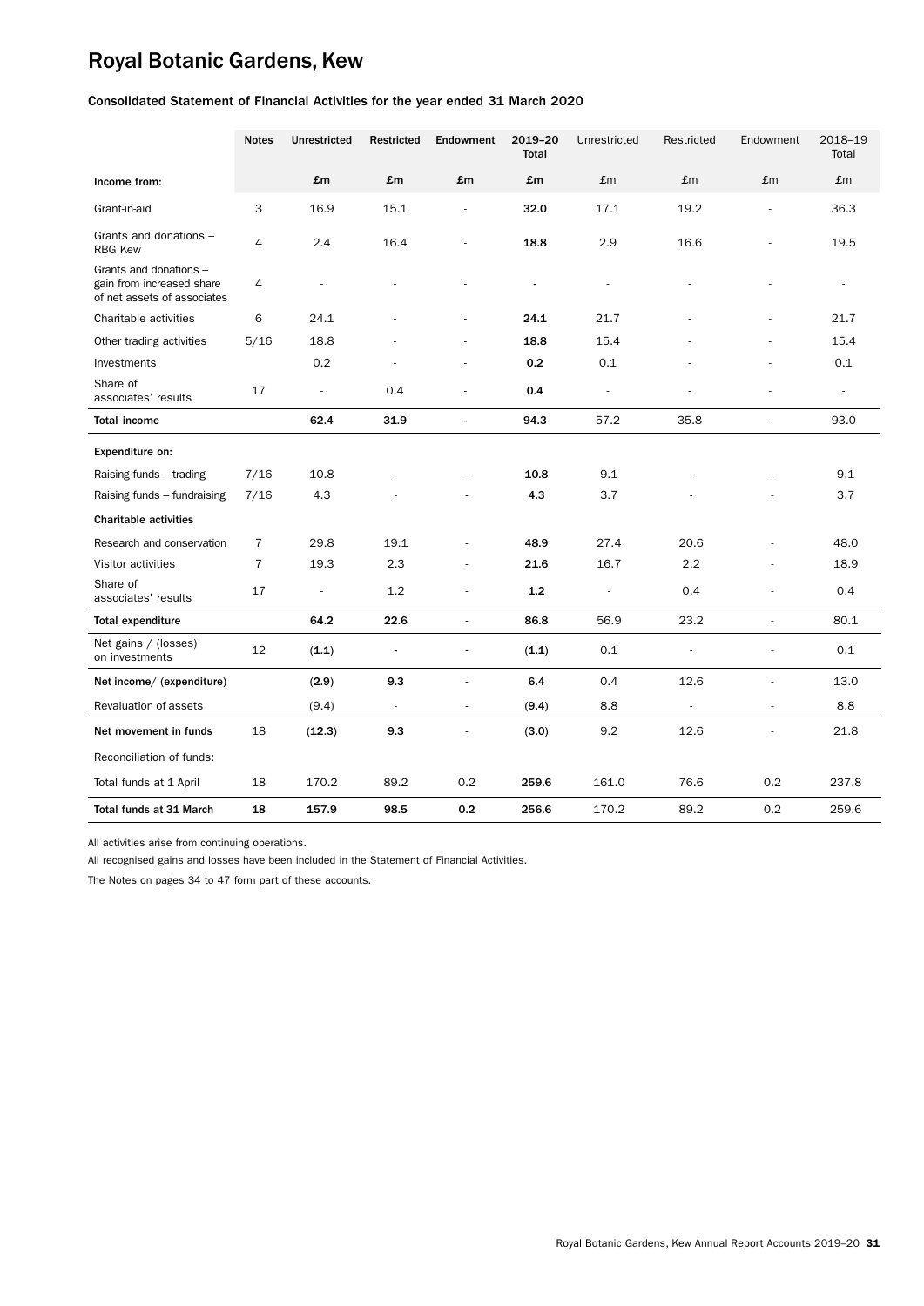# Royal Botanic Gardens, Kew

### Consolidated Statement of Financial Activities for the year ended 31 March 2020

| | Notes | Unrestricted | Restricted | Endowment | 2019–20 Total | Unrestricted | Restricted | Endowment | 2018–19 Total |
|---|---|---|---|---|---|---|---|---|---|
| **Income from:** | | **£m** | **£m** | **£m** | **£m** | £m | £m | £m | £m |
| Grant-in-aid | 3 | 16.9 | 15.1 | - | **32.0** | 17.1 | 19.2 | - | 36.3 |
| Grants and donations – RBG Kew | 4 | 2.4 | 16.4 | - | **18.8** | 2.9 | 16.6 | - | 19.5 |
| Grants and donations – gain from increased share of net assets of associates | 4 | - | - | - | **-** | - | - | - | - |
| Charitable activities | 6 | 24.1 | - | - | **24.1** | 21.7 | - | - | 21.7 |
| Other trading activities | 5/16 | 18.8 | - | - | **18.8** | 15.4 | - | - | 15.4 |
| Investments | | 0.2 | - | - | **0.2** | 0.1 | - | - | 0.1 |
| Share of associates' results | 17 | - | 0.4 | - | **0.4** | - | - | - | - |
| **Total income** | | **62.4** | **31.9** | **-** | **94.3** | 57.2 | 35.8 | - | 93.0 |
| **Expenditure on:** | | | | | | | | | |
| Raising funds – trading | 7/16 | 10.8 | - | - | **10.8** | 9.1 | - | - | 9.1 |
| Raising funds – fundraising | 7/16 | 4.3 | - | - | **4.3** | 3.7 | - | - | 3.7 |
| **Charitable activities** | | | | | | | | | |
| Research and conservation | 7 | 29.8 | 19.1 | - | **48.9** | 27.4 | 20.6 | - | 48.0 |
| Visitor activities | 7 | 19.3 | 2.3 | - | **21.6** | 16.7 | 2.2 | - | 18.9 |
| Share of associates' results | 17 | - | 1.2 | - | **1.2** | - | 0.4 | - | 0.4 |
| **Total expenditure** | | **64.2** | **22.6** | - | **86.8** | 56.9 | 23.2 | - | 80.1 |
| Net gains / (losses) on investments | 12 | **(1.1)** | **-** | - | **(1.1)** | 0.1 | - | - | 0.1 |
| **Net income/ (expenditure)** | | **(2.9)** | **9.3** | - | **6.4** | 0.4 | 12.6 | - | 13.0 |
| Revaluation of assets | | (9.4) | - | - | **(9.4)** | 8.8 | - | - | 8.8 |
| **Net movement in funds** | 18 | **(12.3)** | **9.3** | - | **(3.0)** | 9.2 | 12.6 | - | 21.8 |
| Reconciliation of funds: | | | | | | | | | |
| Total funds at 1 April | 18 | 170.2 | 89.2 | 0.2 | **259.6** | 161.0 | 76.6 | 0.2 | 237.8 |
| **Total funds at 31 March** | **18** | **157.9** | **98.5** | **0.2** | **256.6** | 170.2 | 89.2 | 0.2 | 259.6 |

All activities arise from continuing operations.

All recognised gains and losses have been included in the Statement of Financial Activities.

The Notes on pages 34 to 47 form part of these accounts.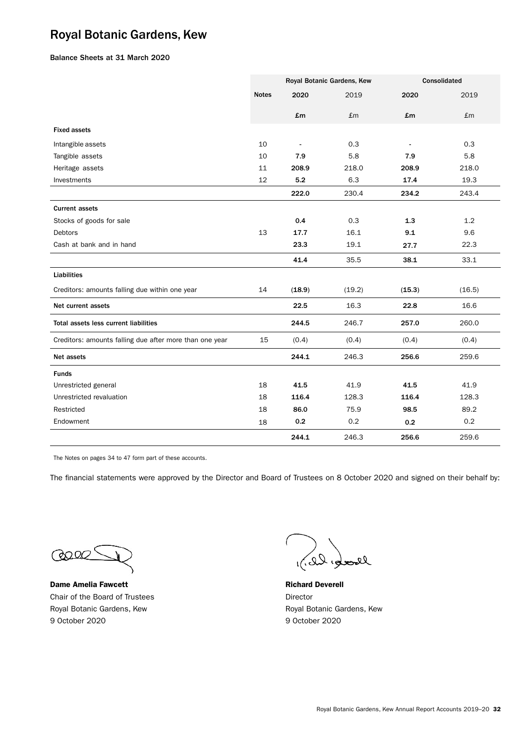# Royal Botanic Gardens, Kew

**Balance Sheets at 31 March 2020**

| | | Royal Botanic Gardens, Kew | | Consolidated | |
|---|---|---|---|---|---|
| | **Notes** | **2020** | 2019 | **2020** | 2019 |
| | | **£m** | £m | **£m** | £m |
| **Fixed assets** | | | | | |
| Intangible assets | 10 | - | 0.3 | - | 0.3 |
| Tangible assets | 10 | **7.9** | 5.8 | **7.9** | 5.8 |
| Heritage assets | 11 | **208.9** | 218.0 | **208.9** | 218.0 |
| Investments | 12 | **5.2** | 6.3 | **17.4** | 19.3 |
| | | **222.0** | 230.4 | **234.2** | 243.4 |
| **Current assets** | | | | | |
| Stocks of goods for sale | | **0.4** | 0.3 | **1.3** | 1.2 |
| Debtors | 13 | **17.7** | 16.1 | **9.1** | 9.6 |
| Cash at bank and in hand | | **23.3** | 19.1 | **27.7** | 22.3 |
| | | **41.4** | 35.5 | **38.1** | 33.1 |
| **Liabilities** | | | | | |
| Creditors: amounts falling due within one year | 14 | **(18.9)** | (19.2) | **(15.3)** | (16.5) |
| **Net current assets** | | **22.5** | 16.3 | **22.8** | 16.6 |
| **Total assets less current liabilities** | | **244.5** | 246.7 | **257.0** | 260.0 |
| Creditors: amounts falling due after more than one year | 15 | (0.4) | (0.4) | (0.4) | (0.4) |
| **Net assets** | | **244.1** | 246.3 | **256.6** | 259.6 |
| **Funds** | | | | | |
| Unrestricted general | 18 | **41.5** | 41.9 | **41.5** | 41.9 |
| Unrestricted revaluation | 18 | **116.4** | 128.3 | **116.4** | 128.3 |
| Restricted | 18 | **86.0** | 75.9 | **98.5** | 89.2 |
| Endowment | 18 | **0.2** | 0.2 | **0.2** | 0.2 |
| | | **244.1** | 246.3 | **256.6** | 259.6 |

The Notes on pages 34 to 47 form part of these accounts.

The financial statements were approved by the Director and Board of Trustees on 8 October 2020 and signed on their behalf by:

**Dame Amelia Fawcett**
Chair of the Board of Trustees
Royal Botanic Gardens, Kew
9 October 2020

**Richard Deverell**
Director
Royal Botanic Gardens, Kew
9 October 2020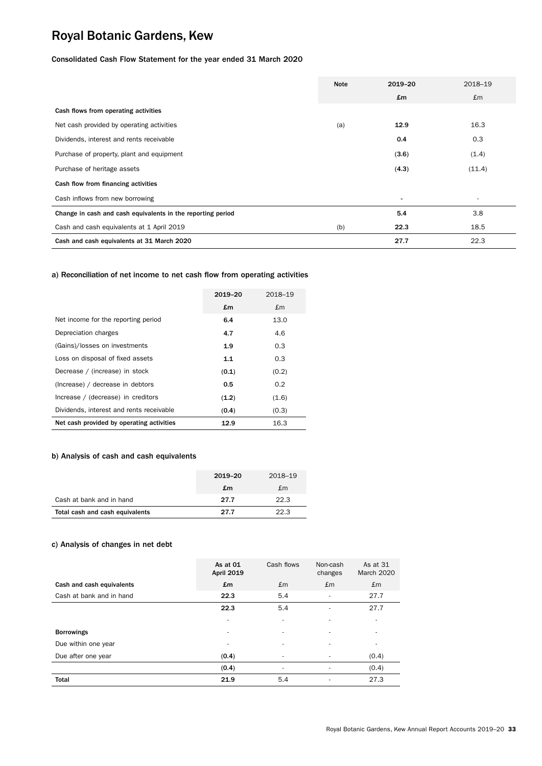# Royal Botanic Gardens, Kew

## Consolidated Cash Flow Statement for the year ended 31 March 2020

| | Note | 2019–20 | 2018–19 |
|---|---|---|---|
| | | £m | £m |
| **Cash flows from operating activities** | | | |
| Net cash provided by operating activities | (a) | **12.9** | 16.3 |
| Dividends, interest and rents receivable | | **0.4** | 0.3 |
| Purchase of property, plant and equipment | | **(3.6)** | (1.4) |
| Purchase of heritage assets | | **(4.3)** | (11.4) |
| **Cash flow from financing activities** | | | |
| Cash inflows from new borrowing | | - | - |
| **Change in cash and cash equivalents in the reporting period** | | **5.4** | 3.8 |
| Cash and cash equivalents at 1 April 2019 | (b) | **22.3** | 18.5 |
| **Cash and cash equivalents at 31 March 2020** | | **27.7** | 22.3 |

### a) Reconciliation of net income to net cash flow from operating activities

| | 2019–20 | 2018–19 |
|---|---|---|
| | £m | £m |
| Net income for the reporting period | **6.4** | 13.0 |
| Depreciation charges | **4.7** | 4.6 |
| (Gains)/losses on investments | **1.9** | 0.3 |
| Loss on disposal of fixed assets | **1.1** | 0.3 |
| Decrease / (increase) in stock | **(0.1)** | (0.2) |
| (Increase) / decrease in debtors | **0.5** | 0.2 |
| Increase / (decrease) in creditors | **(1.2)** | (1.6) |
| Dividends, interest and rents receivable | **(0.4)** | (0.3) |
| **Net cash provided by operating activities** | **12.9** | 16.3 |

### b) Analysis of cash and cash equivalents

| | 2019–20 | 2018–19 |
|---|---|---|
| | £m | £m |
| Cash at bank and in hand | **27.7** | 22.3 |
| **Total cash and cash equivalents** | **27.7** | 22.3 |

### c) Analysis of changes in net debt

| | As at 01 April 2019 | Cash flows | Non-cash changes | As at 31 March 2020 |
|---|---|---|---|---|
| **Cash and cash equivalents** | £m | £m | £m | £m |
| Cash at bank and in hand | **22.3** | 5.4 | - | 27.7 |
| | **22.3** | 5.4 | - | 27.7 |
| | - | - | - | - |
| **Borrowings** | - | - | - | - |
| Due within one year | - | - | - | - |
| Due after one year | **(0.4)** | - | - | (0.4) |
| | **(0.4)** | - | - | (0.4) |
| **Total** | **21.9** | 5.4 | - | 27.3 |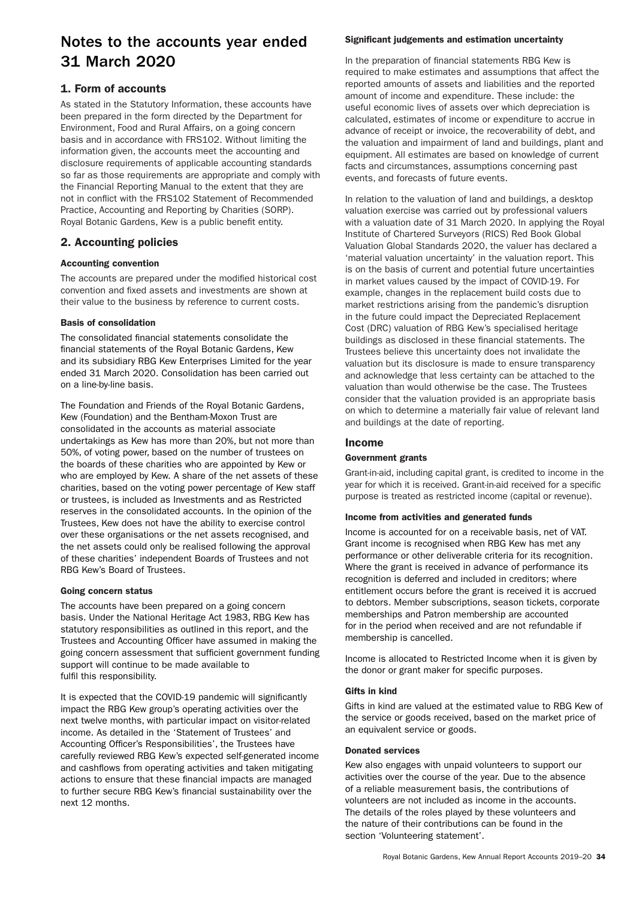# Notes to the accounts year ended 31 March 2020

## 1. Form of accounts

As stated in the Statutory Information, these accounts have been prepared in the form directed by the Department for Environment, Food and Rural Affairs, on a going concern basis and in accordance with FRS102. Without limiting the information given, the accounts meet the accounting and disclosure requirements of applicable accounting standards so far as those requirements are appropriate and comply with the Financial Reporting Manual to the extent that they are not in conflict with the FRS102 Statement of Recommended Practice, Accounting and Reporting by Charities (SORP). Royal Botanic Gardens, Kew is a public benefit entity.

## 2. Accounting policies

#### Accounting convention

The accounts are prepared under the modified historical cost convention and fixed assets and investments are shown at their value to the business by reference to current costs.

#### Basis of consolidation

The consolidated financial statements consolidate the financial statements of the Royal Botanic Gardens, Kew and its subsidiary RBG Kew Enterprises Limited for the year ended 31 March 2020. Consolidation has been carried out on a line-by-line basis.

The Foundation and Friends of the Royal Botanic Gardens, Kew (Foundation) and the Bentham-Moxon Trust are consolidated in the accounts as material associate undertakings as Kew has more than 20%, but not more than 50%, of voting power, based on the number of trustees on the boards of these charities who are appointed by Kew or who are employed by Kew. A share of the net assets of these charities, based on the voting power percentage of Kew staff or trustees, is included as Investments and as Restricted reserves in the consolidated accounts. In the opinion of the Trustees, Kew does not have the ability to exercise control over these organisations or the net assets recognised, and the net assets could only be realised following the approval of these charities' independent Boards of Trustees and not RBG Kew's Board of Trustees.

#### Going concern status

The accounts have been prepared on a going concern basis. Under the National Heritage Act 1983, RBG Kew has statutory responsibilities as outlined in this report, and the Trustees and Accounting Officer have assumed in making the going concern assessment that sufficient government funding support will continue to be made available to fulfil this responsibility.

It is expected that the COVID-19 pandemic will significantly impact the RBG Kew group's operating activities over the next twelve months, with particular impact on visitor-related income. As detailed in the 'Statement of Trustees' and Accounting Officer's Responsibilities', the Trustees have carefully reviewed RBG Kew's expected self-generated income and cashflows from operating activities and taken mitigating actions to ensure that these financial impacts are managed to further secure RBG Kew's financial sustainability over the next 12 months.

#### Significant judgements and estimation uncertainty

In the preparation of financial statements RBG Kew is required to make estimates and assumptions that affect the reported amounts of assets and liabilities and the reported amount of income and expenditure. These include: the useful economic lives of assets over which depreciation is calculated, estimates of income or expenditure to accrue in advance of receipt or invoice, the recoverability of debt, and the valuation and impairment of land and buildings, plant and equipment. All estimates are based on knowledge of current facts and circumstances, assumptions concerning past events, and forecasts of future events.

In relation to the valuation of land and buildings, a desktop valuation exercise was carried out by professional valuers with a valuation date of 31 March 2020. In applying the Royal Institute of Chartered Surveyors (RICS) Red Book Global Valuation Global Standards 2020, the valuer has declared a 'material valuation uncertainty' in the valuation report. This is on the basis of current and potential future uncertainties in market values caused by the impact of COVID-19. For example, changes in the replacement build costs due to market restrictions arising from the pandemic's disruption in the future could impact the Depreciated Replacement Cost (DRC) valuation of RBG Kew's specialised heritage buildings as disclosed in these financial statements. The Trustees believe this uncertainty does not invalidate the valuation but its disclosure is made to ensure transparency and acknowledge that less certainty can be attached to the valuation than would otherwise be the case. The Trustees consider that the valuation provided is an appropriate basis on which to determine a materially fair value of relevant land and buildings at the date of reporting.

### Income

#### Government grants

Grant-in-aid, including capital grant, is credited to income in the year for which it is received. Grant-in-aid received for a specific purpose is treated as restricted income (capital or revenue).

#### Income from activities and generated funds

Income is accounted for on a receivable basis, net of VAT. Grant income is recognised when RBG Kew has met any performance or other deliverable criteria for its recognition. Where the grant is received in advance of performance its recognition is deferred and included in creditors; where entitlement occurs before the grant is received it is accrued to debtors. Member subscriptions, season tickets, corporate memberships and Patron membership are accounted for in the period when received and are not refundable if membership is cancelled.

Income is allocated to Restricted Income when it is given by the donor or grant maker for specific purposes.

#### Gifts in kind

Gifts in kind are valued at the estimated value to RBG Kew of the service or goods received, based on the market price of an equivalent service or goods.

#### Donated services

Kew also engages with unpaid volunteers to support our activities over the course of the year. Due to the absence of a reliable measurement basis, the contributions of volunteers are not included as income in the accounts. The details of the roles played by these volunteers and the nature of their contributions can be found in the section 'Volunteering statement'.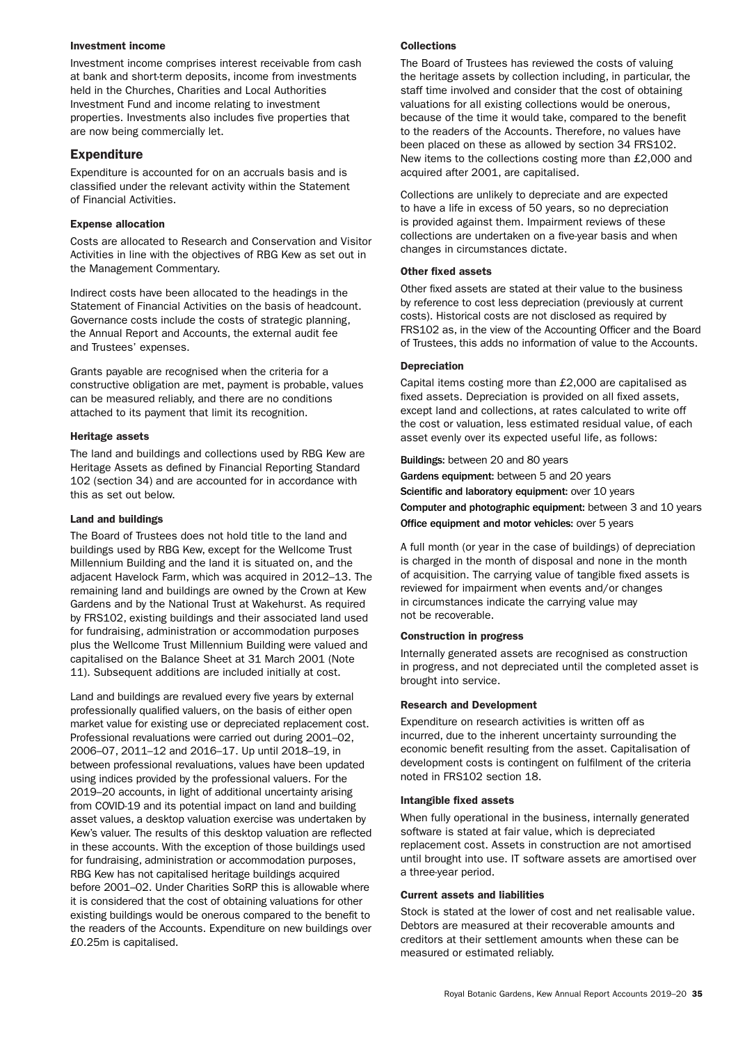#### Investment income

Investment income comprises interest receivable from cash at bank and short-term deposits, income from investments held in the Churches, Charities and Local Authorities Investment Fund and income relating to investment properties. Investments also includes five properties that are now being commercially let.

### Expenditure

Expenditure is accounted for on an accruals basis and is classified under the relevant activity within the Statement of Financial Activities.

#### Expense allocation

Costs are allocated to Research and Conservation and Visitor Activities in line with the objectives of RBG Kew as set out in the Management Commentary.

Indirect costs have been allocated to the headings in the Statement of Financial Activities on the basis of headcount. Governance costs include the costs of strategic planning, the Annual Report and Accounts, the external audit fee and Trustees' expenses.

Grants payable are recognised when the criteria for a constructive obligation are met, payment is probable, values can be measured reliably, and there are no conditions attached to its payment that limit its recognition.

#### Heritage assets

The land and buildings and collections used by RBG Kew are Heritage Assets as defined by Financial Reporting Standard 102 (section 34) and are accounted for in accordance with this as set out below.

#### Land and buildings

The Board of Trustees does not hold title to the land and buildings used by RBG Kew, except for the Wellcome Trust Millennium Building and the land it is situated on, and the adjacent Havelock Farm, which was acquired in 2012–13. The remaining land and buildings are owned by the Crown at Kew Gardens and by the National Trust at Wakehurst. As required by FRS102, existing buildings and their associated land used for fundraising, administration or accommodation purposes plus the Wellcome Trust Millennium Building were valued and capitalised on the Balance Sheet at 31 March 2001 (Note 11). Subsequent additions are included initially at cost.

Land and buildings are revalued every five years by external professionally qualified valuers, on the basis of either open market value for existing use or depreciated replacement cost. Professional revaluations were carried out during 2001–02, 2006–07, 2011–12 and 2016–17. Up until 2018–19, in between professional revaluations, values have been updated using indices provided by the professional valuers. For the 2019–20 accounts, in light of additional uncertainty arising from COVID-19 and its potential impact on land and building asset values, a desktop valuation exercise was undertaken by Kew's valuer. The results of this desktop valuation are reflected in these accounts. With the exception of those buildings used for fundraising, administration or accommodation purposes, RBG Kew has not capitalised heritage buildings acquired before 2001–02. Under Charities SoRP this is allowable where it is considered that the cost of obtaining valuations for other existing buildings would be onerous compared to the benefit to the readers of the Accounts. Expenditure on new buildings over £0.25m is capitalised.

#### Collections

The Board of Trustees has reviewed the costs of valuing the heritage assets by collection including, in particular, the staff time involved and consider that the cost of obtaining valuations for all existing collections would be onerous, because of the time it would take, compared to the benefit to the readers of the Accounts. Therefore, no values have been placed on these as allowed by section 34 FRS102. New items to the collections costing more than £2,000 and acquired after 2001, are capitalised.

Collections are unlikely to depreciate and are expected to have a life in excess of 50 years, so no depreciation is provided against them. Impairment reviews of these collections are undertaken on a five-year basis and when changes in circumstances dictate.

#### Other fixed assets

Other fixed assets are stated at their value to the business by reference to cost less depreciation (previously at current costs). Historical costs are not disclosed as required by FRS102 as, in the view of the Accounting Officer and the Board of Trustees, this adds no information of value to the Accounts.

#### Depreciation

Capital items costing more than £2,000 are capitalised as fixed assets. Depreciation is provided on all fixed assets, except land and collections, at rates calculated to write off the cost or valuation, less estimated residual value, of each asset evenly over its expected useful life, as follows:

**Buildings:** between 20 and 80 years
**Gardens equipment:** between 5 and 20 years
**Scientific and laboratory equipment:** over 10 years
**Computer and photographic equipment:** between 3 and 10 years
**Office equipment and motor vehicles:** over 5 years

A full month (or year in the case of buildings) of depreciation is charged in the month of disposal and none in the month of acquisition. The carrying value of tangible fixed assets is reviewed for impairment when events and/or changes in circumstances indicate the carrying value may not be recoverable.

#### Construction in progress

Internally generated assets are recognised as construction in progress, and not depreciated until the completed asset is brought into service.

#### Research and Development

Expenditure on research activities is written off as incurred, due to the inherent uncertainty surrounding the economic benefit resulting from the asset. Capitalisation of development costs is contingent on fulfilment of the criteria noted in FRS102 section 18.

#### Intangible fixed assets

When fully operational in the business, internally generated software is stated at fair value, which is depreciated replacement cost. Assets in construction are not amortised until brought into use. IT software assets are amortised over a three-year period.

#### Current assets and liabilities

Stock is stated at the lower of cost and net realisable value. Debtors are measured at their recoverable amounts and creditors at their settlement amounts when these can be measured or estimated reliably.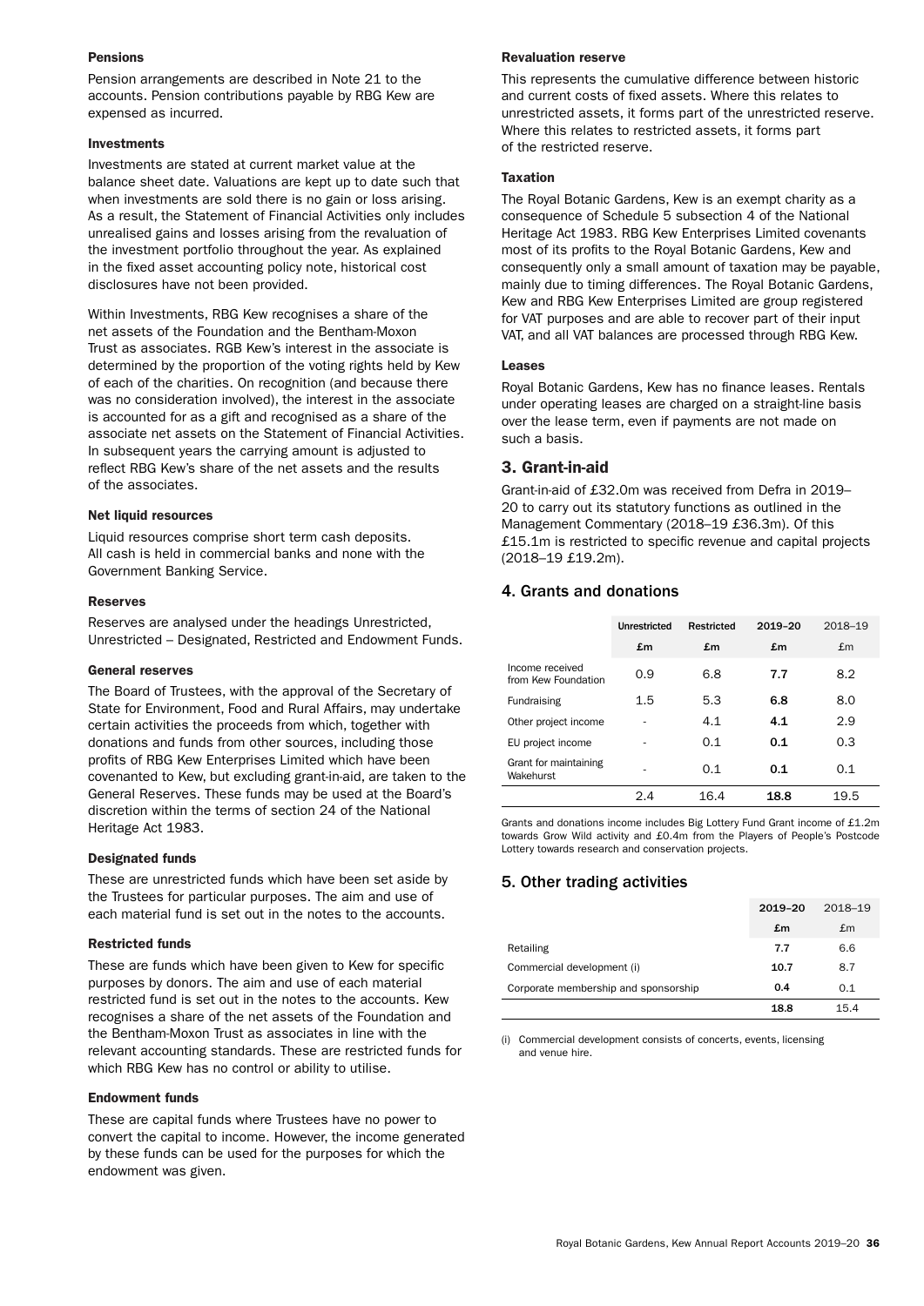#### Pensions

Pension arrangements are described in Note 21 to the accounts. Pension contributions payable by RBG Kew are expensed as incurred.

#### Investments

Investments are stated at current market value at the balance sheet date. Valuations are kept up to date such that when investments are sold there is no gain or loss arising. As a result, the Statement of Financial Activities only includes unrealised gains and losses arising from the revaluation of the investment portfolio throughout the year. As explained in the fixed asset accounting policy note, historical cost disclosures have not been provided.

Within Investments, RBG Kew recognises a share of the net assets of the Foundation and the Bentham-Moxon Trust as associates. RGB Kew's interest in the associate is determined by the proportion of the voting rights held by Kew of each of the charities. On recognition (and because there was no consideration involved), the interest in the associate is accounted for as a gift and recognised as a share of the associate net assets on the Statement of Financial Activities. In subsequent years the carrying amount is adjusted to reflect RBG Kew's share of the net assets and the results of the associates.

#### Net liquid resources

Liquid resources comprise short term cash deposits. All cash is held in commercial banks and none with the Government Banking Service.

#### Reserves

Reserves are analysed under the headings Unrestricted, Unrestricted – Designated, Restricted and Endowment Funds.

#### General reserves

The Board of Trustees, with the approval of the Secretary of State for Environment, Food and Rural Affairs, may undertake certain activities the proceeds from which, together with donations and funds from other sources, including those profits of RBG Kew Enterprises Limited which have been covenanted to Kew, but excluding grant-in-aid, are taken to the General Reserves. These funds may be used at the Board's discretion within the terms of section 24 of the National Heritage Act 1983.

#### Designated funds

These are unrestricted funds which have been set aside by the Trustees for particular purposes. The aim and use of each material fund is set out in the notes to the accounts.

#### Restricted funds

These are funds which have been given to Kew for specific purposes by donors. The aim and use of each material restricted fund is set out in the notes to the accounts. Kew recognises a share of the net assets of the Foundation and the Bentham-Moxon Trust as associates in line with the relevant accounting standards. These are restricted funds for which RBG Kew has no control or ability to utilise.

#### Endowment funds

These are capital funds where Trustees have no power to convert the capital to income. However, the income generated by these funds can be used for the purposes for which the endowment was given.

#### Revaluation reserve

This represents the cumulative difference between historic and current costs of fixed assets. Where this relates to unrestricted assets, it forms part of the unrestricted reserve. Where this relates to restricted assets, it forms part of the restricted reserve.

#### Taxation

The Royal Botanic Gardens, Kew is an exempt charity as a consequence of Schedule 5 subsection 4 of the National Heritage Act 1983. RBG Kew Enterprises Limited covenants most of its profits to the Royal Botanic Gardens, Kew and consequently only a small amount of taxation may be payable, mainly due to timing differences. The Royal Botanic Gardens, Kew and RBG Kew Enterprises Limited are group registered for VAT purposes and are able to recover part of their input VAT, and all VAT balances are processed through RBG Kew.

#### Leases

Royal Botanic Gardens, Kew has no finance leases. Rentals under operating leases are charged on a straight-line basis over the lease term, even if payments are not made on such a basis.

## 3. Grant-in-aid

Grant-in-aid of £32.0m was received from Defra in 2019–20 to carry out its statutory functions as outlined in the Management Commentary (2018–19 £36.3m). Of this £15.1m is restricted to specific revenue and capital projects (2018–19 £19.2m).

## 4. Grants and donations

| | Unrestricted | Restricted | 2019–20 | 2018–19 |
|---|---|---|---|---|
| | £m | £m | £m | £m |
| Income received from Kew Foundation | 0.9 | 6.8 | **7.7** | 8.2 |
| Fundraising | 1.5 | 5.3 | **6.8** | 8.0 |
| Other project income | - | 4.1 | **4.1** | 2.9 |
| EU project income | - | 0.1 | **0.1** | 0.3 |
| Grant for maintaining Wakehurst | - | 0.1 | **0.1** | 0.1 |
| | 2.4 | 16.4 | **18.8** | 19.5 |

Grants and donations income includes Big Lottery Fund Grant income of £1.2m towards Grow Wild activity and £0.4m from the Players of People's Postcode Lottery towards research and conservation projects.

## 5. Other trading activities

| | 2019–20 | 2018–19 |
|---|---|---|
| | £m | £m |
| Retailing | **7.7** | 6.6 |
| Commercial development (i) | **10.7** | 8.7 |
| Corporate membership and sponsorship | **0.4** | 0.1 |
| | **18.8** | 15.4 |

(i) Commercial development consists of concerts, events, licensing and venue hire.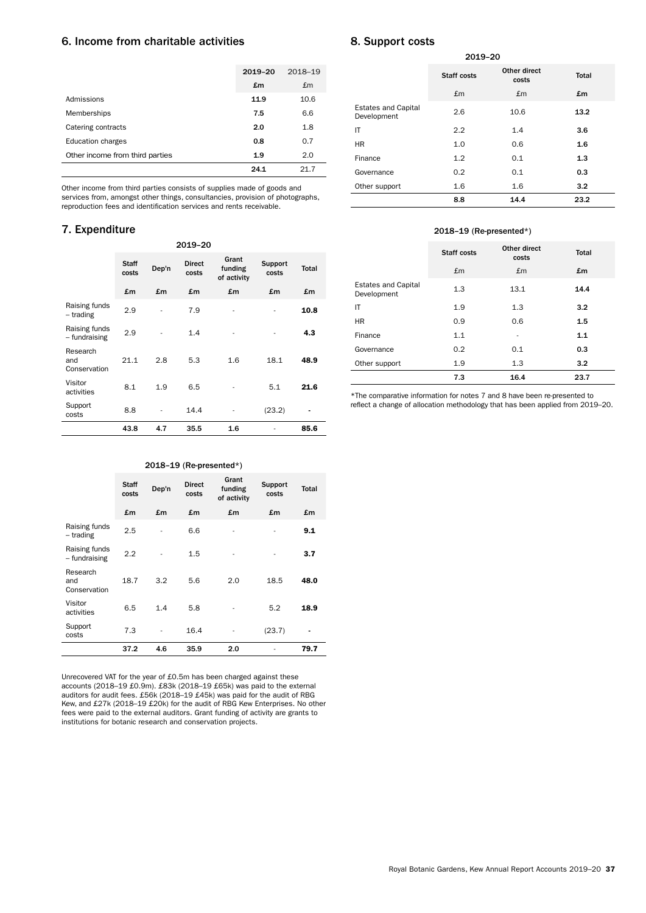## 6. Income from charitable activities

| | 2019–20 | 2018–19 |
|---|---|---|
| | £m | £m |
| Admissions | **11.9** | 10.6 |
| Memberships | **7.5** | 6.6 |
| Catering contracts | **2.0** | 1.8 |
| Education charges | **0.8** | 0.7 |
| Other income from third parties | **1.9** | 2.0 |
| | **24.1** | 21.7 |

Other income from third parties consists of supplies made of goods and services from, amongst other things, consultancies, provision of photographs, reproduction fees and identification services and rents receivable.

## 7. Expenditure

2019–20

| | Staff costs | Dep'n | Direct costs | Grant funding of activity | Support costs | Total |
|---|---|---|---|---|---|---|
| | £m | £m | £m | £m | £m | £m |
| Raising funds – trading | 2.9 | - | 7.9 | - | - | **10.8** |
| Raising funds – fundraising | 2.9 | - | 1.4 | - | - | **4.3** |
| Research and Conservation | 21.1 | 2.8 | 5.3 | 1.6 | 18.1 | **48.9** |
| Visitor activities | 8.1 | 1.9 | 6.5 | - | 5.1 | **21.6** |
| Support costs | 8.8 | - | 14.4 | - | (23.2) | **-** |
| | **43.8** | **4.7** | **35.5** | **1.6** | - | **85.6** |

2018–19 (Re-presented*)

| | Staff costs | Dep'n | Direct costs | Grant funding of activity | Support costs | Total |
|---|---|---|---|---|---|---|
| | £m | £m | £m | £m | £m | £m |
| Raising funds – trading | 2.5 | - | 6.6 | - | - | **9.1** |
| Raising funds – fundraising | 2.2 | - | 1.5 | - | - | **3.7** |
| Research and Conservation | 18.7 | 3.2 | 5.6 | 2.0 | 18.5 | **48.0** |
| Visitor activities | 6.5 | 1.4 | 5.8 | - | 5.2 | **18.9** |
| Support costs | 7.3 | - | 16.4 | - | (23.7) | **-** |
| | **37.2** | **4.6** | **35.9** | **2.0** | - | **79.7** |

Unrecovered VAT for the year of £0.5m has been charged against these accounts (2018–19 £0.9m). £83k (2018–19 £65k) was paid to the external auditors for audit fees. £56k (2018–19 £45k) was paid for the audit of RBG Kew, and £27k (2018–19 £20k) for the audit of RBG Kew Enterprises. No other fees were paid to the external auditors. Grant funding of activity are grants to institutions for botanic research and conservation projects.

## 8. Support costs

2019–20

| | Staff costs | Other direct costs | Total |
|---|---|---|---|
| | £m | £m | £m |
| Estates and Capital Development | 2.6 | 10.6 | **13.2** |
| IT | 2.2 | 1.4 | **3.6** |
| HR | 1.0 | 0.6 | **1.6** |
| Finance | 1.2 | 0.1 | **1.3** |
| Governance | 0.2 | 0.1 | **0.3** |
| Other support | 1.6 | 1.6 | **3.2** |
| | **8.8** | **14.4** | **23.2** |

2018–19 (Re-presented*)

| | Staff costs | Other direct costs | Total |
|---|---|---|---|
| | £m | £m | £m |
| Estates and Capital Development | 1.3 | 13.1 | **14.4** |
| IT | 1.9 | 1.3 | **3.2** |
| HR | 0.9 | 0.6 | **1.5** |
| Finance | 1.1 | - | **1.1** |
| Governance | 0.2 | 0.1 | **0.3** |
| Other support | 1.9 | 1.3 | **3.2** |
| | **7.3** | **16.4** | **23.7** |

*The comparative information for notes 7 and 8 have been re-presented to reflect a change of allocation methodology that has been applied from 2019–20.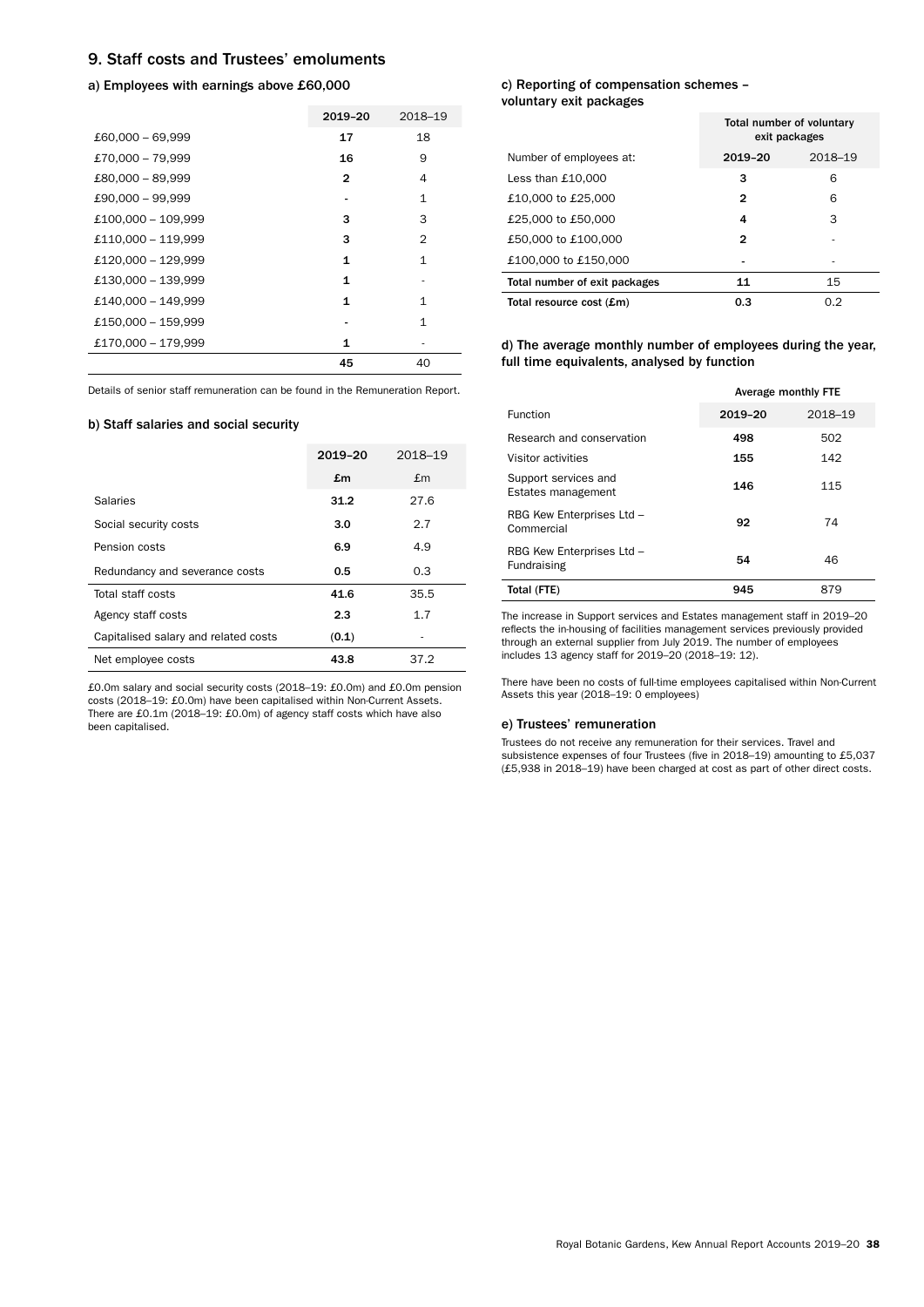## 9. Staff costs and Trustees' emoluments

### a) Employees with earnings above £60,000

| | 2019–20 | 2018–19 |
|---|---|---|
| £60,000 – 69,999 | **17** | 18 |
| £70,000 – 79,999 | **16** | 9 |
| £80,000 – 89,999 | **2** | 4 |
| £90,000 – 99,999 | **-** | 1 |
| £100,000 – 109,999 | **3** | 3 |
| £110,000 – 119,999 | **3** | 2 |
| £120,000 – 129,999 | **1** | 1 |
| £130,000 – 139,999 | **1** | - |
| £140,000 – 149,999 | **1** | 1 |
| £150,000 – 159,999 | **-** | 1 |
| £170,000 – 179,999 | **1** | - |
| | **45** | 40 |

Details of senior staff remuneration can be found in the Remuneration Report.

### b) Staff salaries and social security

| | 2019–20 | 2018–19 |
|---|---|---|
| | **£m** | £m |
| Salaries | **31.2** | 27.6 |
| Social security costs | **3.0** | 2.7 |
| Pension costs | **6.9** | 4.9 |
| Redundancy and severance costs | **0.5** | 0.3 |
| Total staff costs | **41.6** | 35.5 |
| Agency staff costs | **2.3** | 1.7 |
| Capitalised salary and related costs | **(0.1)** | - |
| Net employee costs | **43.8** | 37.2 |

£0.0m salary and social security costs (2018–19: £0.0m) and £0.0m pension costs (2018–19: £0.0m) have been capitalised within Non-Current Assets. There are £0.1m (2018–19: £0.0m) of agency staff costs which have also been capitalised.

### c) Reporting of compensation schemes – voluntary exit packages

| | Total number of voluntary exit packages | |
|---|---|---|
| Number of employees at: | **2019–20** | 2018–19 |
| Less than £10,000 | **3** | 6 |
| £10,000 to £25,000 | **2** | 6 |
| £25,000 to £50,000 | **4** | 3 |
| £50,000 to £100,000 | **2** | - |
| £100,000 to £150,000 | **-** | - |
| Total number of exit packages | **11** | 15 |
| Total resource cost (£m) | **0.3** | 0.2 |

### d) The average monthly number of employees during the year, full time equivalents, analysed by function

| | Average monthly FTE | |
|---|---|---|
| Function | **2019–20** | 2018–19 |
| Research and conservation | **498** | 502 |
| Visitor activities | **155** | 142 |
| Support services and Estates management | **146** | 115 |
| RBG Kew Enterprises Ltd – Commercial | **92** | 74 |
| RBG Kew Enterprises Ltd – Fundraising | **54** | 46 |
| Total (FTE) | **945** | 879 |

The increase in Support services and Estates management staff in 2019–20 reflects the in-housing of facilities management services previously provided through an external supplier from July 2019. The number of employees includes 13 agency staff for 2019–20 (2018–19: 12).

There have been no costs of full-time employees capitalised within Non-Current Assets this year (2018–19: 0 employees)

### e) Trustees' remuneration

Trustees do not receive any remuneration for their services. Travel and subsistence expenses of four Trustees (five in 2018–19) amounting to £5,037 (£5,938 in 2018–19) have been charged at cost as part of other direct costs.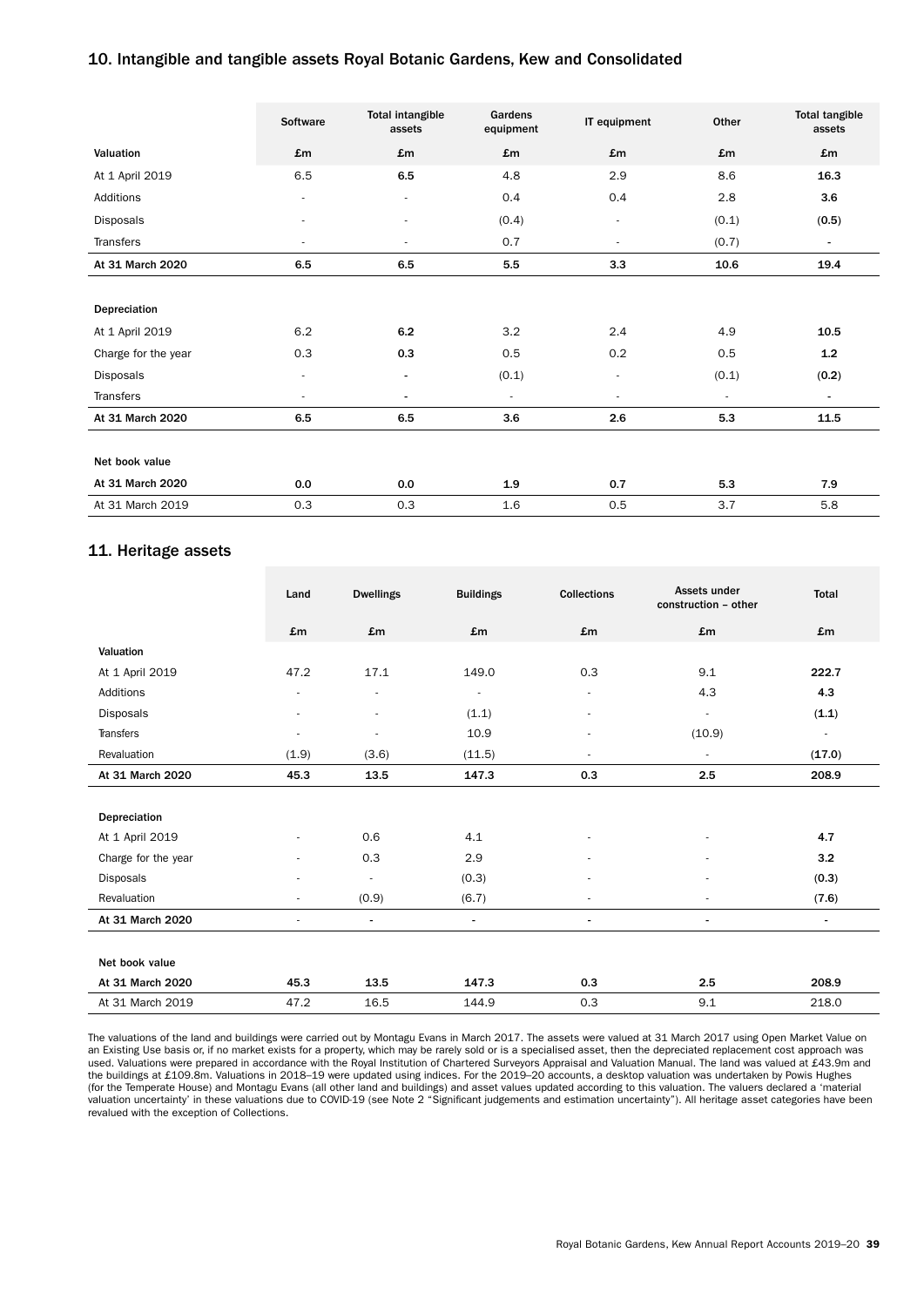## 10. Intangible and tangible assets Royal Botanic Gardens, Kew and Consolidated

| | Software | Total intangible assets | Gardens equipment | IT equipment | Other | Total tangible assets |
|---|---|---|---|---|---|---|
| **Valuation** | **£m** | **£m** | **£m** | **£m** | **£m** | **£m** |
| At 1 April 2019 | 6.5 | **6.5** | 4.8 | 2.9 | 8.6 | **16.3** |
| Additions | - | - | 0.4 | 0.4 | 2.8 | **3.6** |
| Disposals | - | - | (0.4) | - | (0.1) | **(0.5)** |
| Transfers | - | - | 0.7 | - | (0.7) | - |
| **At 31 March 2020** | **6.5** | **6.5** | **5.5** | **3.3** | **10.6** | **19.4** |
| | | | | | | |
| **Depreciation** | | | | | | |
| At 1 April 2019 | 6.2 | **6.2** | 3.2 | 2.4 | 4.9 | **10.5** |
| Charge for the year | 0.3 | **0.3** | 0.5 | 0.2 | 0.5 | **1.2** |
| Disposals | - | - | (0.1) | - | (0.1) | **(0.2)** |
| Transfers | - | - | - | - | - | - |
| **At 31 March 2020** | **6.5** | **6.5** | **3.6** | **2.6** | **5.3** | **11.5** |
| | | | | | | |
| **Net book value** | | | | | | |
| **At 31 March 2020** | **0.0** | **0.0** | **1.9** | **0.7** | **5.3** | **7.9** |
| At 31 March 2019 | 0.3 | 0.3 | 1.6 | 0.5 | 3.7 | 5.8 |

## 11. Heritage assets

| | Land | Dwellings | Buildings | Collections | Assets under construction – other | Total |
|---|---|---|---|---|---|---|
| | **£m** | **£m** | **£m** | **£m** | **£m** | **£m** |
| **Valuation** | | | | | | |
| At 1 April 2019 | 47.2 | 17.1 | 149.0 | 0.3 | 9.1 | **222.7** |
| Additions | - | - | - | - | 4.3 | **4.3** |
| Disposals | - | - | (1.1) | - | - | **(1.1)** |
| Transfers | - | - | 10.9 | - | (10.9) | - |
| Revaluation | (1.9) | (3.6) | (11.5) | - | - | **(17.0)** |
| **At 31 March 2020** | **45.3** | **13.5** | **147.3** | **0.3** | **2.5** | **208.9** |
| | | | | | | |
| **Depreciation** | | | | | | |
| At 1 April 2019 | - | 0.6 | 4.1 | - | - | **4.7** |
| Charge for the year | - | 0.3 | 2.9 | - | - | **3.2** |
| Disposals | - | - | (0.3) | - | - | **(0.3)** |
| Revaluation | - | (0.9) | (6.7) | - | - | **(7.6)** |
| **At 31 March 2020** | - | - | - | - | - | - |
| | | | | | | |
| **Net book value** | | | | | | |
| **At 31 March 2020** | **45.3** | **13.5** | **147.3** | **0.3** | **2.5** | **208.9** |
| At 31 March 2019 | 47.2 | 16.5 | 144.9 | 0.3 | 9.1 | 218.0 |

The valuations of the land and buildings were carried out by Montagu Evans in March 2017. The assets were valued at 31 March 2017 using Open Market Value on an Existing Use basis or, if no market exists for a property, which may be rarely sold or is a specialised asset, then the depreciated replacement cost approach was used. Valuations were prepared in accordance with the Royal Institution of Chartered Surveyors Appraisal and Valuation Manual. The land was valued at £43.9m and the buildings at £109.8m. Valuations in 2018–19 were updated using indices. For the 2019–20 accounts, a desktop valuation was undertaken by Powis Hughes (for the Temperate House) and Montagu Evans (all other land and buildings) and asset values updated according to this valuation. The valuers declared a 'material valuation uncertainty' in these valuations due to COVID-19 (see Note 2 "Significant judgements and estimation uncertainty"). All heritage asset categories have been revalued with the exception of Collections.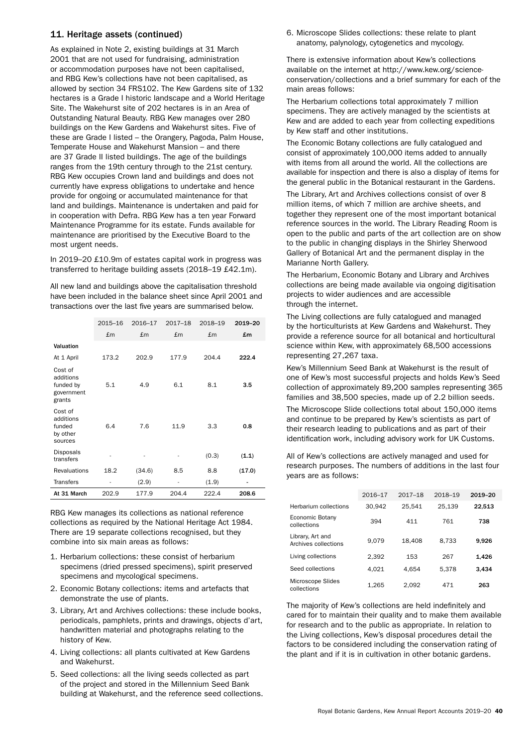## 11. Heritage assets (continued)

As explained in Note 2, existing buildings at 31 March 2001 that are not used for fundraising, administration or accommodation purposes have not been capitalised, and RBG Kew's collections have not been capitalised, as allowed by section 34 FRS102. The Kew Gardens site of 132 hectares is a Grade I historic landscape and a World Heritage Site. The Wakehurst site of 202 hectares is in an Area of Outstanding Natural Beauty. RBG Kew manages over 280 buildings on the Kew Gardens and Wakehurst sites. Five of these are Grade I listed – the Orangery, Pagoda, Palm House, Temperate House and Wakehurst Mansion – and there are 37 Grade II listed buildings. The age of the buildings ranges from the 19th century through to the 21st century. RBG Kew occupies Crown land and buildings and does not currently have express obligations to undertake and hence provide for ongoing or accumulated maintenance for that land and buildings. Maintenance is undertaken and paid for in cooperation with Defra. RBG Kew has a ten year Forward Maintenance Programme for its estate. Funds available for maintenance are prioritised by the Executive Board to the most urgent needs.

In 2019–20 £10.9m of estates capital work in progress was transferred to heritage building assets (2018–19 £42.1m).

All new land and buildings above the capitalisation threshold have been included in the balance sheet since April 2001 and transactions over the last five years are summarised below.

| | 2015–16 | 2016–17 | 2017–18 | 2018–19 | **2019–20** |
|---|---|---|---|---|---|
| | £m | £m | £m | £m | **£m** |
| **Valuation** | | | | | |
| At 1 April | 173.2 | 202.9 | 177.9 | 204.4 | **222.4** |
| Cost of additions funded by government grants | 5.1 | 4.9 | 6.1 | 8.1 | **3.5** |
| Cost of additions funded by other sources | 6.4 | 7.6 | 11.9 | 3.3 | **0.8** |
| Disposals transfers | - | - | - | (0.3) | **(1.1)** |
| Revaluations | 18.2 | (34.6) | 8.5 | 8.8 | **(17.0)** |
| Transfers | - | (2.9) | - | (1.9) | **-** |
| **At 31 March** | 202.9 | 177.9 | 204.4 | 222.4 | **208.6** |

RBG Kew manages its collections as national reference collections as required by the National Heritage Act 1984. There are 19 separate collections recognised, but they combine into six main areas as follows:

1. Herbarium collections: these consist of herbarium specimens (dried pressed specimens), spirit preserved specimens and mycological specimens.
2. Economic Botany collections: items and artefacts that demonstrate the use of plants.
3. Library, Art and Archives collections: these include books, periodicals, pamphlets, prints and drawings, objects d'art, handwritten material and photographs relating to the history of Kew.
4. Living collections: all plants cultivated at Kew Gardens and Wakehurst.
5. Seed collections: all the living seeds collected as part of the project and stored in the Millennium Seed Bank building at Wakehurst, and the reference seed collections.
6. Microscope Slides collections: these relate to plant anatomy, palynology, cytogenetics and mycology.

There is extensive information about Kew's collections available on the internet at http://www.kew.org/science-conservation/collections and a brief summary for each of the main areas follows:

The Herbarium collections total approximately 7 million specimens. They are actively managed by the scientists at Kew and are added to each year from collecting expeditions by Kew staff and other institutions.

The Economic Botany collections are fully catalogued and consist of approximately 100,000 items added to annually with items from all around the world. All the collections are available for inspection and there is also a display of items for the general public in the Botanical restaurant in the Gardens.

The Library, Art and Archives collections consist of over 8 million items, of which 7 million are archive sheets, and together they represent one of the most important botanical reference sources in the world. The Library Reading Room is open to the public and parts of the art collection are on show to the public in changing displays in the Shirley Sherwood Gallery of Botanical Art and the permanent display in the Marianne North Gallery.

The Herbarium, Economic Botany and Library and Archives collections are being made available via ongoing digitisation projects to wider audiences and are accessible through the internet.

The Living collections are fully catalogued and managed by the horticulturists at Kew Gardens and Wakehurst. They provide a reference source for all botanical and horticultural science within Kew, with approximately 68,500 accessions representing 27,267 taxa.

Kew's Millennium Seed Bank at Wakehurst is the result of one of Kew's most successful projects and holds Kew's Seed collection of approximately 89,200 samples representing 365 families and 38,500 species, made up of 2.2 billion seeds.

The Microscope Slide collections total about 150,000 items and continue to be prepared by Kew's scientists as part of their research leading to publications and as part of their identification work, including advisory work for UK Customs.

All of Kew's collections are actively managed and used for research purposes. The numbers of additions in the last four years are as follows:

| | 2016–17 | 2017–18 | 2018–19 | **2019–20** |
|---|---|---|---|---|
| Herbarium collections | 30,942 | 25,541 | 25,139 | **22,513** |
| Economic Botany collections | 394 | 411 | 761 | **738** |
| Library, Art and Archives collections | 9,079 | 18,408 | 8,733 | **9,926** |
| Living collections | 2,392 | 153 | 267 | **1,426** |
| Seed collections | 4,021 | 4,654 | 5,378 | **3,434** |
| Microscope Slides collections | 1,265 | 2,092 | 471 | **263** |

The majority of Kew's collections are held indefinitely and cared for to maintain their quality and to make them available for research and to the public as appropriate. In relation to the Living collections, Kew's disposal procedures detail the factors to be considered including the conservation rating of the plant and if it is in cultivation in other botanic gardens.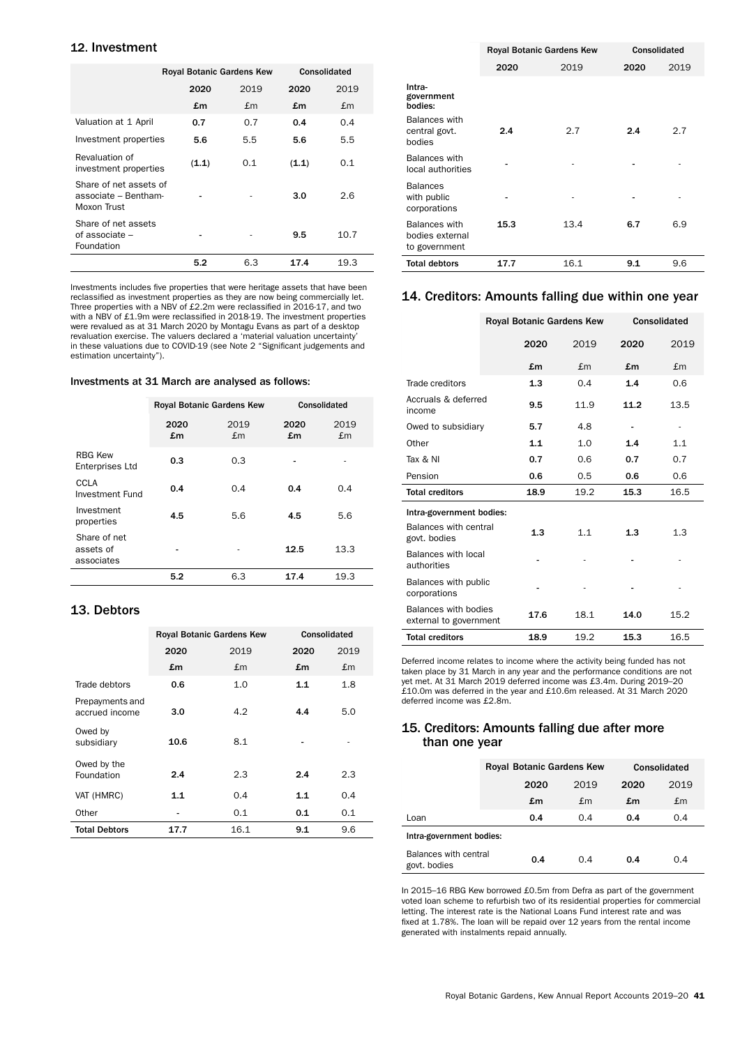## 12. Investment

| | Royal Botanic Gardens Kew | | Consolidated | |
|---|---|---|---|---|
| | **2020** | 2019 | **2020** | 2019 |
| | **£m** | £m | **£m** | £m |
| Valuation at 1 April | **0.7** | 0.7 | **0.4** | 0.4 |
| Investment properties | **5.6** | 5.5 | **5.6** | 5.5 |
| Revaluation of investment properties | **(1.1)** | 0.1 | **(1.1)** | 0.1 |
| Share of net assets of associate – Bentham-Moxon Trust | **-** | - | **3.0** | 2.6 |
| Share of net assets of associate – Foundation | **-** | - | **9.5** | 10.7 |
| | **5.2** | 6.3 | **17.4** | 19.3 |

Investments includes five properties that were heritage assets that have been reclassified as investment properties as they are now being commercially let. Three properties with a NBV of £2.2m were reclassified in 2016-17, and two with a NBV of £1.9m were reclassified in 2018-19. The investment properties were revalued as at 31 March 2020 by Montagu Evans as part of a desktop revaluation exercise. The valuers declared a 'material valuation uncertainty' in these valuations due to COVID-19 (see Note 2 "Significant judgements and estimation uncertainty").

### Investments at 31 March are analysed as follows:

| | Royal Botanic Gardens Kew | | Consolidated | |
|---|---|---|---|---|
| | **2020 £m** | 2019 £m | **2020 £m** | 2019 £m |
| RBG Kew Enterprises Ltd | **0.3** | 0.3 | **-** | - |
| CCLA Investment Fund | **0.4** | 0.4 | **0.4** | 0.4 |
| Investment properties | **4.5** | 5.6 | **4.5** | 5.6 |
| Share of net assets of associates | **-** | - | **12.5** | 13.3 |
| | **5.2** | 6.3 | **17.4** | 19.3 |

## 13. Debtors

| | Royal Botanic Gardens Kew | | Consolidated | |
|---|---|---|---|---|
| | **2020** | 2019 | **2020** | 2019 |
| | **£m** | £m | **£m** | £m |
| Trade debtors | **0.6** | 1.0 | **1.1** | 1.8 |
| Prepayments and accrued income | **3.0** | 4.2 | **4.4** | 5.0 |
| Owed by subsidiary | **10.6** | 8.1 | **-** | - |
| Owed by the Foundation | **2.4** | 2.3 | **2.4** | 2.3 |
| VAT (HMRC) | **1.1** | 0.4 | **1.1** | 0.4 |
| Other | **-** | 0.1 | **0.1** | 0.1 |
| **Total Debtors** | **17.7** | 16.1 | **9.1** | 9.6 |

| | Royal Botanic Gardens Kew | | Consolidated | |
|---|---|---|---|---|
| | **2020** | 2019 | **2020** | 2019 |
| **Intra-government bodies:** | | | | |
| Balances with central govt. bodies | **2.4** | 2.7 | **2.4** | 2.7 |
| Balances with local authorities | **-** | - | **-** | - |
| Balances with public corporations | **-** | - | **-** | - |
| Balances with bodies external to government | **15.3** | 13.4 | **6.7** | 6.9 |
| **Total debtors** | **17.7** | 16.1 | **9.1** | 9.6 |

## 14. Creditors: Amounts falling due within one year

| | Royal Botanic Gardens Kew | | Consolidated | |
|---|---|---|---|---|
| | **2020** | 2019 | **2020** | 2019 |
| | **£m** | £m | **£m** | £m |
| Trade creditors | **1.3** | 0.4 | **1.4** | 0.6 |
| Accruals & deferred income | **9.5** | 11.9 | **11.2** | 13.5 |
| Owed to subsidiary | **5.7** | 4.8 | **-** | - |
| Other | **1.1** | 1.0 | **1.4** | 1.1 |
| Tax & NI | **0.7** | 0.6 | **0.7** | 0.7 |
| Pension | **0.6** | 0.5 | **0.6** | 0.6 |
| **Total creditors** | **18.9** | 19.2 | **15.3** | 16.5 |
| **Intra-government bodies:** | | | | |
| Balances with central govt. bodies | **1.3** | 1.1 | **1.3** | 1.3 |
| Balances with local authorities | **-** | - | **-** | - |
| Balances with public corporations | **-** | - | **-** | - |
| Balances with bodies external to government | **17.6** | 18.1 | **14.0** | 15.2 |
| **Total creditors** | **18.9** | 19.2 | **15.3** | 16.5 |

Deferred income relates to income where the activity being funded has not taken place by 31 March in any year and the performance conditions are not yet met. At 31 March 2019 deferred income was £3.4m. During 2019–20 £10.0m was deferred in the year and £10.6m released. At 31 March 2020 deferred income was £2.8m.

## 15. Creditors: Amounts falling due after more than one year

| | Royal Botanic Gardens Kew | | Consolidated | |
|---|---|---|---|---|
| | **2020** | 2019 | **2020** | 2019 |
| | **£m** | £m | **£m** | £m |
| Loan | **0.4** | 0.4 | **0.4** | 0.4 |
| **Intra-government bodies:** | | | | |
| Balances with central govt. bodies | **0.4** | 0.4 | **0.4** | 0.4 |

In 2015–16 RBG Kew borrowed £0.5m from Defra as part of the government voted loan scheme to refurbish two of its residential properties for commercial letting. The interest rate is the National Loans Fund interest rate and was fixed at 1.78%. The loan will be repaid over 12 years from the rental income generated with instalments repaid annually.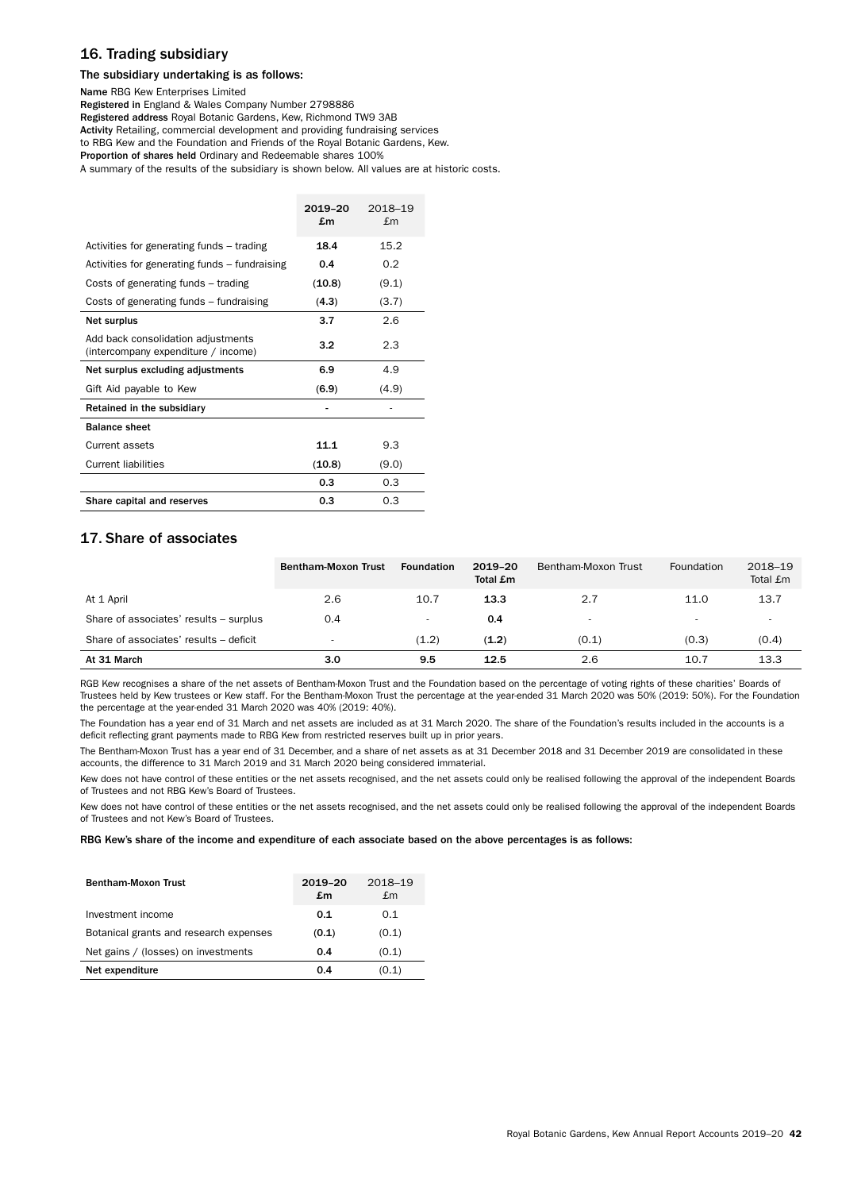## 16. Trading subsidiary

### The subsidiary undertaking is as follows:

**Name** RBG Kew Enterprises Limited
**Registered in** England & Wales Company Number 2798886
**Registered address** Royal Botanic Gardens, Kew, Richmond TW9 3AB
**Activity** Retailing, commercial development and providing fundraising services to RBG Kew and the Foundation and Friends of the Royal Botanic Gardens, Kew.
**Proportion of shares held** Ordinary and Redeemable shares 100%
A summary of the results of the subsidiary is shown below. All values are at historic costs.

| | 2019–20 £m | 2018–19 £m |
|---|---|---|
| Activities for generating funds – trading | **18.4** | 15.2 |
| Activities for generating funds – fundraising | **0.4** | 0.2 |
| Costs of generating funds – trading | **(10.8)** | (9.1) |
| Costs of generating funds – fundraising | **(4.3)** | (3.7) |
| **Net surplus** | **3.7** | 2.6 |
| Add back consolidation adjustments (intercompany expenditure / income) | **3.2** | 2.3 |
| **Net surplus excluding adjustments** | **6.9** | 4.9 |
| Gift Aid payable to Kew | **(6.9)** | (4.9) |
| **Retained in the subsidiary** | **-** | - |
| **Balance sheet** | | |
| Current assets | **11.1** | 9.3 |
| Current liabilities | **(10.8)** | (9.0) |
| | **0.3** | 0.3 |
| **Share capital and reserves** | **0.3** | 0.3 |

## 17. Share of associates

| | Bentham-Moxon Trust | Foundation | 2019–20 Total £m | Bentham-Moxon Trust | Foundation | 2018–19 Total £m |
|---|---|---|---|---|---|---|
| At 1 April | 2.6 | 10.7 | **13.3** | 2.7 | 11.0 | 13.7 |
| Share of associates' results – surplus | 0.4 | - | **0.4** | - | - | - |
| Share of associates' results – deficit | - | (1.2) | **(1.2)** | (0.1) | (0.3) | (0.4) |
| **At 31 March** | **3.0** | **9.5** | **12.5** | 2.6 | 10.7 | 13.3 |

RGB Kew recognises a share of the net assets of Bentham-Moxon Trust and the Foundation based on the percentage of voting rights of these charities' Boards of Trustees held by Kew trustees or Kew staff. For the Bentham-Moxon Trust the percentage at the year-ended 31 March 2020 was 50% (2019: 50%). For the Foundation the percentage at the year-ended 31 March 2020 was 40% (2019: 40%).

The Foundation has a year end of 31 March and net assets are included as at 31 March 2020. The share of the Foundation's results included in the accounts is a deficit reflecting grant payments made to RBG Kew from restricted reserves built up in prior years.

The Bentham-Moxon Trust has a year end of 31 December, and a share of net assets as at 31 December 2018 and 31 December 2019 are consolidated in these accounts, the difference to 31 March 2019 and 31 March 2020 being considered immaterial.

Kew does not have control of these entities or the net assets recognised, and the net assets could only be realised following the approval of the independent Boards of Trustees and not RBG Kew's Board of Trustees.

Kew does not have control of these entities or the net assets recognised, and the net assets could only be realised following the approval of the independent Boards of Trustees and not Kew's Board of Trustees.

**RBG Kew's share of the income and expenditure of each associate based on the above percentages is as follows:**

| Bentham-Moxon Trust | 2019–20 £m | 2018–19 £m |
|---|---|---|
| Investment income | **0.1** | 0.1 |
| Botanical grants and research expenses | **(0.1)** | (0.1) |
| Net gains / (losses) on investments | **0.4** | (0.1) |
| **Net expenditure** | **0.4** | (0.1) |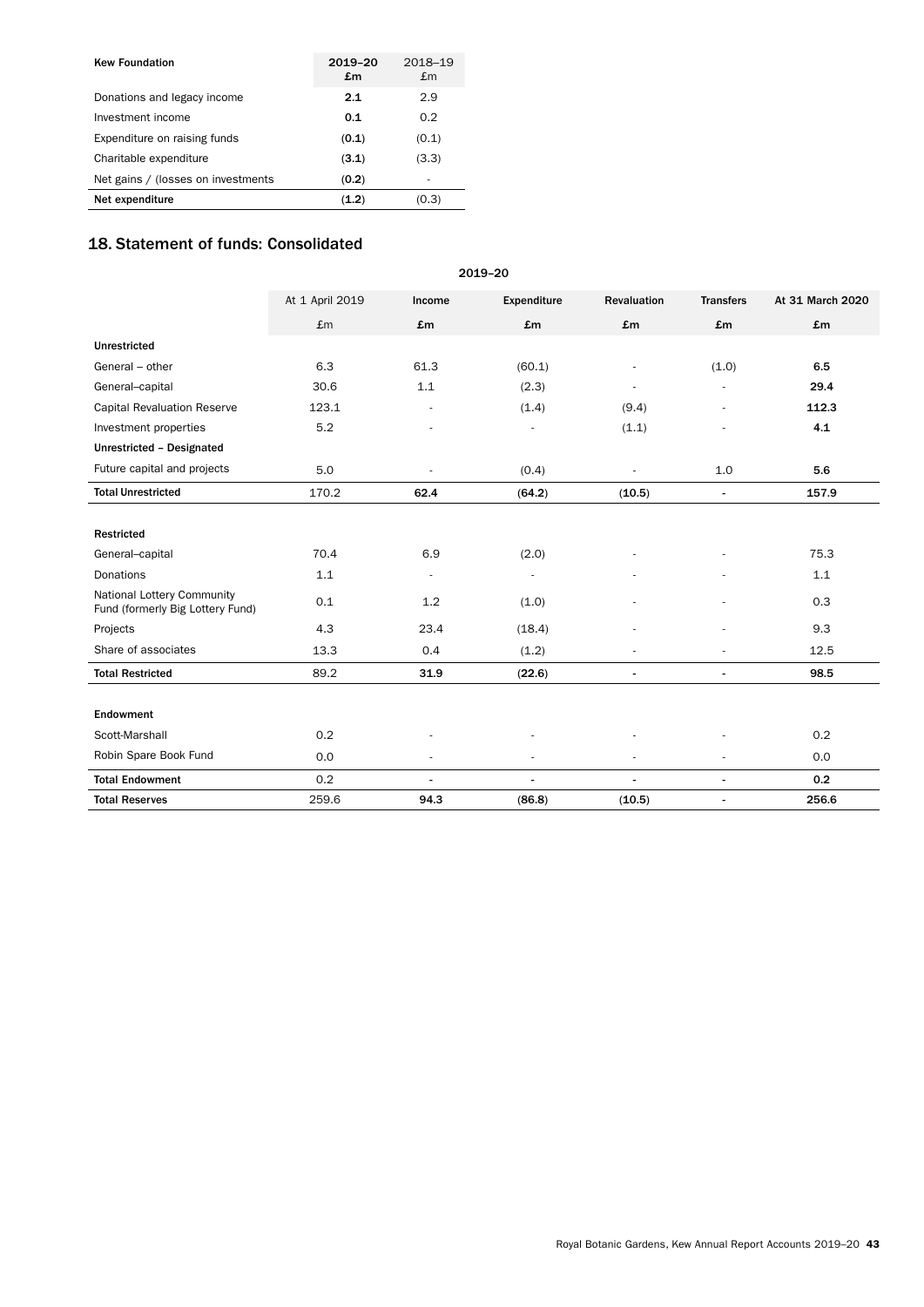| Kew Foundation | 2019–20 £m | 2018–19 £m |
|---|---|---|
| Donations and legacy income | **2.1** | 2.9 |
| Investment income | **0.1** | 0.2 |
| Expenditure on raising funds | **(0.1)** | (0.1) |
| Charitable expenditure | **(3.1)** | (3.3) |
| Net gains / (losses on investments | **(0.2)** | - |
| **Net expenditure** | **(1.2)** | (0.3) |

## 18. Statement of funds: Consolidated

| | 2019–20 | | | | | |
|---|---|---|---|---|---|---|
| | At 1 April 2019 | Income | Expenditure | Revaluation | Transfers | At 31 March 2020 |
| | £m | £m | £m | £m | £m | £m |
| **Unrestricted** | | | | | | |
| General – other | 6.3 | 61.3 | (60.1) | - | (1.0) | **6.5** |
| General–capital | 30.6 | 1.1 | (2.3) | - | - | **29.4** |
| Capital Revaluation Reserve | 123.1 | - | (1.4) | (9.4) | - | **112.3** |
| Investment properties | 5.2 | - | - | (1.1) | - | **4.1** |
| **Unrestricted – Designated** | | | | | | |
| Future capital and projects | 5.0 | - | (0.4) | - | 1.0 | **5.6** |
| **Total Unrestricted** | 170.2 | **62.4** | **(64.2)** | **(10.5)** | **-** | **157.9** |
| | | | | | | |
| **Restricted** | | | | | | |
| General–capital | 70.4 | 6.9 | (2.0) | - | - | 75.3 |
| Donations | 1.1 | - | - | - | - | 1.1 |
| National Lottery Community Fund (formerly Big Lottery Fund) | 0.1 | 1.2 | (1.0) | - | - | 0.3 |
| Projects | 4.3 | 23.4 | (18.4) | - | - | 9.3 |
| Share of associates | 13.3 | 0.4 | (1.2) | - | - | 12.5 |
| **Total Restricted** | 89.2 | **31.9** | **(22.6)** | **-** | **-** | **98.5** |
| | | | | | | |
| **Endowment** | | | | | | |
| Scott-Marshall | 0.2 | - | - | - | - | 0.2 |
| Robin Spare Book Fund | 0.0 | - | - | - | - | 0.0 |
| **Total Endowment** | 0.2 | **-** | **-** | **-** | **-** | **0.2** |
| **Total Reserves** | 259.6 | **94.3** | **(86.8)** | **(10.5)** | **-** | **256.6** |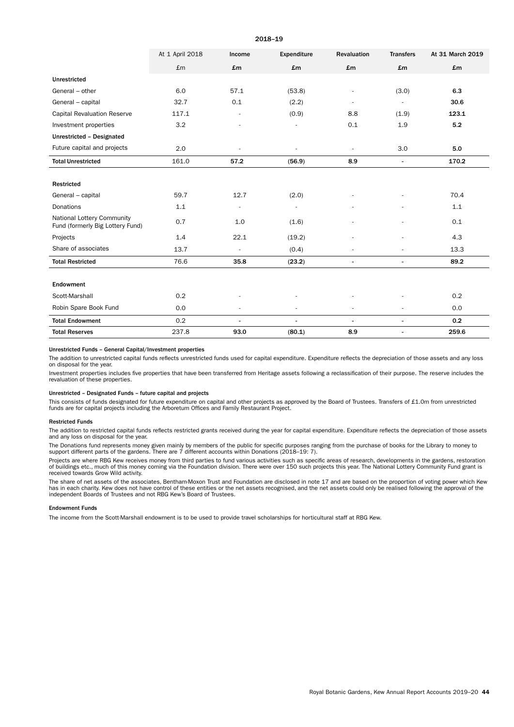| 2018–19 | | | | | | |
|---|---|---|---|---|---|---|
| | At 1 April 2018 | Income | Expenditure | Revaluation | Transfers | At 31 March 2019 |
| | £m | £m | £m | £m | £m | £m |
| **Unrestricted** | | | | | | |
| General – other | 6.0 | 57.1 | (53.8) | - | (3.0) | **6.3** |
| General – capital | 32.7 | 0.1 | (2.2) | - | - | **30.6** |
| Capital Revaluation Reserve | 117.1 | - | (0.9) | 8.8 | (1.9) | **123.1** |
| Investment properties | 3.2 | - | - | 0.1 | 1.9 | **5.2** |
| **Unrestricted – Designated** | | | | | | |
| Future capital and projects | 2.0 | - | - | - | 3.0 | **5.0** |
| **Total Unrestricted** | 161.0 | **57.2** | **(56.9)** | **8.9** | **-** | **170.2** |
| **Restricted** | | | | | | |
| General – capital | 59.7 | 12.7 | (2.0) | - | - | 70.4 |
| Donations | 1.1 | - | - | - | - | 1.1 |
| National Lottery Community Fund (formerly Big Lottery Fund) | 0.7 | 1.0 | (1.6) | - | - | 0.1 |
| Projects | 1.4 | 22.1 | (19.2) | - | - | 4.3 |
| Share of associates | 13.7 | - | (0.4) | - | - | 13.3 |
| **Total Restricted** | 76.6 | **35.8** | **(23.2)** | **-** | **-** | **89.2** |
| **Endowment** | | | | | | |
| Scott-Marshall | 0.2 | - | - | - | - | 0.2 |
| Robin Spare Book Fund | 0.0 | - | - | - | - | 0.0 |
| **Total Endowment** | 0.2 | **-** | **-** | **-** | **-** | **0.2** |
| **Total Reserves** | 237.8 | **93.0** | **(80.1)** | **8.9** | **-** | **259.6** |

#### Unrestricted Funds – General Capital/Investment properties

The addition to unrestricted capital funds reflects unrestricted funds used for capital expenditure. Expenditure reflects the depreciation of those assets and any loss on disposal for the year.

Investment properties includes five properties that have been transferred from Heritage assets following a reclassification of their purpose. The reserve includes the revaluation of these properties.

#### Unrestricted – Designated Funds – future capital and projects

This consists of funds designated for future expenditure on capital and other projects as approved by the Board of Trustees. Transfers of £1.0m from unrestricted funds are for capital projects including the Arboretum Offices and Family Restaurant Project.

#### Restricted Funds

The addition to restricted capital funds reflects restricted grants received during the year for capital expenditure. Expenditure reflects the depreciation of those assets and any loss on disposal for the year.

The Donations fund represents money given mainly by members of the public for specific purposes ranging from the purchase of books for the Library to money to support different parts of the gardens. There are 7 different accounts within Donations (2018–19: 7).

Projects are where RBG Kew receives money from third parties to fund various activities such as specific areas of research, developments in the gardens, restoration of buildings etc., much of this money coming via the Foundation division. There were over 150 such projects this year. The National Lottery Community Fund grant is received towards Grow Wild activity.

The share of net assets of the associates, Bentham-Moxon Trust and Foundation are disclosed in note 17 and are based on the proportion of voting power which Kew has in each charity. Kew does not have control of these entities or the net assets recognised, and the net assets could only be realised following the approval of the independent Boards of Trustees and not RBG Kew's Board of Trustees.

#### Endowment Funds

The income from the Scott-Marshall endowment is to be used to provide travel scholarships for horticultural staff at RBG Kew.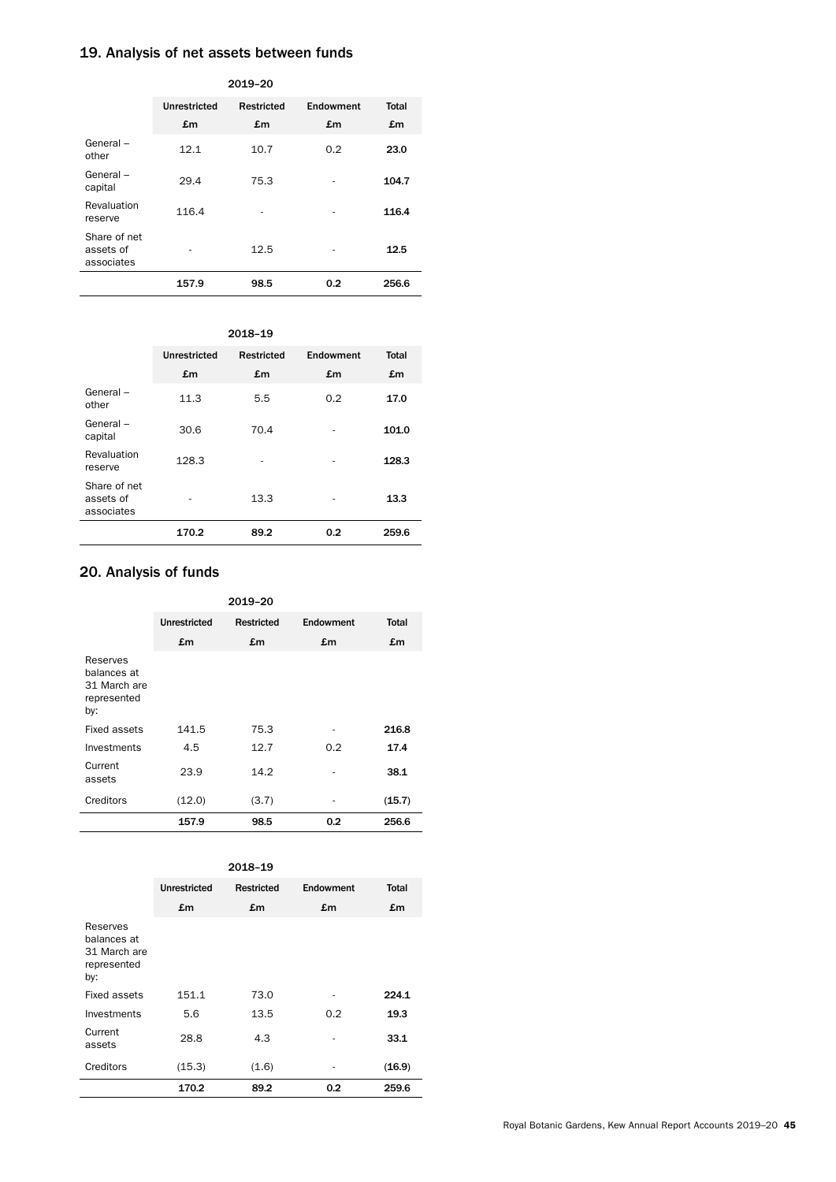## 19. Analysis of net assets between funds

| 2019–20 | | | | |
|---|---|---|---|---|
| | Unrestricted £m | Restricted £m | Endowment £m | Total £m |
| General – other | 12.1 | 10.7 | 0.2 | **23.0** |
| General – capital | 29.4 | 75.3 | - | **104.7** |
| Revaluation reserve | 116.4 | - | - | **116.4** |
| Share of net assets of associates | - | 12.5 | - | **12.5** |
| | **157.9** | **98.5** | **0.2** | **256.6** |

| 2018–19 | | | | |
|---|---|---|---|---|
| | Unrestricted £m | Restricted £m | Endowment £m | Total £m |
| General – other | 11.3 | 5.5 | 0.2 | **17.0** |
| General – capital | 30.6 | 70.4 | - | **101.0** |
| Revaluation reserve | 128.3 | - | - | **128.3** |
| Share of net assets of associates | - | 13.3 | - | **13.3** |
| | **170.2** | **89.2** | **0.2** | **259.6** |

## 20. Analysis of funds

| 2019–20 | | | | |
|---|---|---|---|---|
| | Unrestricted £m | Restricted £m | Endowment £m | Total £m |
| Reserves balances at 31 March are represented by: | | | | |
| Fixed assets | 141.5 | 75.3 | - | **216.8** |
| Investments | 4.5 | 12.7 | 0.2 | **17.4** |
| Current assets | 23.9 | 14.2 | - | **38.1** |
| Creditors | (12.0) | (3.7) | - | **(15.7)** |
| | **157.9** | **98.5** | **0.2** | **256.6** |

| 2018–19 | | | | |
|---|---|---|---|---|
| | Unrestricted £m | Restricted £m | Endowment £m | Total £m |
| Reserves balances at 31 March are represented by: | | | | |
| Fixed assets | 151.1 | 73.0 | - | **224.1** |
| Investments | 5.6 | 13.5 | 0.2 | **19.3** |
| Current assets | 28.8 | 4.3 | - | **33.1** |
| Creditors | (15.3) | (1.6) | - | **(16.9)** |
| | **170.2** | **89.2** | **0.2** | **259.6** |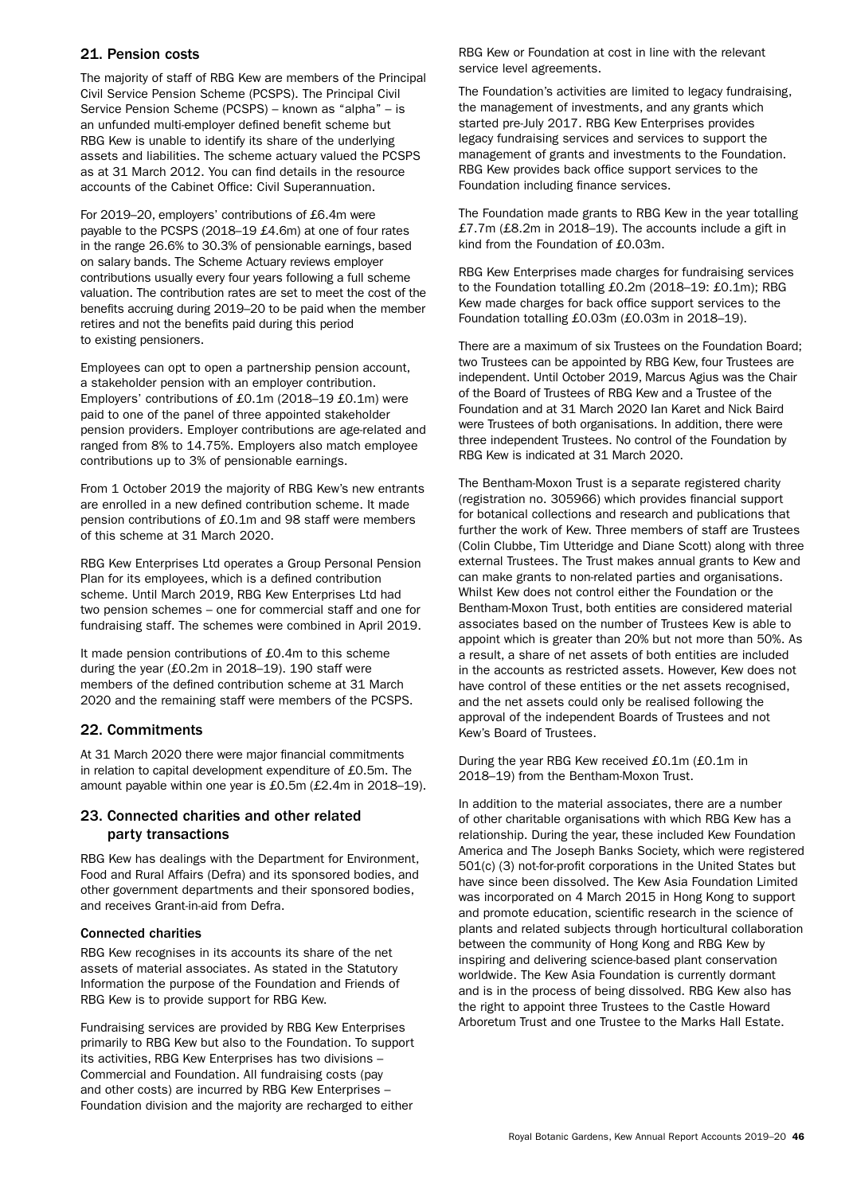## 21. Pension costs

The majority of staff of RBG Kew are members of the Principal Civil Service Pension Scheme (PCSPS). The Principal Civil Service Pension Scheme (PCSPS) – known as "alpha" – is an unfunded multi-employer defined benefit scheme but RBG Kew is unable to identify its share of the underlying assets and liabilities. The scheme actuary valued the PCSPS as at 31 March 2012. You can find details in the resource accounts of the Cabinet Office: Civil Superannuation.

For 2019–20, employers' contributions of £6.4m were payable to the PCSPS (2018–19 £4.6m) at one of four rates in the range 26.6% to 30.3% of pensionable earnings, based on salary bands. The Scheme Actuary reviews employer contributions usually every four years following a full scheme valuation. The contribution rates are set to meet the cost of the benefits accruing during 2019–20 to be paid when the member retires and not the benefits paid during this period to existing pensioners.

Employees can opt to open a partnership pension account, a stakeholder pension with an employer contribution. Employers' contributions of £0.1m (2018–19 £0.1m) were paid to one of the panel of three appointed stakeholder pension providers. Employer contributions are age-related and ranged from 8% to 14.75%. Employers also match employee contributions up to 3% of pensionable earnings.

From 1 October 2019 the majority of RBG Kew's new entrants are enrolled in a new defined contribution scheme. It made pension contributions of £0.1m and 98 staff were members of this scheme at 31 March 2020.

RBG Kew Enterprises Ltd operates a Group Personal Pension Plan for its employees, which is a defined contribution scheme. Until March 2019, RBG Kew Enterprises Ltd had two pension schemes – one for commercial staff and one for fundraising staff. The schemes were combined in April 2019.

It made pension contributions of £0.4m to this scheme during the year (£0.2m in 2018–19). 190 staff were members of the defined contribution scheme at 31 March 2020 and the remaining staff were members of the PCSPS.

## 22. Commitments

At 31 March 2020 there were major financial commitments in relation to capital development expenditure of £0.5m. The amount payable within one year is £0.5m (£2.4m in 2018–19).

## 23. Connected charities and other related party transactions

RBG Kew has dealings with the Department for Environment, Food and Rural Affairs (Defra) and its sponsored bodies, and other government departments and their sponsored bodies, and receives Grant-in-aid from Defra.

### Connected charities

RBG Kew recognises in its accounts its share of the net assets of material associates. As stated in the Statutory Information the purpose of the Foundation and Friends of RBG Kew is to provide support for RBG Kew.

Fundraising services are provided by RBG Kew Enterprises primarily to RBG Kew but also to the Foundation. To support its activities, RBG Kew Enterprises has two divisions – Commercial and Foundation. All fundraising costs (pay and other costs) are incurred by RBG Kew Enterprises – Foundation division and the majority are recharged to either RBG Kew or Foundation at cost in line with the relevant service level agreements.

The Foundation's activities are limited to legacy fundraising, the management of investments, and any grants which started pre-July 2017. RBG Kew Enterprises provides legacy fundraising services and services to support the management of grants and investments to the Foundation. RBG Kew provides back office support services to the Foundation including finance services.

The Foundation made grants to RBG Kew in the year totalling £7.7m (£8.2m in 2018–19). The accounts include a gift in kind from the Foundation of £0.03m.

RBG Kew Enterprises made charges for fundraising services to the Foundation totalling £0.2m (2018–19: £0.1m); RBG Kew made charges for back office support services to the Foundation totalling £0.03m (£0.03m in 2018–19).

There are a maximum of six Trustees on the Foundation Board; two Trustees can be appointed by RBG Kew, four Trustees are independent. Until October 2019, Marcus Agius was the Chair of the Board of Trustees of RBG Kew and a Trustee of the Foundation and at 31 March 2020 Ian Karet and Nick Baird were Trustees of both organisations. In addition, there were three independent Trustees. No control of the Foundation by RBG Kew is indicated at 31 March 2020.

The Bentham-Moxon Trust is a separate registered charity (registration no. 305966) which provides financial support for botanical collections and research and publications that further the work of Kew. Three members of staff are Trustees (Colin Clubbe, Tim Utteridge and Diane Scott) along with three external Trustees. The Trust makes annual grants to Kew and can make grants to non-related parties and organisations. Whilst Kew does not control either the Foundation or the Bentham-Moxon Trust, both entities are considered material associates based on the number of Trustees Kew is able to appoint which is greater than 20% but not more than 50%. As a result, a share of net assets of both entities are included in the accounts as restricted assets. However, Kew does not have control of these entities or the net assets recognised, and the net assets could only be realised following the approval of the independent Boards of Trustees and not Kew's Board of Trustees.

During the year RBG Kew received £0.1m (£0.1m in 2018–19) from the Bentham-Moxon Trust.

In addition to the material associates, there are a number of other charitable organisations with which RBG Kew has a relationship. During the year, these included Kew Foundation America and The Joseph Banks Society, which were registered 501(c) (3) not-for-profit corporations in the United States but have since been dissolved. The Kew Asia Foundation Limited was incorporated on 4 March 2015 in Hong Kong to support and promote education, scientific research in the science of plants and related subjects through horticultural collaboration between the community of Hong Kong and RBG Kew by inspiring and delivering science-based plant conservation worldwide. The Kew Asia Foundation is currently dormant and is in the process of being dissolved. RBG Kew also has the right to appoint three Trustees to the Castle Howard Arboretum Trust and one Trustee to the Marks Hall Estate.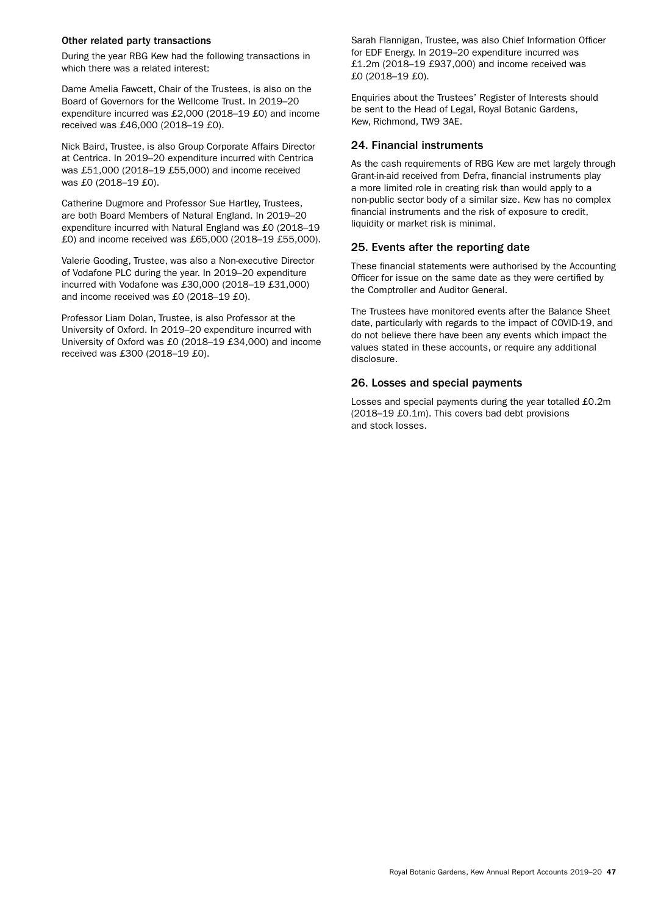### Other related party transactions

During the year RBG Kew had the following transactions in which there was a related interest:

Dame Amelia Fawcett, Chair of the Trustees, is also on the Board of Governors for the Wellcome Trust. In 2019–20 expenditure incurred was £2,000 (2018–19 £0) and income received was £46,000 (2018–19 £0).

Nick Baird, Trustee, is also Group Corporate Affairs Director at Centrica. In 2019–20 expenditure incurred with Centrica was £51,000 (2018–19 £55,000) and income received was £0 (2018–19 £0).

Catherine Dugmore and Professor Sue Hartley, Trustees, are both Board Members of Natural England. In 2019–20 expenditure incurred with Natural England was £0 (2018–19 £0) and income received was £65,000 (2018–19 £55,000).

Valerie Gooding, Trustee, was also a Non-executive Director of Vodafone PLC during the year. In 2019–20 expenditure incurred with Vodafone was £30,000 (2018–19 £31,000) and income received was £0 (2018–19 £0).

Professor Liam Dolan, Trustee, is also Professor at the University of Oxford. In 2019–20 expenditure incurred with University of Oxford was £0 (2018–19 £34,000) and income received was £300 (2018–19 £0).

Sarah Flannigan, Trustee, was also Chief Information Officer for EDF Energy. In 2019–20 expenditure incurred was £1.2m (2018–19 £937,000) and income received was £0 (2018–19 £0).

Enquiries about the Trustees' Register of Interests should be sent to the Head of Legal, Royal Botanic Gardens, Kew, Richmond, TW9 3AE.

## 24. Financial instruments

As the cash requirements of RBG Kew are met largely through Grant-in-aid received from Defra, financial instruments play a more limited role in creating risk than would apply to a non-public sector body of a similar size. Kew has no complex financial instruments and the risk of exposure to credit, liquidity or market risk is minimal.

## 25. Events after the reporting date

These financial statements were authorised by the Accounting Officer for issue on the same date as they were certified by the Comptroller and Auditor General.

The Trustees have monitored events after the Balance Sheet date, particularly with regards to the impact of COVID-19, and do not believe there have been any events which impact the values stated in these accounts, or require any additional disclosure.

## 26. Losses and special payments

Losses and special payments during the year totalled £0.2m (2018–19 £0.1m). This covers bad debt provisions and stock losses.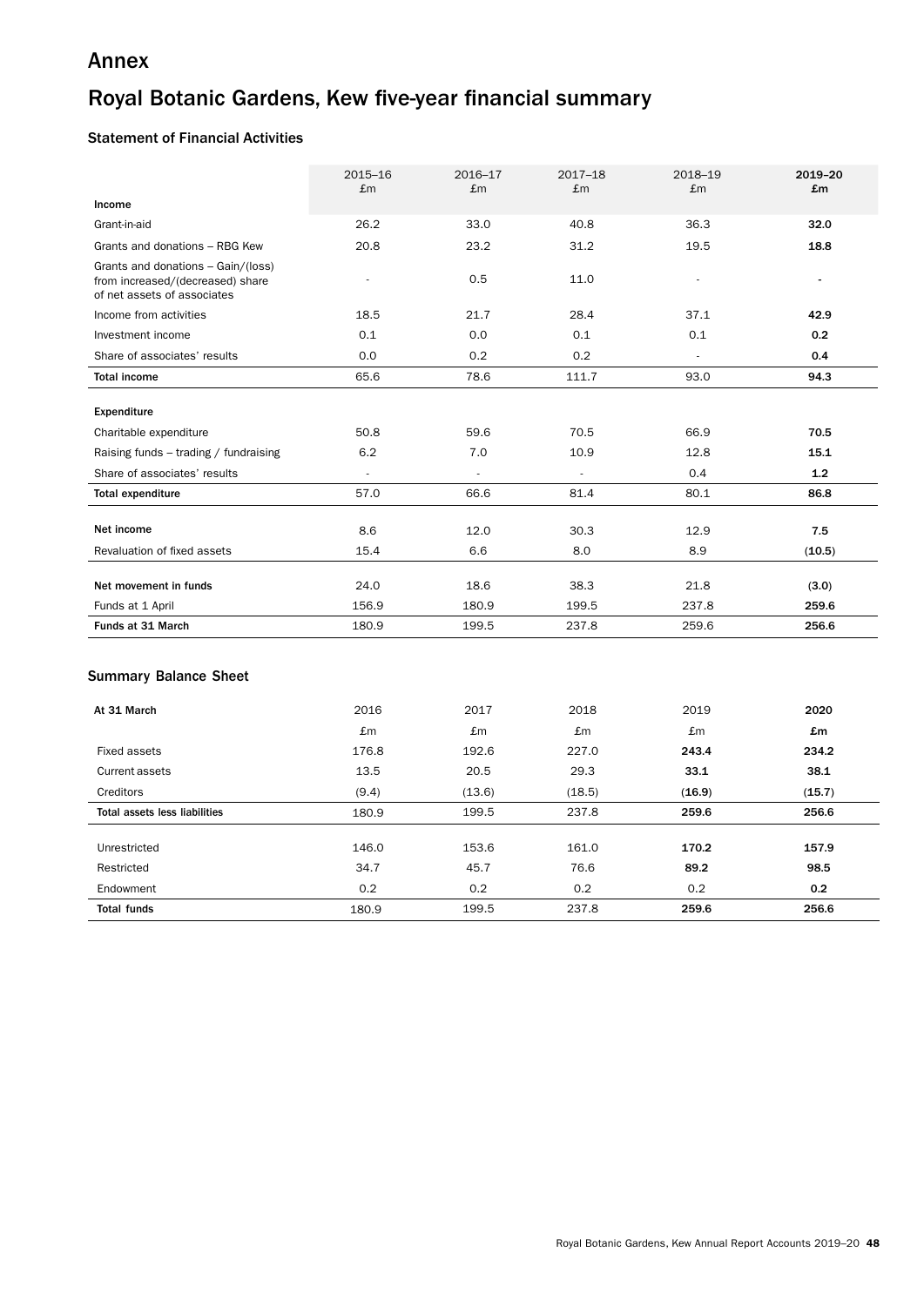# Annex

## Royal Botanic Gardens, Kew five-year financial summary

### Statement of Financial Activities

| Income | 2015–16 £m | 2016–17 £m | 2017–18 £m | 2018–19 £m | **2019–20 £m** |
|---|---|---|---|---|---|
| Grant-in-aid | 26.2 | 33.0 | 40.8 | 36.3 | **32.0** |
| Grants and donations – RBG Kew | 20.8 | 23.2 | 31.2 | 19.5 | **18.8** |
| Grants and donations – Gain/(loss) from increased/(decreased) share of net assets of associates | - | 0.5 | 11.0 | - | **-** |
| Income from activities | 18.5 | 21.7 | 28.4 | 37.1 | **42.9** |
| Investment income | 0.1 | 0.0 | 0.1 | 0.1 | **0.2** |
| Share of associates' results | 0.0 | 0.2 | 0.2 | - | **0.4** |
| **Total income** | 65.6 | 78.6 | 111.7 | 93.0 | **94.3** |
| **Expenditure** | | | | | |
| Charitable expenditure | 50.8 | 59.6 | 70.5 | 66.9 | **70.5** |
| Raising funds – trading / fundraising | 6.2 | 7.0 | 10.9 | 12.8 | **15.1** |
| Share of associates' results | - | - | - | 0.4 | **1.2** |
| **Total expenditure** | 57.0 | 66.6 | 81.4 | 80.1 | **86.8** |
| **Net income** | 8.6 | 12.0 | 30.3 | 12.9 | **7.5** |
| Revaluation of fixed assets | 15.4 | 6.6 | 8.0 | 8.9 | **(10.5)** |
| **Net movement in funds** | 24.0 | 18.6 | 38.3 | 21.8 | **(3.0)** |
| Funds at 1 April | 156.9 | 180.9 | 199.5 | 237.8 | **259.6** |
| **Funds at 31 March** | 180.9 | 199.5 | 237.8 | 259.6 | **256.6** |

### Summary Balance Sheet

| At 31 March | 2016 | 2017 | 2018 | 2019 | **2020** |
|---|---|---|---|---|---|
| | £m | £m | £m | £m | **£m** |
| Fixed assets | 176.8 | 192.6 | 227.0 | **243.4** | **234.2** |
| Current assets | 13.5 | 20.5 | 29.3 | **33.1** | **38.1** |
| Creditors | (9.4) | (13.6) | (18.5) | **(16.9)** | **(15.7)** |
| **Total assets less liabilities** | 180.9 | 199.5 | 237.8 | **259.6** | **256.6** |
| Unrestricted | 146.0 | 153.6 | 161.0 | **170.2** | **157.9** |
| Restricted | 34.7 | 45.7 | 76.6 | **89.2** | **98.5** |
| Endowment | 0.2 | 0.2 | 0.2 | 0.2 | **0.2** |
| **Total funds** | 180.9 | 199.5 | 237.8 | **259.6** | **256.6** |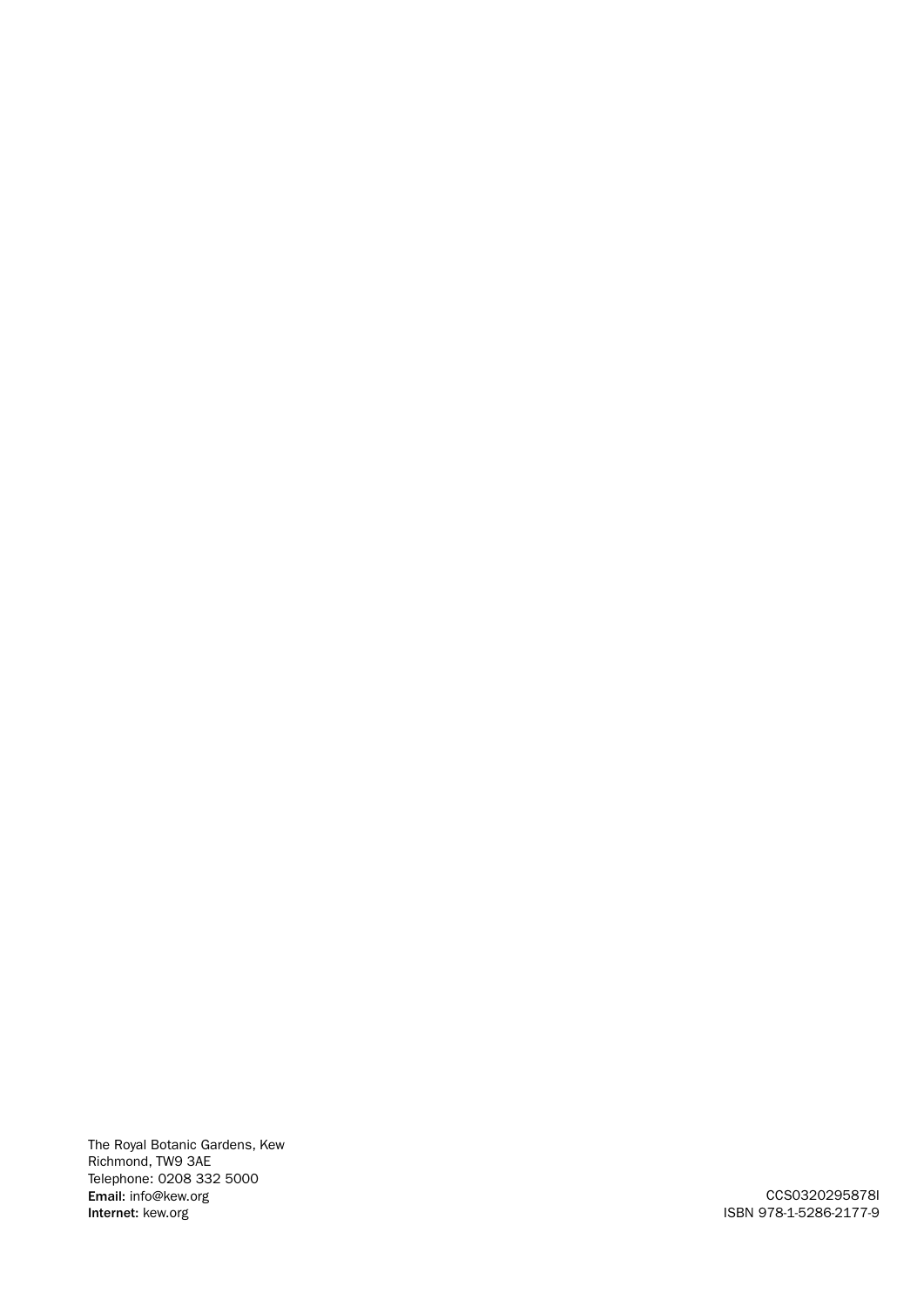The Royal Botanic Gardens, Kew
Richmond, TW9 3AE
Telephone: 0208 332 5000
**Email:** info@kew.org
**Internet:** kew.org

CCS0320295878I
ISBN 978-1-5286-2177-9